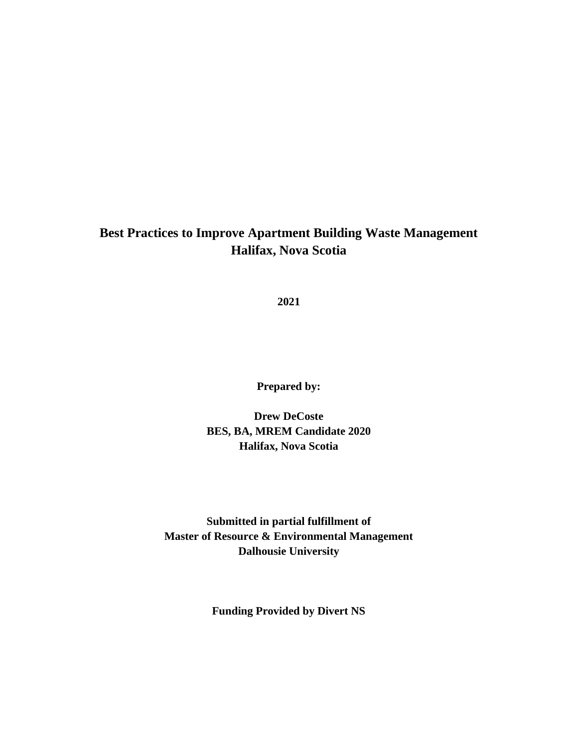# Best Practices to Improve Apartment Building Waste Management
# Halifax, Nova Scotia

**2021**

**Prepared by:**

**Drew DeCoste**
**BES, BA, MREM Candidate 2020**
**Halifax, Nova Scotia**

**Submitted in partial fulfillment of**
**Master of Resource & Environmental Management**
**Dalhousie University**

**Funding Provided by Divert NS**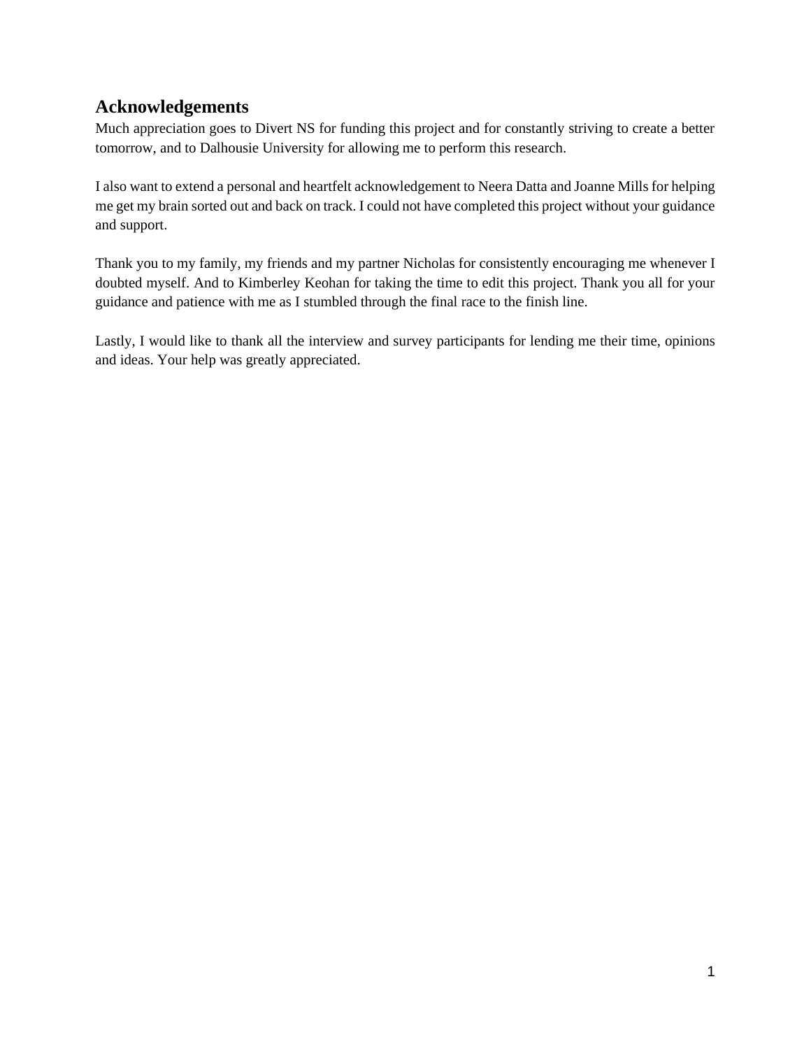## Acknowledgements

Much appreciation goes to Divert NS for funding this project and for constantly striving to create a better tomorrow, and to Dalhousie University for allowing me to perform this research.

I also want to extend a personal and heartfelt acknowledgement to Neera Datta and Joanne Mills for helping me get my brain sorted out and back on track. I could not have completed this project without your guidance and support.

Thank you to my family, my friends and my partner Nicholas for consistently encouraging me whenever I doubted myself. And to Kimberley Keohan for taking the time to edit this project. Thank you all for your guidance and patience with me as I stumbled through the final race to the finish line.

Lastly, I would like to thank all the interview and survey participants for lending me their time, opinions and ideas. Your help was greatly appreciated.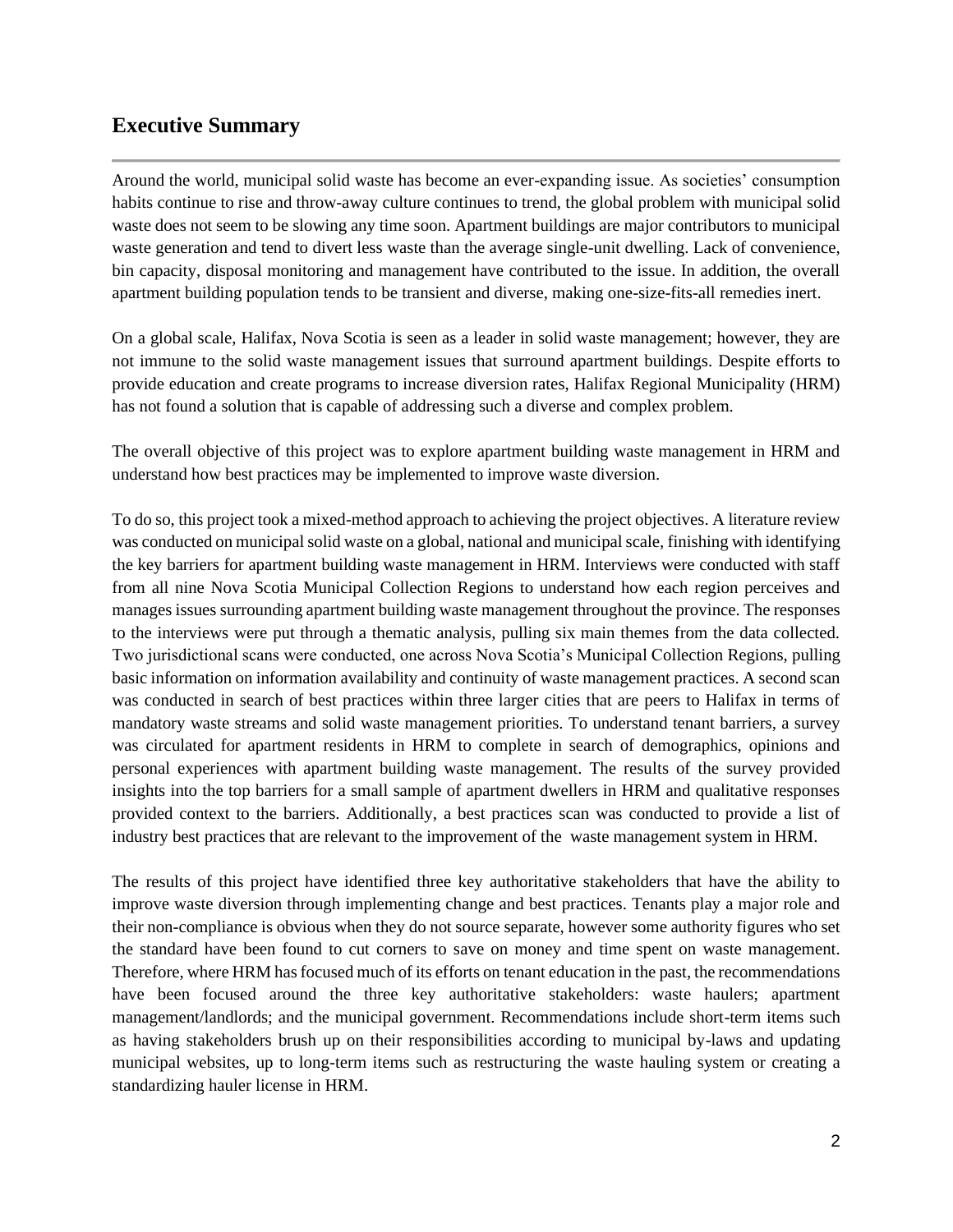## Executive Summary

Around the world, municipal solid waste has become an ever-expanding issue. As societies' consumption habits continue to rise and throw-away culture continues to trend, the global problem with municipal solid waste does not seem to be slowing any time soon. Apartment buildings are major contributors to municipal waste generation and tend to divert less waste than the average single-unit dwelling. Lack of convenience, bin capacity, disposal monitoring and management have contributed to the issue. In addition, the overall apartment building population tends to be transient and diverse, making one-size-fits-all remedies inert.

On a global scale, Halifax, Nova Scotia is seen as a leader in solid waste management; however, they are not immune to the solid waste management issues that surround apartment buildings. Despite efforts to provide education and create programs to increase diversion rates, Halifax Regional Municipality (HRM) has not found a solution that is capable of addressing such a diverse and complex problem.

The overall objective of this project was to explore apartment building waste management in HRM and understand how best practices may be implemented to improve waste diversion.

To do so, this project took a mixed-method approach to achieving the project objectives. A literature review was conducted on municipal solid waste on a global, national and municipal scale, finishing with identifying the key barriers for apartment building waste management in HRM. Interviews were conducted with staff from all nine Nova Scotia Municipal Collection Regions to understand how each region perceives and manages issues surrounding apartment building waste management throughout the province. The responses to the interviews were put through a thematic analysis, pulling six main themes from the data collected. Two jurisdictional scans were conducted, one across Nova Scotia's Municipal Collection Regions, pulling basic information on information availability and continuity of waste management practices. A second scan was conducted in search of best practices within three larger cities that are peers to Halifax in terms of mandatory waste streams and solid waste management priorities. To understand tenant barriers, a survey was circulated for apartment residents in HRM to complete in search of demographics, opinions and personal experiences with apartment building waste management. The results of the survey provided insights into the top barriers for a small sample of apartment dwellers in HRM and qualitative responses provided context to the barriers. Additionally, a best practices scan was conducted to provide a list of industry best practices that are relevant to the improvement of the waste management system in HRM.

The results of this project have identified three key authoritative stakeholders that have the ability to improve waste diversion through implementing change and best practices. Tenants play a major role and their non-compliance is obvious when they do not source separate, however some authority figures who set the standard have been found to cut corners to save on money and time spent on waste management. Therefore, where HRM has focused much of its efforts on tenant education in the past, the recommendations have been focused around the three key authoritative stakeholders: waste haulers; apartment management/landlords; and the municipal government. Recommendations include short-term items such as having stakeholders brush up on their responsibilities according to municipal by-laws and updating municipal websites, up to long-term items such as restructuring the waste hauling system or creating a standardizing hauler license in HRM.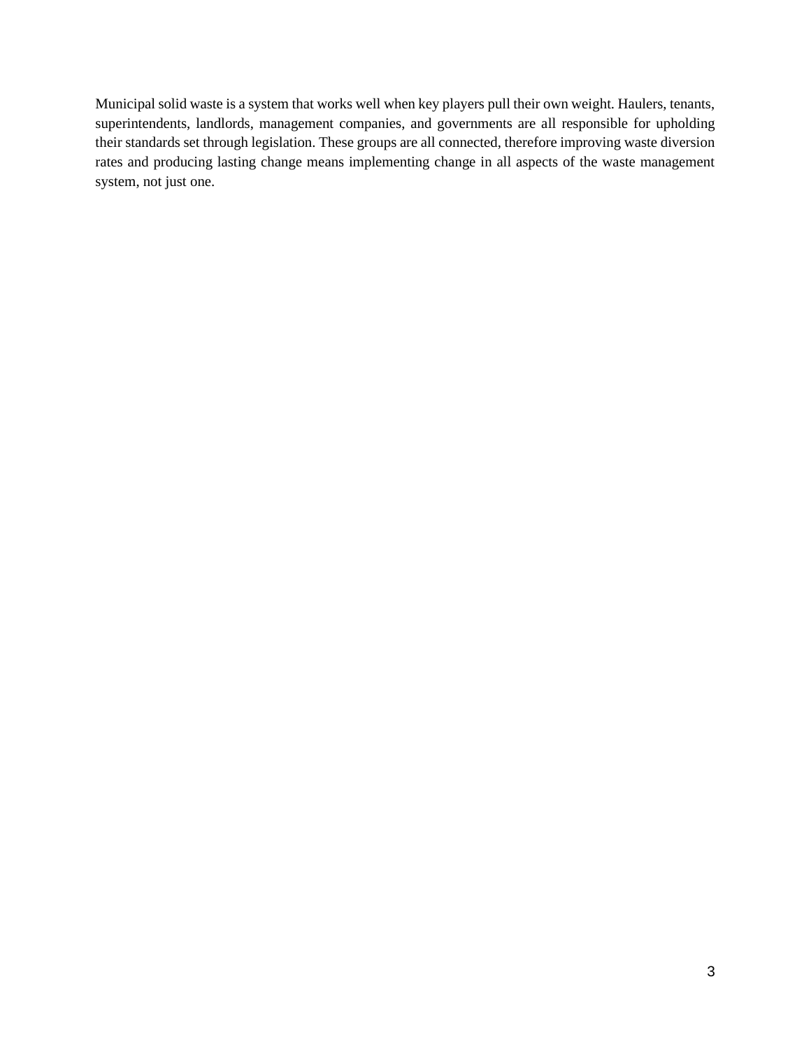Municipal solid waste is a system that works well when key players pull their own weight. Haulers, tenants, superintendents, landlords, management companies, and governments are all responsible for upholding their standards set through legislation. These groups are all connected, therefore improving waste diversion rates and producing lasting change means implementing change in all aspects of the waste management system, not just one.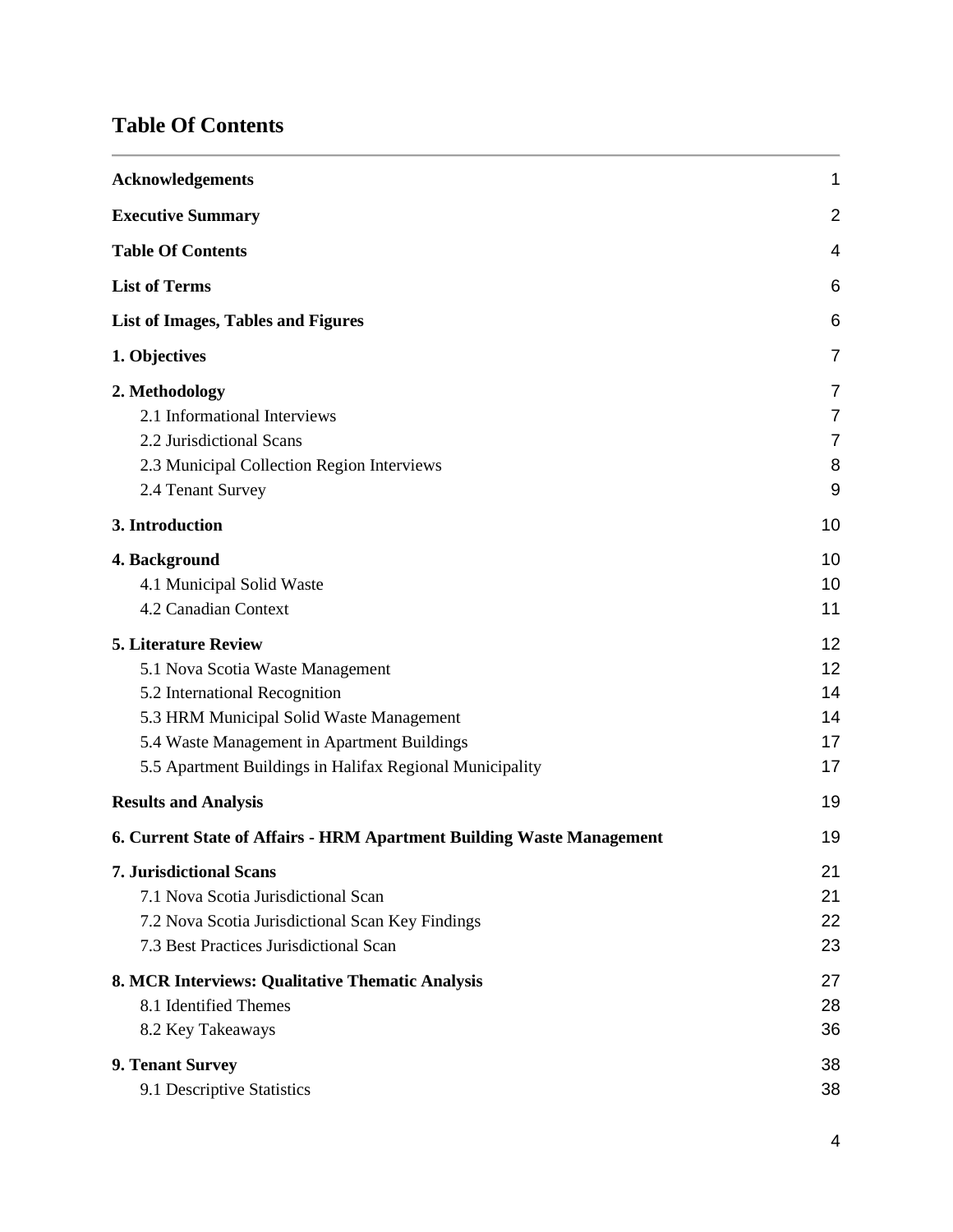# Table Of Contents

| | |
|---|---|
| **Acknowledgements** | 1 |
| **Executive Summary** | 2 |
| **Table Of Contents** | 4 |
| **List of Terms** | 6 |
| **List of Images, Tables and Figures** | 6 |
| **1. Objectives** | 7 |
| **2. Methodology** | 7 |
| 2.1 Informational Interviews | 7 |
| 2.2 Jurisdictional Scans | 7 |
| 2.3 Municipal Collection Region Interviews | 8 |
| 2.4 Tenant Survey | 9 |
| **3. Introduction** | 10 |
| **4. Background** | 10 |
| 4.1 Municipal Solid Waste | 10 |
| 4.2 Canadian Context | 11 |
| **5. Literature Review** | 12 |
| 5.1 Nova Scotia Waste Management | 12 |
| 5.2 International Recognition | 14 |
| 5.3 HRM Municipal Solid Waste Management | 14 |
| 5.4 Waste Management in Apartment Buildings | 17 |
| 5.5 Apartment Buildings in Halifax Regional Municipality | 17 |
| **Results and Analysis** | 19 |
| **6. Current State of Affairs - HRM Apartment Building Waste Management** | 19 |
| **7. Jurisdictional Scans** | 21 |
| 7.1 Nova Scotia Jurisdictional Scan | 21 |
| 7.2 Nova Scotia Jurisdictional Scan Key Findings | 22 |
| 7.3 Best Practices Jurisdictional Scan | 23 |
| **8. MCR Interviews: Qualitative Thematic Analysis** | 27 |
| 8.1 Identified Themes | 28 |
| 8.2 Key Takeaways | 36 |
| **9. Tenant Survey** | 38 |
| 9.1 Descriptive Statistics | 38 |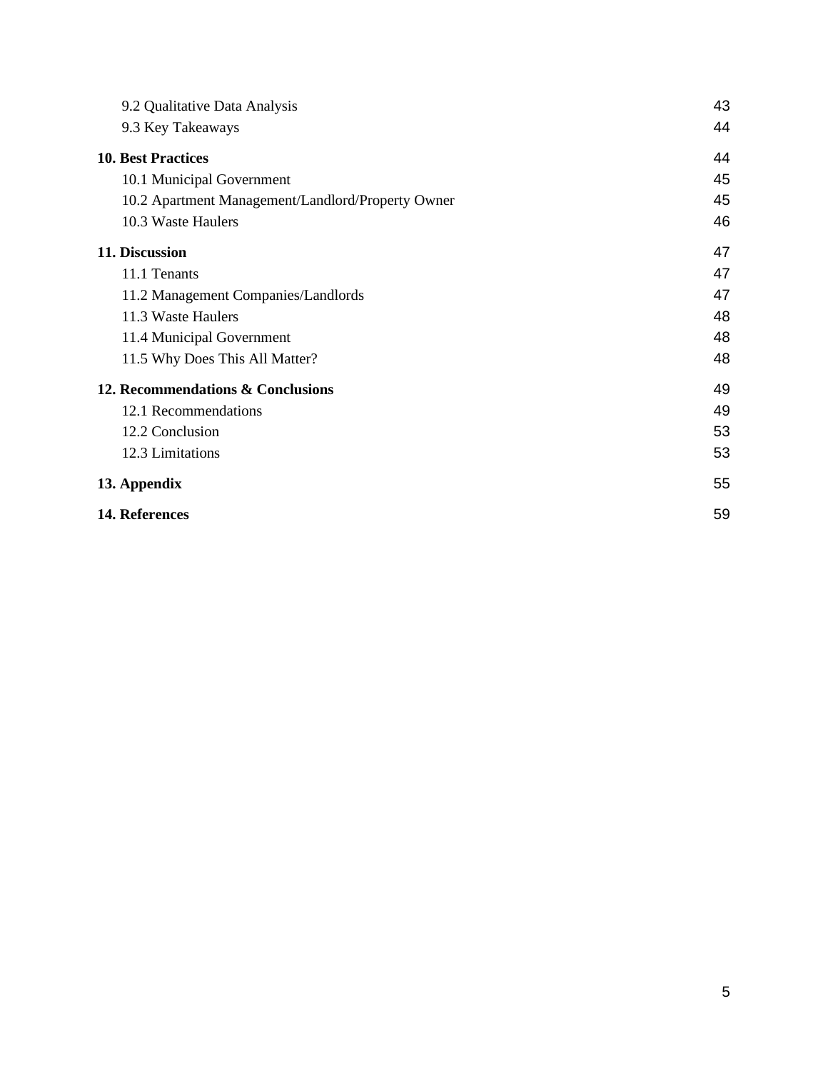9.2 Qualitative Data Analysis 43
9.3 Key Takeaways 44

**10. Best Practices** 44
10.1 Municipal Government 45
10.2 Apartment Management/Landlord/Property Owner 45
10.3 Waste Haulers 46

**11. Discussion** 47
11.1 Tenants 47
11.2 Management Companies/Landlords 47
11.3 Waste Haulers 48
11.4 Municipal Government 48
11.5 Why Does This All Matter? 48

**12. Recommendations & Conclusions** 49
12.1 Recommendations 49
12.2 Conclusion 53
12.3 Limitations 53

**13. Appendix** 55

**14. References** 59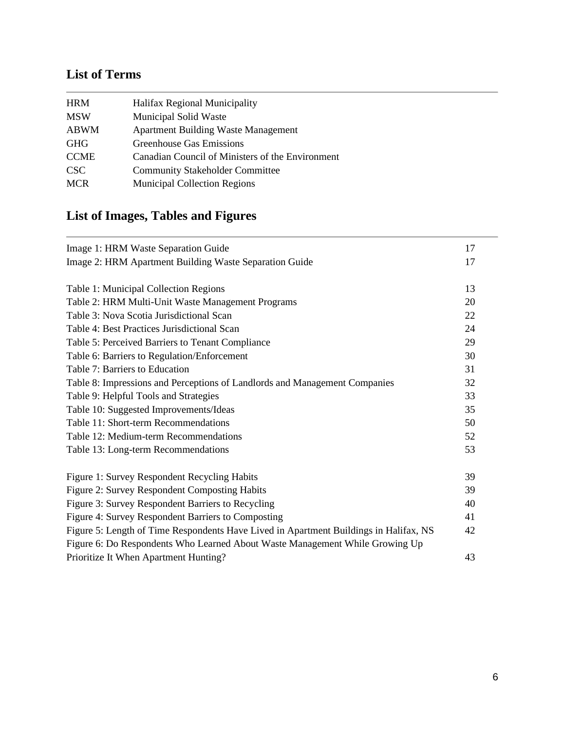## List of Terms

| | |
|---|---|
| HRM | Halifax Regional Municipality |
| MSW | Municipal Solid Waste |
| ABWM | Apartment Building Waste Management |
| GHG | Greenhouse Gas Emissions |
| CCME | Canadian Council of Ministers of the Environment |
| CSC | Community Stakeholder Committee |
| MCR | Municipal Collection Regions |

## List of Images, Tables and Figures

| | |
|---|---|
| Image 1: HRM Waste Separation Guide | 17 |
| Image 2: HRM Apartment Building Waste Separation Guide | 17 |
| | |
| Table 1: Municipal Collection Regions | 13 |
| Table 2: HRM Multi-Unit Waste Management Programs | 20 |
| Table 3: Nova Scotia Jurisdictional Scan | 22 |
| Table 4: Best Practices Jurisdictional Scan | 24 |
| Table 5: Perceived Barriers to Tenant Compliance | 29 |
| Table 6: Barriers to Regulation/Enforcement | 30 |
| Table 7: Barriers to Education | 31 |
| Table 8: Impressions and Perceptions of Landlords and Management Companies | 32 |
| Table 9: Helpful Tools and Strategies | 33 |
| Table 10: Suggested Improvements/Ideas | 35 |
| Table 11: Short-term Recommendations | 50 |
| Table 12: Medium-term Recommendations | 52 |
| Table 13: Long-term Recommendations | 53 |
| | |
| Figure 1: Survey Respondent Recycling Habits | 39 |
| Figure 2: Survey Respondent Composting Habits | 39 |
| Figure 3: Survey Respondent Barriers to Recycling | 40 |
| Figure 4: Survey Respondent Barriers to Composting | 41 |
| Figure 5: Length of Time Respondents Have Lived in Apartment Buildings in Halifax, NS | 42 |
| Figure 6: Do Respondents Who Learned About Waste Management While Growing Up Prioritize It When Apartment Hunting? | 43 |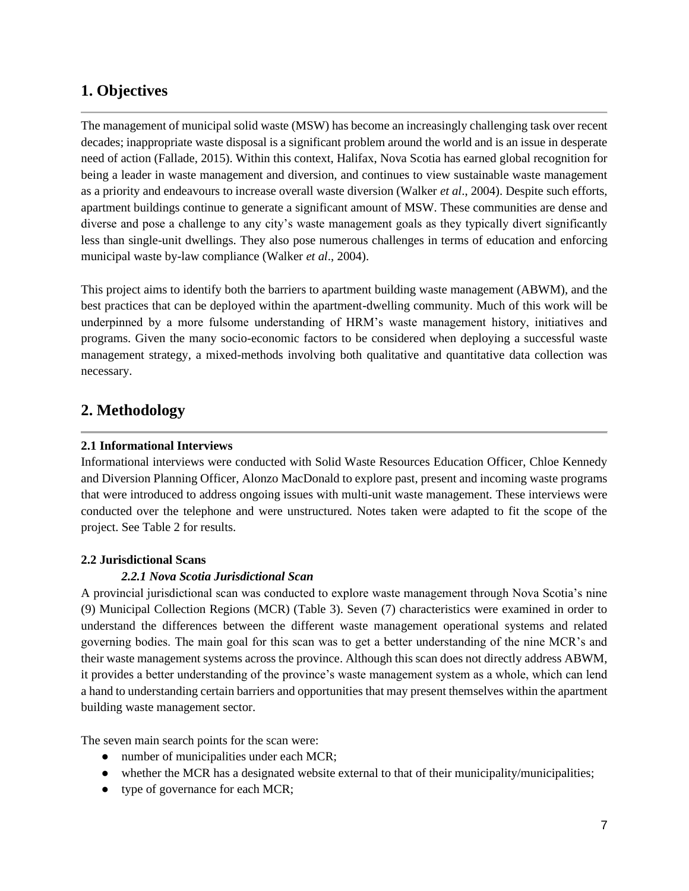## 1. Objectives

The management of municipal solid waste (MSW) has become an increasingly challenging task over recent decades; inappropriate waste disposal is a significant problem around the world and is an issue in desperate need of action (Fallade, 2015). Within this context, Halifax, Nova Scotia has earned global recognition for being a leader in waste management and diversion, and continues to view sustainable waste management as a priority and endeavours to increase overall waste diversion (Walker *et al*., 2004). Despite such efforts, apartment buildings continue to generate a significant amount of MSW. These communities are dense and diverse and pose a challenge to any city's waste management goals as they typically divert significantly less than single-unit dwellings. They also pose numerous challenges in terms of education and enforcing municipal waste by-law compliance (Walker *et al*., 2004).

This project aims to identify both the barriers to apartment building waste management (ABWM), and the best practices that can be deployed within the apartment-dwelling community. Much of this work will be underpinned by a more fulsome understanding of HRM's waste management history, initiatives and programs. Given the many socio-economic factors to be considered when deploying a successful waste management strategy, a mixed-methods involving both qualitative and quantitative data collection was necessary.

## 2. Methodology

**2.1 Informational Interviews**

Informational interviews were conducted with Solid Waste Resources Education Officer, Chloe Kennedy and Diversion Planning Officer, Alonzo MacDonald to explore past, present and incoming waste programs that were introduced to address ongoing issues with multi-unit waste management. These interviews were conducted over the telephone and were unstructured. Notes taken were adapted to fit the scope of the project. See Table 2 for results.

**2.2 Jurisdictional Scans**

***2.2.1 Nova Scotia Jurisdictional Scan***

A provincial jurisdictional scan was conducted to explore waste management through Nova Scotia's nine (9) Municipal Collection Regions (MCR) (Table 3). Seven (7) characteristics were examined in order to understand the differences between the different waste management operational systems and related governing bodies. The main goal for this scan was to get a better understanding of the nine MCR's and their waste management systems across the province. Although this scan does not directly address ABWM, it provides a better understanding of the province's waste management system as a whole, which can lend a hand to understanding certain barriers and opportunities that may present themselves within the apartment building waste management sector.

The seven main search points for the scan were:

- number of municipalities under each MCR;
- whether the MCR has a designated website external to that of their municipality/municipalities;
- type of governance for each MCR;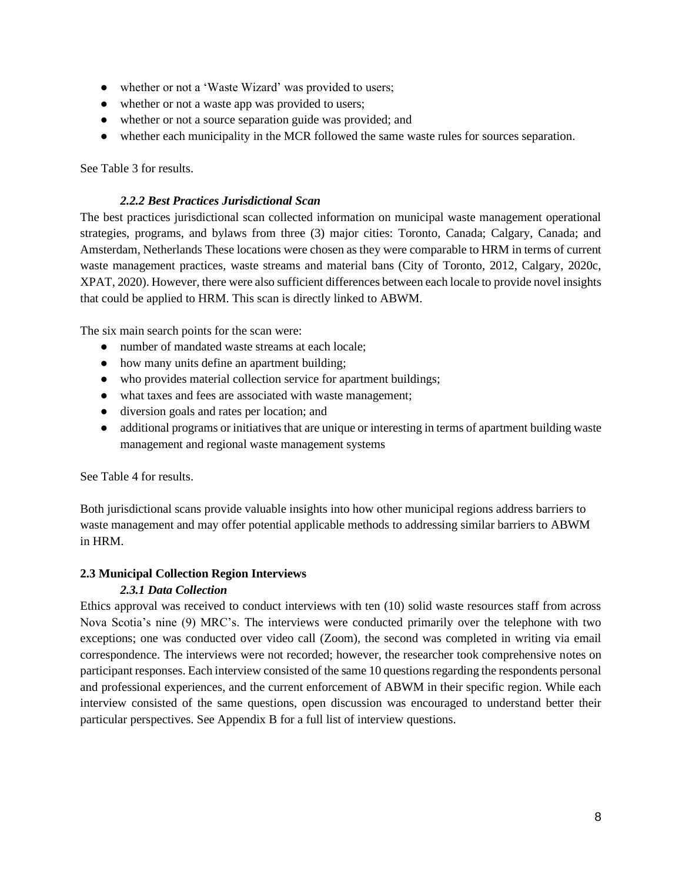- whether or not a 'Waste Wizard' was provided to users;
- whether or not a waste app was provided to users;
- whether or not a source separation guide was provided; and
- whether each municipality in the MCR followed the same waste rules for sources separation.

See Table 3 for results.

### *2.2.2 Best Practices Jurisdictional Scan*

The best practices jurisdictional scan collected information on municipal waste management operational strategies, programs, and bylaws from three (3) major cities: Toronto, Canada; Calgary, Canada; and Amsterdam, Netherlands These locations were chosen as they were comparable to HRM in terms of current waste management practices, waste streams and material bans (City of Toronto, 2012, Calgary, 2020c, XPAT, 2020). However, there were also sufficient differences between each locale to provide novel insights that could be applied to HRM. This scan is directly linked to ABWM.

The six main search points for the scan were:

- number of mandated waste streams at each locale;
- how many units define an apartment building;
- who provides material collection service for apartment buildings;
- what taxes and fees are associated with waste management;
- diversion goals and rates per location; and
- additional programs or initiatives that are unique or interesting in terms of apartment building waste management and regional waste management systems

See Table 4 for results.

Both jurisdictional scans provide valuable insights into how other municipal regions address barriers to waste management and may offer potential applicable methods to addressing similar barriers to ABWM in HRM.

## 2.3 Municipal Collection Region Interviews

### *2.3.1 Data Collection*

Ethics approval was received to conduct interviews with ten (10) solid waste resources staff from across Nova Scotia's nine (9) MRC's. The interviews were conducted primarily over the telephone with two exceptions; one was conducted over video call (Zoom), the second was completed in writing via email correspondence. The interviews were not recorded; however, the researcher took comprehensive notes on participant responses. Each interview consisted of the same 10 questions regarding the respondents personal and professional experiences, and the current enforcement of ABWM in their specific region. While each interview consisted of the same questions, open discussion was encouraged to understand better their particular perspectives. See Appendix B for a full list of interview questions.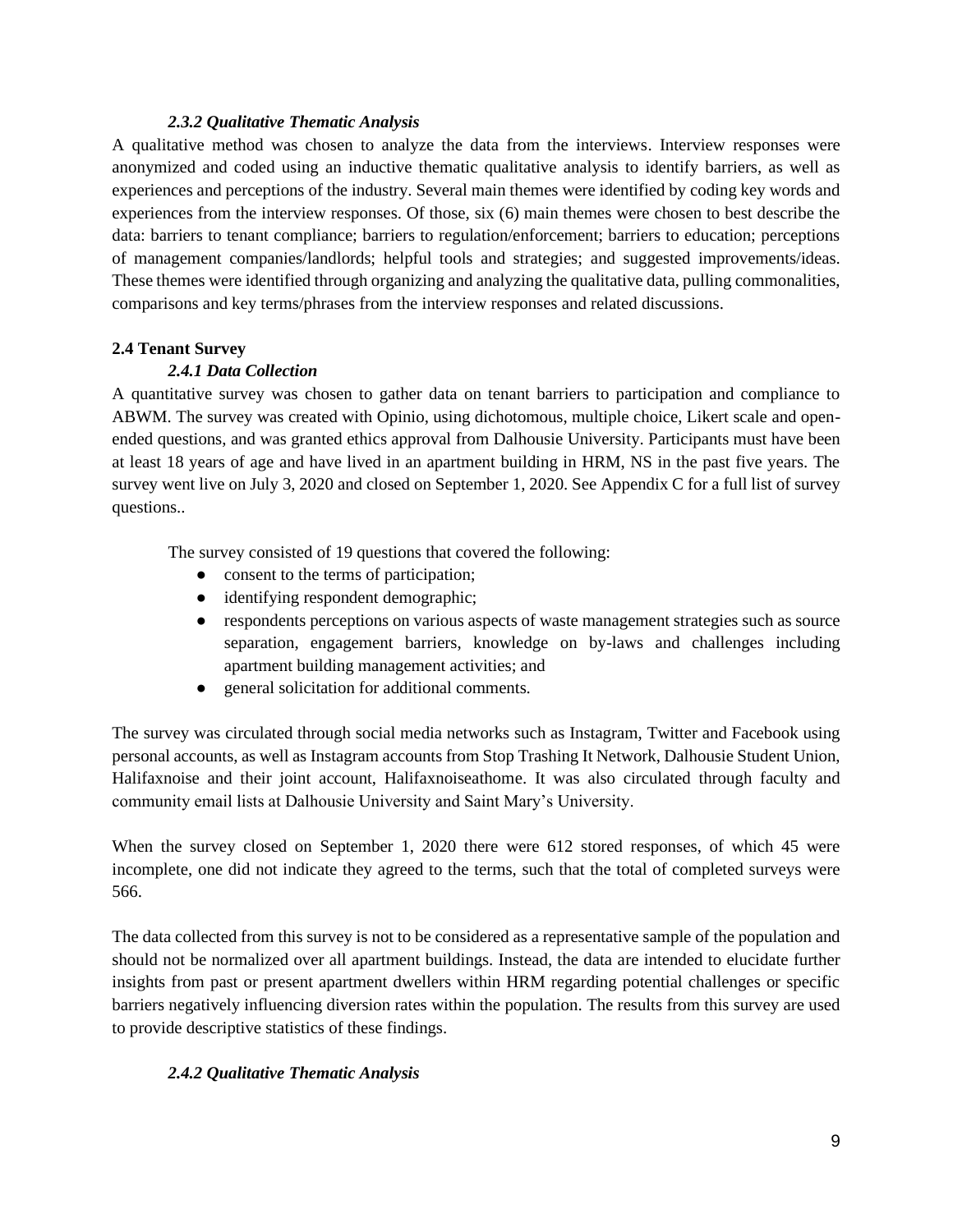#### *2.3.2 Qualitative Thematic Analysis*

A qualitative method was chosen to analyze the data from the interviews. Interview responses were anonymized and coded using an inductive thematic qualitative analysis to identify barriers, as well as experiences and perceptions of the industry. Several main themes were identified by coding key words and experiences from the interview responses. Of those, six (6) main themes were chosen to best describe the data: barriers to tenant compliance; barriers to regulation/enforcement; barriers to education; perceptions of management companies/landlords; helpful tools and strategies; and suggested improvements/ideas. These themes were identified through organizing and analyzing the qualitative data, pulling commonalities, comparisons and key terms/phrases from the interview responses and related discussions.

### 2.4 Tenant Survey

#### *2.4.1 Data Collection*

A quantitative survey was chosen to gather data on tenant barriers to participation and compliance to ABWM. The survey was created with Opinio, using dichotomous, multiple choice, Likert scale and open-ended questions, and was granted ethics approval from Dalhousie University. Participants must have been at least 18 years of age and have lived in an apartment building in HRM, NS in the past five years. The survey went live on July 3, 2020 and closed on September 1, 2020. See Appendix C for a full list of survey questions..

The survey consisted of 19 questions that covered the following:

- consent to the terms of participation;
- identifying respondent demographic;
- respondents perceptions on various aspects of waste management strategies such as source separation, engagement barriers, knowledge on by-laws and challenges including apartment building management activities; and
- general solicitation for additional comments.

The survey was circulated through social media networks such as Instagram, Twitter and Facebook using personal accounts, as well as Instagram accounts from Stop Trashing It Network, Dalhousie Student Union, Halifaxnoise and their joint account, Halifaxnoiseathome. It was also circulated through faculty and community email lists at Dalhousie University and Saint Mary's University.

When the survey closed on September 1, 2020 there were 612 stored responses, of which 45 were incomplete, one did not indicate they agreed to the terms, such that the total of completed surveys were 566.

The data collected from this survey is not to be considered as a representative sample of the population and should not be normalized over all apartment buildings. Instead, the data are intended to elucidate further insights from past or present apartment dwellers within HRM regarding potential challenges or specific barriers negatively influencing diversion rates within the population. The results from this survey are used to provide descriptive statistics of these findings.

#### *2.4.2 Qualitative Thematic Analysis*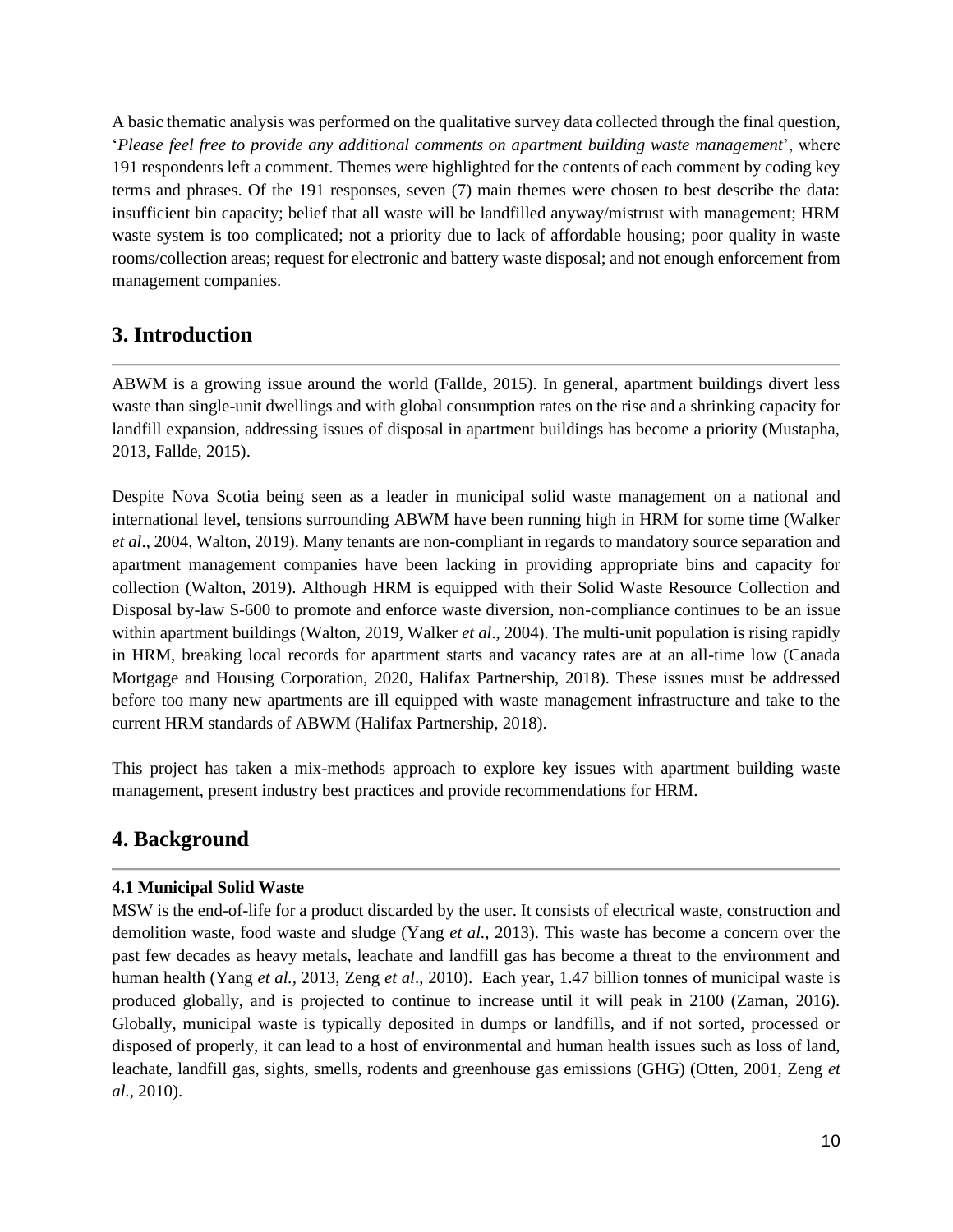A basic thematic analysis was performed on the qualitative survey data collected through the final question, '*Please feel free to provide any additional comments on apartment building waste management*', where 191 respondents left a comment. Themes were highlighted for the contents of each comment by coding key terms and phrases. Of the 191 responses, seven (7) main themes were chosen to best describe the data: insufficient bin capacity; belief that all waste will be landfilled anyway/mistrust with management; HRM waste system is too complicated; not a priority due to lack of affordable housing; poor quality in waste rooms/collection areas; request for electronic and battery waste disposal; and not enough enforcement from management companies.

## 3. Introduction

ABWM is a growing issue around the world (Fallde, 2015). In general, apartment buildings divert less waste than single-unit dwellings and with global consumption rates on the rise and a shrinking capacity for landfill expansion, addressing issues of disposal in apartment buildings has become a priority (Mustapha, 2013, Fallde, 2015).

Despite Nova Scotia being seen as a leader in municipal solid waste management on a national and international level, tensions surrounding ABWM have been running high in HRM for some time (Walker *et al*., 2004, Walton, 2019). Many tenants are non-compliant in regards to mandatory source separation and apartment management companies have been lacking in providing appropriate bins and capacity for collection (Walton, 2019). Although HRM is equipped with their Solid Waste Resource Collection and Disposal by-law S-600 to promote and enforce waste diversion, non-compliance continues to be an issue within apartment buildings (Walton, 2019, Walker *et al*., 2004). The multi-unit population is rising rapidly in HRM, breaking local records for apartment starts and vacancy rates are at an all-time low (Canada Mortgage and Housing Corporation, 2020, Halifax Partnership, 2018). These issues must be addressed before too many new apartments are ill equipped with waste management infrastructure and take to the current HRM standards of ABWM (Halifax Partnership, 2018).

This project has taken a mix-methods approach to explore key issues with apartment building waste management, present industry best practices and provide recommendations for HRM.

## 4. Background

### 4.1 Municipal Solid Waste

MSW is the end-of-life for a product discarded by the user. It consists of electrical waste, construction and demolition waste, food waste and sludge (Yang *et al.,* 2013). This waste has become a concern over the past few decades as heavy metals, leachate and landfill gas has become a threat to the environment and human health (Yang *et al.,* 2013, Zeng *et al*., 2010). Each year, 1.47 billion tonnes of municipal waste is produced globally, and is projected to continue to increase until it will peak in 2100 (Zaman, 2016). Globally, municipal waste is typically deposited in dumps or landfills, and if not sorted, processed or disposed of properly, it can lead to a host of environmental and human health issues such as loss of land, leachate, landfill gas, sights, smells, rodents and greenhouse gas emissions (GHG) (Otten, 2001, Zeng *et al.,* 2010).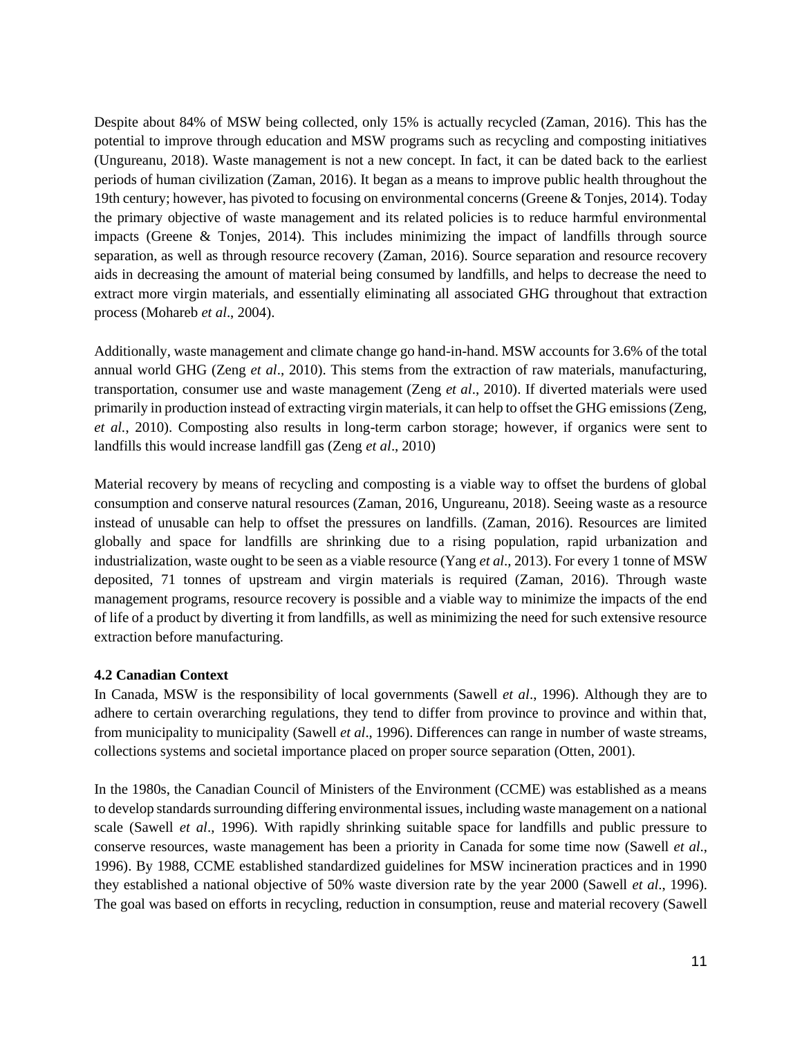Despite about 84% of MSW being collected, only 15% is actually recycled (Zaman, 2016). This has the potential to improve through education and MSW programs such as recycling and composting initiatives (Ungureanu, 2018). Waste management is not a new concept. In fact, it can be dated back to the earliest periods of human civilization (Zaman, 2016). It began as a means to improve public health throughout the 19th century; however, has pivoted to focusing on environmental concerns (Greene & Tonjes, 2014). Today the primary objective of waste management and its related policies is to reduce harmful environmental impacts (Greene & Tonjes, 2014). This includes minimizing the impact of landfills through source separation, as well as through resource recovery (Zaman, 2016). Source separation and resource recovery aids in decreasing the amount of material being consumed by landfills, and helps to decrease the need to extract more virgin materials, and essentially eliminating all associated GHG throughout that extraction process (Mohareb *et al*., 2004).

Additionally, waste management and climate change go hand-in-hand. MSW accounts for 3.6% of the total annual world GHG (Zeng *et al*., 2010). This stems from the extraction of raw materials, manufacturing, transportation, consumer use and waste management (Zeng *et al*., 2010). If diverted materials were used primarily in production instead of extracting virgin materials, it can help to offset the GHG emissions (Zeng, *et al.*, 2010). Composting also results in long-term carbon storage; however, if organics were sent to landfills this would increase landfill gas (Zeng *et al*., 2010)

Material recovery by means of recycling and composting is a viable way to offset the burdens of global consumption and conserve natural resources (Zaman, 2016, Ungureanu, 2018). Seeing waste as a resource instead of unusable can help to offset the pressures on landfills. (Zaman, 2016). Resources are limited globally and space for landfills are shrinking due to a rising population, rapid urbanization and industrialization, waste ought to be seen as a viable resource (Yang *et al*., 2013). For every 1 tonne of MSW deposited, 71 tonnes of upstream and virgin materials is required (Zaman, 2016). Through waste management programs, resource recovery is possible and a viable way to minimize the impacts of the end of life of a product by diverting it from landfills, as well as minimizing the need for such extensive resource extraction before manufacturing.

### 4.2 Canadian Context

In Canada, MSW is the responsibility of local governments (Sawell *et al*., 1996). Although they are to adhere to certain overarching regulations, they tend to differ from province to province and within that, from municipality to municipality (Sawell *et al*., 1996). Differences can range in number of waste streams, collections systems and societal importance placed on proper source separation (Otten, 2001).

In the 1980s, the Canadian Council of Ministers of the Environment (CCME) was established as a means to develop standards surrounding differing environmental issues, including waste management on a national scale (Sawell *et al*., 1996). With rapidly shrinking suitable space for landfills and public pressure to conserve resources, waste management has been a priority in Canada for some time now (Sawell *et al*., 1996). By 1988, CCME established standardized guidelines for MSW incineration practices and in 1990 they established a national objective of 50% waste diversion rate by the year 2000 (Sawell *et al*., 1996). The goal was based on efforts in recycling, reduction in consumption, reuse and material recovery (Sawell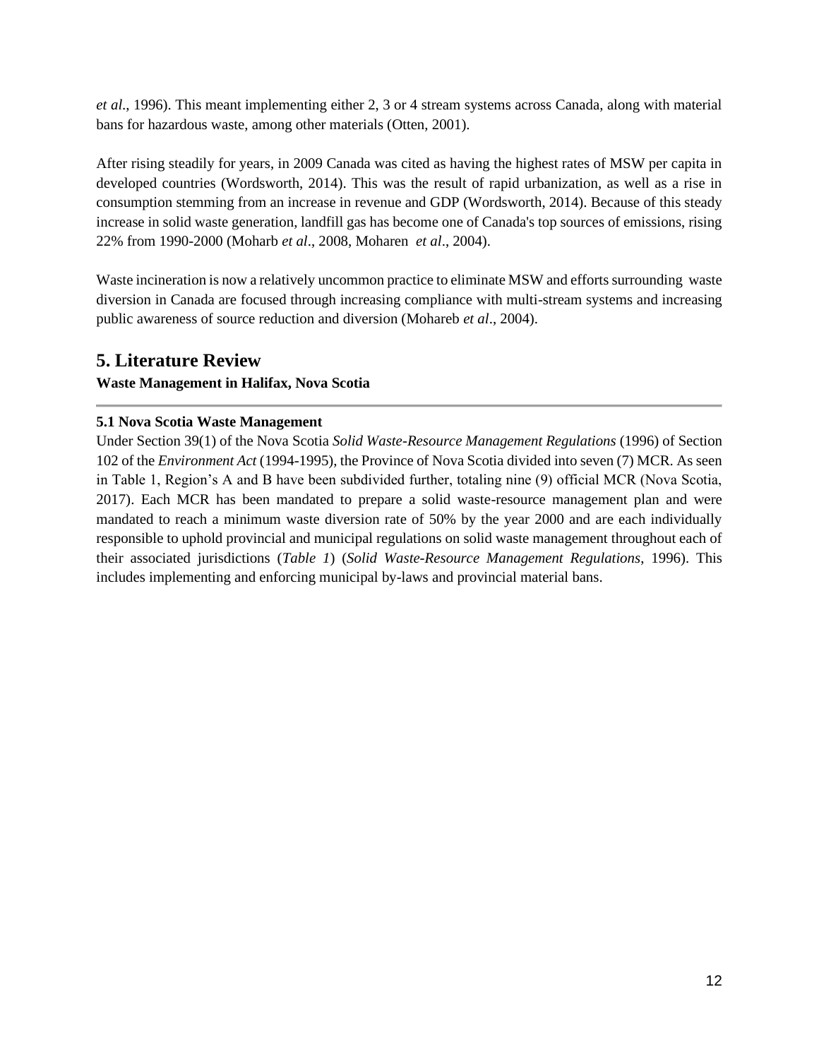*et al*., 1996). This meant implementing either 2, 3 or 4 stream systems across Canada, along with material bans for hazardous waste, among other materials (Otten, 2001).

After rising steadily for years, in 2009 Canada was cited as having the highest rates of MSW per capita in developed countries (Wordsworth, 2014). This was the result of rapid urbanization, as well as a rise in consumption stemming from an increase in revenue and GDP (Wordsworth, 2014). Because of this steady increase in solid waste generation, landfill gas has become one of Canada's top sources of emissions, rising 22% from 1990-2000 (Moharb *et al*., 2008, Moharen *et al*., 2004).

Waste incineration is now a relatively uncommon practice to eliminate MSW and efforts surrounding waste diversion in Canada are focused through increasing compliance with multi-stream systems and increasing public awareness of source reduction and diversion (Mohareb *et al*., 2004).

# 5. Literature Review

**Waste Management in Halifax, Nova Scotia**

---

### 5.1 Nova Scotia Waste Management

Under Section 39(1) of the Nova Scotia *Solid Waste-Resource Management Regulations* (1996) of Section 102 of the *Environment Act* (1994-1995), the Province of Nova Scotia divided into seven (7) MCR. As seen in Table 1, Region's A and B have been subdivided further, totaling nine (9) official MCR (Nova Scotia, 2017). Each MCR has been mandated to prepare a solid waste-resource management plan and were mandated to reach a minimum waste diversion rate of 50% by the year 2000 and are each individually responsible to uphold provincial and municipal regulations on solid waste management throughout each of their associated jurisdictions (*Table 1*) (*Solid Waste-Resource Management Regulations*, 1996). This includes implementing and enforcing municipal by-laws and provincial material bans.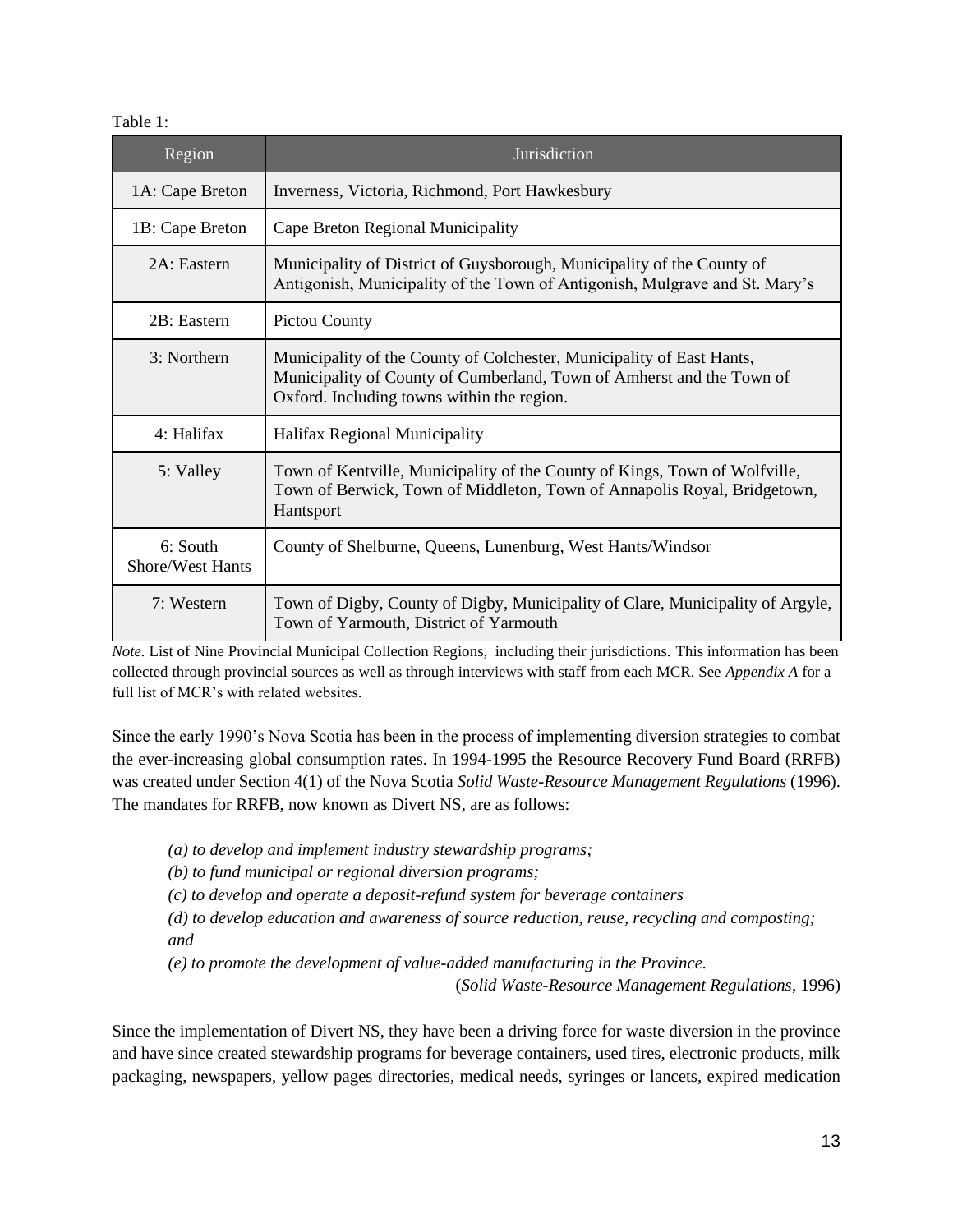Table 1:

| Region | Jurisdiction |
| --- | --- |
| 1A: Cape Breton | Inverness, Victoria, Richmond, Port Hawkesbury |
| 1B: Cape Breton | Cape Breton Regional Municipality |
| 2A: Eastern | Municipality of District of Guysborough, Municipality of the County of Antigonish, Municipality of the Town of Antigonish, Mulgrave and St. Mary's |
| 2B: Eastern | Pictou County |
| 3: Northern | Municipality of the County of Colchester, Municipality of East Hants, Municipality of County of Cumberland, Town of Amherst and the Town of Oxford. Including towns within the region. |
| 4: Halifax | Halifax Regional Municipality |
| 5: Valley | Town of Kentville, Municipality of the County of Kings, Town of Wolfville, Town of Berwick, Town of Middleton, Town of Annapolis Royal, Bridgetown, Hantsport |
| 6: South Shore/West Hants | County of Shelburne, Queens, Lunenburg, West Hants/Windsor |
| 7: Western | Town of Digby, County of Digby, Municipality of Clare, Municipality of Argyle, Town of Yarmouth, District of Yarmouth |

*Note.* List of Nine Provincial Municipal Collection Regions, including their jurisdictions. This information has been collected through provincial sources as well as through interviews with staff from each MCR. See *Appendix A* for a full list of MCR's with related websites.

Since the early 1990's Nova Scotia has been in the process of implementing diversion strategies to combat the ever-increasing global consumption rates. In 1994-1995 the Resource Recovery Fund Board (RRFB) was created under Section 4(1) of the Nova Scotia *Solid Waste-Resource Management Regulations* (1996). The mandates for RRFB, now known as Divert NS, are as follows:

> *(a) to develop and implement industry stewardship programs;*
> *(b) to fund municipal or regional diversion programs;*
> *(c) to develop and operate a deposit-refund system for beverage containers*
> *(d) to develop education and awareness of source reduction, reuse, recycling and composting; and*
> *(e) to promote the development of value-added manufacturing in the Province.*
>
> (*Solid Waste-Resource Management Regulations*, 1996)

Since the implementation of Divert NS, they have been a driving force for waste diversion in the province and have since created stewardship programs for beverage containers, used tires, electronic products, milk packaging, newspapers, yellow pages directories, medical needs, syringes or lancets, expired medication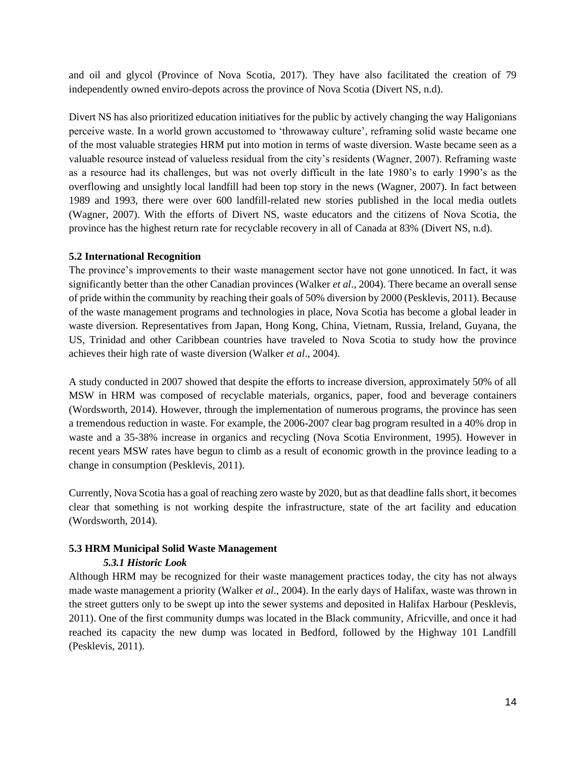and oil and glycol (Province of Nova Scotia, 2017). They have also facilitated the creation of 79 independently owned enviro-depots across the province of Nova Scotia (Divert NS, n.d).

Divert NS has also prioritized education initiatives for the public by actively changing the way Haligonians perceive waste. In a world grown accustomed to 'throwaway culture', reframing solid waste became one of the most valuable strategies HRM put into motion in terms of waste diversion. Waste became seen as a valuable resource instead of valueless residual from the city's residents (Wagner, 2007). Reframing waste as a resource had its challenges, but was not overly difficult in the late 1980's to early 1990's as the overflowing and unsightly local landfill had been top story in the news (Wagner, 2007). In fact between 1989 and 1993, there were over 600 landfill-related new stories published in the local media outlets (Wagner, 2007). With the efforts of Divert NS, waste educators and the citizens of Nova Scotia, the province has the highest return rate for recyclable recovery in all of Canada at 83% (Divert NS, n.d).

### 5.2 International Recognition

The province's improvements to their waste management sector have not gone unnoticed. In fact, it was significantly better than the other Canadian provinces (Walker *et al*., 2004). There became an overall sense of pride within the community by reaching their goals of 50% diversion by 2000 (Pesklevis, 2011). Because of the waste management programs and technologies in place, Nova Scotia has become a global leader in waste diversion. Representatives from Japan, Hong Kong, China, Vietnam, Russia, Ireland, Guyana, the US, Trinidad and other Caribbean countries have traveled to Nova Scotia to study how the province achieves their high rate of waste diversion (Walker *et al*., 2004).

A study conducted in 2007 showed that despite the efforts to increase diversion, approximately 50% of all MSW in HRM was composed of recyclable materials, organics, paper, food and beverage containers (Wordsworth, 2014). However, through the implementation of numerous programs, the province has seen a tremendous reduction in waste. For example, the 2006-2007 clear bag program resulted in a 40% drop in waste and a 35-38% increase in organics and recycling (Nova Scotia Environment, 1995). However in recent years MSW rates have begun to climb as a result of economic growth in the province leading to a change in consumption (Pesklevis, 2011).

Currently, Nova Scotia has a goal of reaching zero waste by 2020, but as that deadline falls short, it becomes clear that something is not working despite the infrastructure, state of the art facility and education (Wordsworth, 2014).

### 5.3 HRM Municipal Solid Waste Management

#### *5.3.1 Historic Look*

Although HRM may be recognized for their waste management practices today, the city has not always made waste management a priority (Walker *et al*., 2004). In the early days of Halifax, waste was thrown in the street gutters only to be swept up into the sewer systems and deposited in Halifax Harbour (Pesklevis, 2011). One of the first community dumps was located in the Black community, Africville, and once it had reached its capacity the new dump was located in Bedford, followed by the Highway 101 Landfill (Pesklevis, 2011).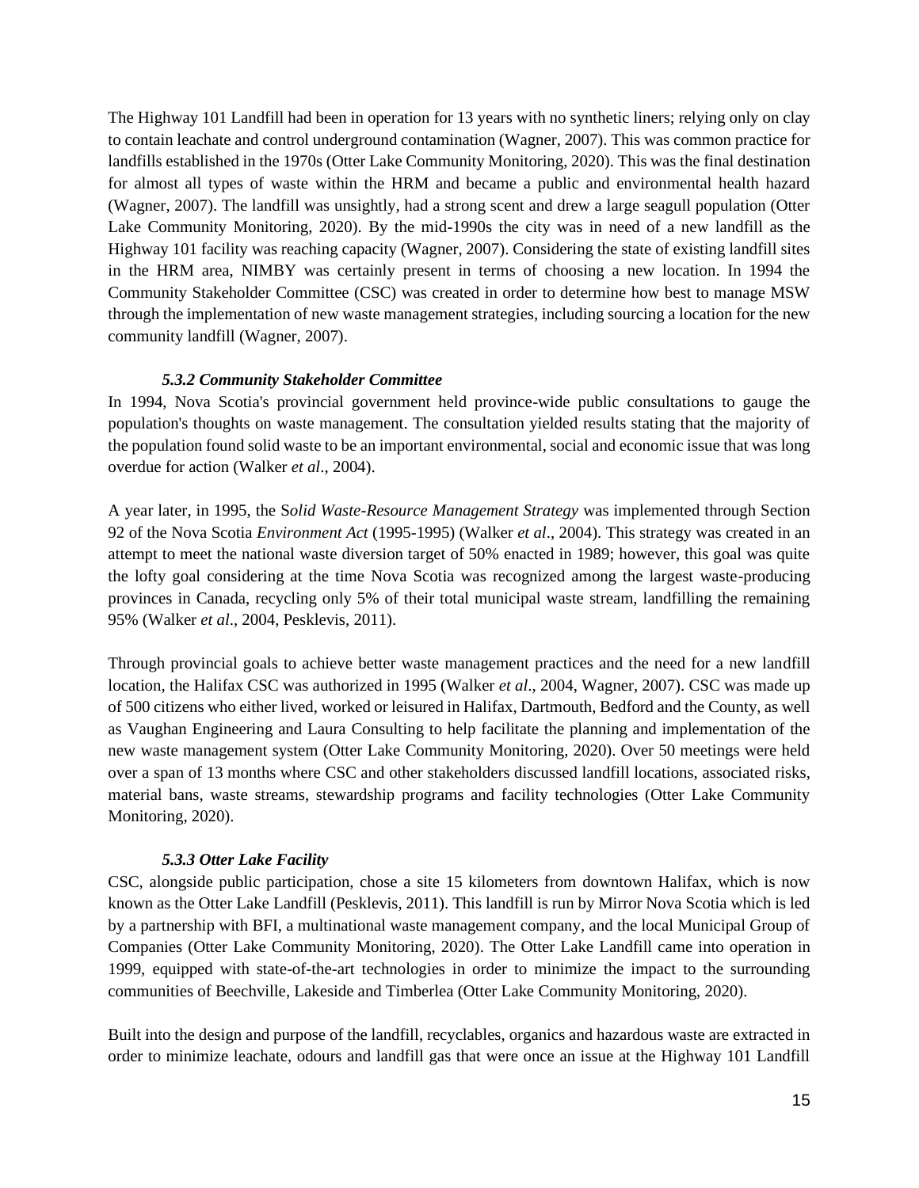The Highway 101 Landfill had been in operation for 13 years with no synthetic liners; relying only on clay to contain leachate and control underground contamination (Wagner, 2007). This was common practice for landfills established in the 1970s (Otter Lake Community Monitoring, 2020). This was the final destination for almost all types of waste within the HRM and became a public and environmental health hazard (Wagner, 2007). The landfill was unsightly, had a strong scent and drew a large seagull population (Otter Lake Community Monitoring, 2020). By the mid-1990s the city was in need of a new landfill as the Highway 101 facility was reaching capacity (Wagner, 2007). Considering the state of existing landfill sites in the HRM area, NIMBY was certainly present in terms of choosing a new location. In 1994 the Community Stakeholder Committee (CSC) was created in order to determine how best to manage MSW through the implementation of new waste management strategies, including sourcing a location for the new community landfill (Wagner, 2007).

### *5.3.2 Community Stakeholder Committee*

In 1994, Nova Scotia's provincial government held province-wide public consultations to gauge the population's thoughts on waste management. The consultation yielded results stating that the majority of the population found solid waste to be an important environmental, social and economic issue that was long overdue for action (Walker *et al*., 2004).

A year later, in 1995, the S*olid Waste-Resource Management Strategy* was implemented through Section 92 of the Nova Scotia *Environment Act* (1995-1995) (Walker *et al*., 2004). This strategy was created in an attempt to meet the national waste diversion target of 50% enacted in 1989; however, this goal was quite the lofty goal considering at the time Nova Scotia was recognized among the largest waste-producing provinces in Canada, recycling only 5% of their total municipal waste stream, landfilling the remaining 95% (Walker *et al*., 2004, Pesklevis, 2011).

Through provincial goals to achieve better waste management practices and the need for a new landfill location, the Halifax CSC was authorized in 1995 (Walker *et al*., 2004, Wagner, 2007). CSC was made up of 500 citizens who either lived, worked or leisured in Halifax, Dartmouth, Bedford and the County, as well as Vaughan Engineering and Laura Consulting to help facilitate the planning and implementation of the new waste management system (Otter Lake Community Monitoring, 2020). Over 50 meetings were held over a span of 13 months where CSC and other stakeholders discussed landfill locations, associated risks, material bans, waste streams, stewardship programs and facility technologies (Otter Lake Community Monitoring, 2020).

### *5.3.3 Otter Lake Facility*

CSC, alongside public participation, chose a site 15 kilometers from downtown Halifax, which is now known as the Otter Lake Landfill (Pesklevis, 2011). This landfill is run by Mirror Nova Scotia which is led by a partnership with BFI, a multinational waste management company, and the local Municipal Group of Companies (Otter Lake Community Monitoring, 2020). The Otter Lake Landfill came into operation in 1999, equipped with state-of-the-art technologies in order to minimize the impact to the surrounding communities of Beechville, Lakeside and Timberlea (Otter Lake Community Monitoring, 2020).

Built into the design and purpose of the landfill, recyclables, organics and hazardous waste are extracted in order to minimize leachate, odours and landfill gas that were once an issue at the Highway 101 Landfill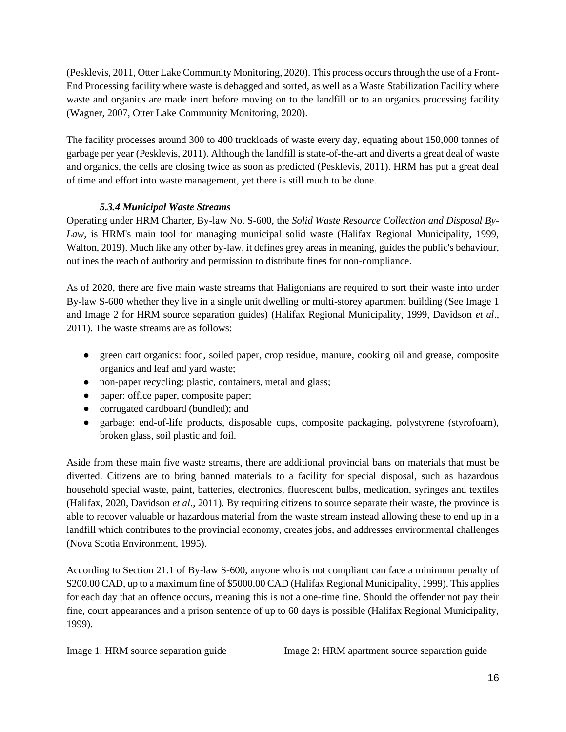(Pesklevis, 2011, Otter Lake Community Monitoring, 2020). This process occurs through the use of a Front-End Processing facility where waste is debagged and sorted, as well as a Waste Stabilization Facility where waste and organics are made inert before moving on to the landfill or to an organics processing facility (Wagner, 2007, Otter Lake Community Monitoring, 2020).

The facility processes around 300 to 400 truckloads of waste every day, equating about 150,000 tonnes of garbage per year (Pesklevis, 2011). Although the landfill is state-of-the-art and diverts a great deal of waste and organics, the cells are closing twice as soon as predicted (Pesklevis, 2011). HRM has put a great deal of time and effort into waste management, yet there is still much to be done.

#### *5.3.4 Municipal Waste Streams*

Operating under HRM Charter, By-law No. S-600, the *Solid Waste Resource Collection and Disposal By-Law,* is HRM's main tool for managing municipal solid waste (Halifax Regional Municipality, 1999, Walton, 2019). Much like any other by-law, it defines grey areas in meaning, guides the public's behaviour, outlines the reach of authority and permission to distribute fines for non-compliance.

As of 2020, there are five main waste streams that Haligonians are required to sort their waste into under By-law S-600 whether they live in a single unit dwelling or multi-storey apartment building (See Image 1 and Image 2 for HRM source separation guides) (Halifax Regional Municipality, 1999, Davidson *et al*., 2011). The waste streams are as follows:

- green cart organics: food, soiled paper, crop residue, manure, cooking oil and grease, composite organics and leaf and yard waste;
- non-paper recycling: plastic, containers, metal and glass;
- paper: office paper, composite paper;
- corrugated cardboard (bundled); and
- garbage: end-of-life products, disposable cups, composite packaging, polystyrene (styrofoam), broken glass, soil plastic and foil.

Aside from these main five waste streams, there are additional provincial bans on materials that must be diverted. Citizens are to bring banned materials to a facility for special disposal, such as hazardous household special waste, paint, batteries, electronics, fluorescent bulbs, medication, syringes and textiles (Halifax, 2020, Davidson *et al*., 2011). By requiring citizens to source separate their waste, the province is able to recover valuable or hazardous material from the waste stream instead allowing these to end up in a landfill which contributes to the provincial economy, creates jobs, and addresses environmental challenges (Nova Scotia Environment, 1995).

According to Section 21.1 of By-law S-600, anyone who is not compliant can face a minimum penalty of \$200.00 CAD, up to a maximum fine of \$5000.00 CAD (Halifax Regional Municipality, 1999). This applies for each day that an offence occurs, meaning this is not a one-time fine. Should the offender not pay their fine, court appearances and a prison sentence of up to 60 days is possible (Halifax Regional Municipality, 1999).

Image 1: HRM source separation guide

Image 2: HRM apartment source separation guide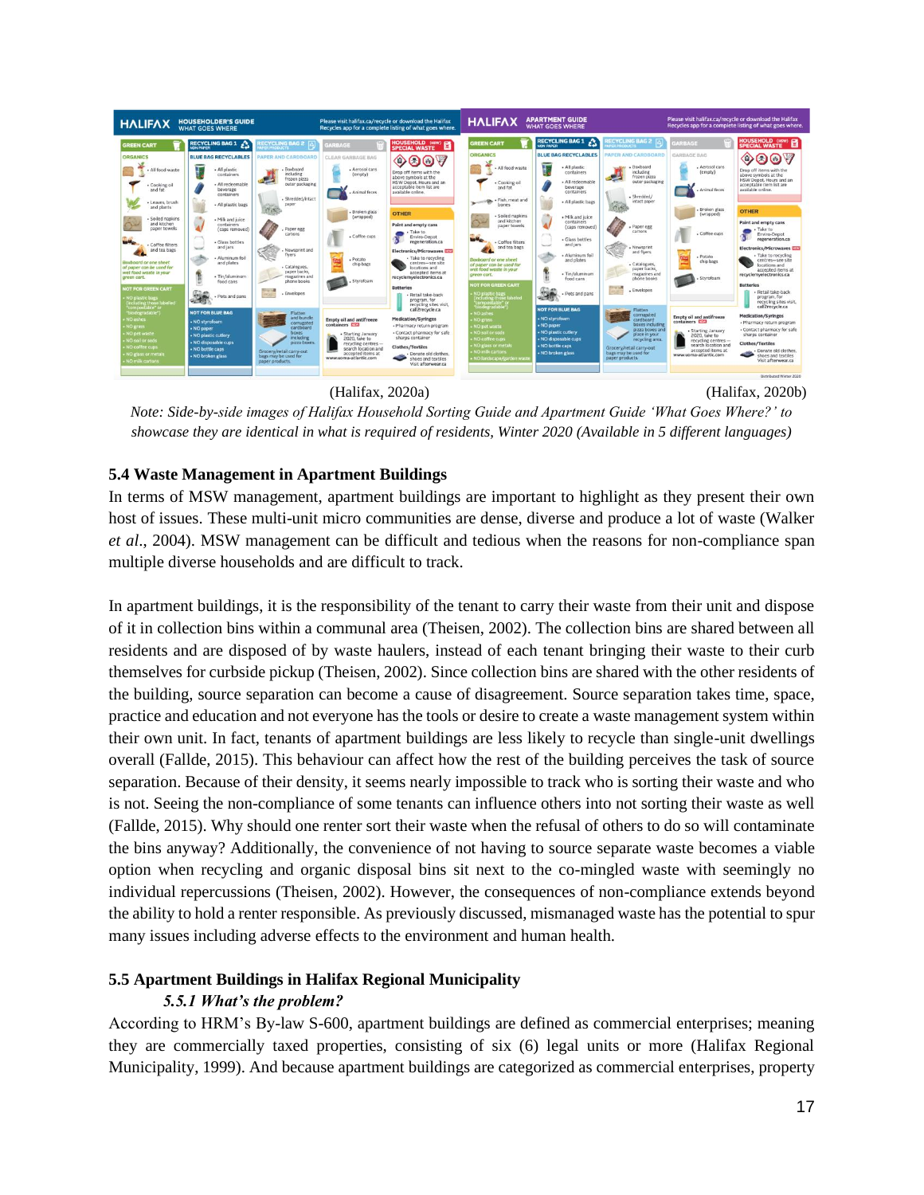(Halifax, 2020a) (Halifax, 2020b)

*Note: Side-by-side images of Halifax Household Sorting Guide and Apartment Guide 'What Goes Where?' to showcase they are identical in what is required of residents, Winter 2020 (Available in 5 different languages)*

## 5.4 Waste Management in Apartment Buildings

In terms of MSW management, apartment buildings are important to highlight as they present their own host of issues. These multi-unit micro communities are dense, diverse and produce a lot of waste (Walker *et al*., 2004). MSW management can be difficult and tedious when the reasons for non-compliance span multiple diverse households and are difficult to track.

In apartment buildings, it is the responsibility of the tenant to carry their waste from their unit and dispose of it in collection bins within a communal area (Theisen, 2002). The collection bins are shared between all residents and are disposed of by waste haulers, instead of each tenant bringing their waste to their curb themselves for curbside pickup (Theisen, 2002). Since collection bins are shared with the other residents of the building, source separation can become a cause of disagreement. Source separation takes time, space, practice and education and not everyone has the tools or desire to create a waste management system within their own unit. In fact, tenants of apartment buildings are less likely to recycle than single-unit dwellings overall (Fallde, 2015). This behaviour can affect how the rest of the building perceives the task of source separation. Because of their density, it seems nearly impossible to track who is sorting their waste and who is not. Seeing the non-compliance of some tenants can influence others into not sorting their waste as well (Fallde, 2015). Why should one renter sort their waste when the refusal of others to do so will contaminate the bins anyway? Additionally, the convenience of not having to source separate waste becomes a viable option when recycling and organic disposal bins sit next to the co-mingled waste with seemingly no individual repercussions (Theisen, 2002). However, the consequences of non-compliance extends beyond the ability to hold a renter responsible. As previously discussed, mismanaged waste has the potential to spur many issues including adverse effects to the environment and human health.

## 5.5 Apartment Buildings in Halifax Regional Municipality

### *5.5.1 What's the problem?*

According to HRM's By-law S-600, apartment buildings are defined as commercial enterprises; meaning they are commercially taxed properties, consisting of six (6) legal units or more (Halifax Regional Municipality, 1999). And because apartment buildings are categorized as commercial enterprises, property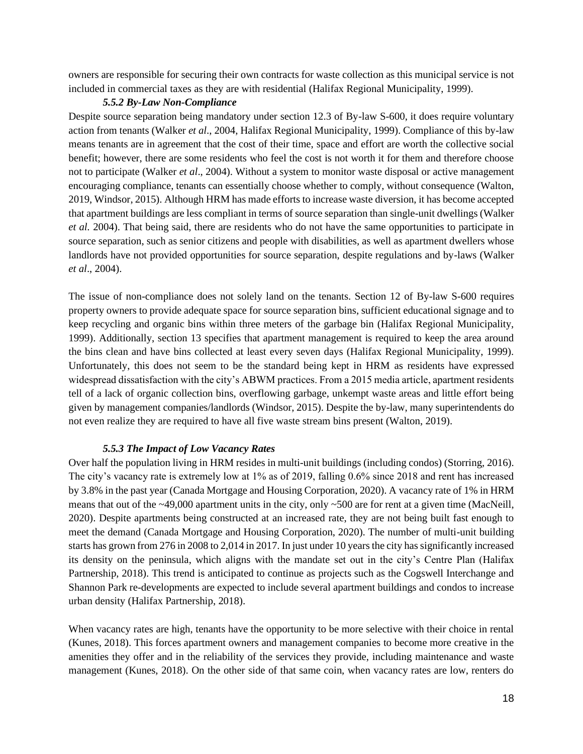owners are responsible for securing their own contracts for waste collection as this municipal service is not included in commercial taxes as they are with residential (Halifax Regional Municipality, 1999).

#### *5.5.2 By-Law Non-Compliance*

Despite source separation being mandatory under section 12.3 of By-law S-600, it does require voluntary action from tenants (Walker *et al*., 2004, Halifax Regional Municipality, 1999). Compliance of this by-law means tenants are in agreement that the cost of their time, space and effort are worth the collective social benefit; however, there are some residents who feel the cost is not worth it for them and therefore choose not to participate (Walker *et al*., 2004). Without a system to monitor waste disposal or active management encouraging compliance, tenants can essentially choose whether to comply, without consequence (Walton, 2019, Windsor, 2015). Although HRM has made efforts to increase waste diversion, it has become accepted that apartment buildings are less compliant in terms of source separation than single-unit dwellings (Walker *et al*. 2004). That being said, there are residents who do not have the same opportunities to participate in source separation, such as senior citizens and people with disabilities, as well as apartment dwellers whose landlords have not provided opportunities for source separation, despite regulations and by-laws (Walker *et al*., 2004).

The issue of non-compliance does not solely land on the tenants. Section 12 of By-law S-600 requires property owners to provide adequate space for source separation bins, sufficient educational signage and to keep recycling and organic bins within three meters of the garbage bin (Halifax Regional Municipality, 1999). Additionally, section 13 specifies that apartment management is required to keep the area around the bins clean and have bins collected at least every seven days (Halifax Regional Municipality, 1999). Unfortunately, this does not seem to be the standard being kept in HRM as residents have expressed widespread dissatisfaction with the city's ABWM practices. From a 2015 media article, apartment residents tell of a lack of organic collection bins, overflowing garbage, unkempt waste areas and little effort being given by management companies/landlords (Windsor, 2015). Despite the by-law, many superintendents do not even realize they are required to have all five waste stream bins present (Walton, 2019).

#### *5.5.3 The Impact of Low Vacancy Rates*

Over half the population living in HRM resides in multi-unit buildings (including condos) (Storring, 2016). The city's vacancy rate is extremely low at 1% as of 2019, falling 0.6% since 2018 and rent has increased by 3.8% in the past year (Canada Mortgage and Housing Corporation, 2020). A vacancy rate of 1% in HRM means that out of the ~49,000 apartment units in the city, only ~500 are for rent at a given time (MacNeill, 2020). Despite apartments being constructed at an increased rate, they are not being built fast enough to meet the demand (Canada Mortgage and Housing Corporation, 2020). The number of multi-unit building starts has grown from 276 in 2008 to 2,014 in 2017. In just under 10 years the city has significantly increased its density on the peninsula, which aligns with the mandate set out in the city's Centre Plan (Halifax Partnership, 2018). This trend is anticipated to continue as projects such as the Cogswell Interchange and Shannon Park re-developments are expected to include several apartment buildings and condos to increase urban density (Halifax Partnership, 2018).

When vacancy rates are high, tenants have the opportunity to be more selective with their choice in rental (Kunes, 2018). This forces apartment owners and management companies to become more creative in the amenities they offer and in the reliability of the services they provide, including maintenance and waste management (Kunes, 2018). On the other side of that same coin, when vacancy rates are low, renters do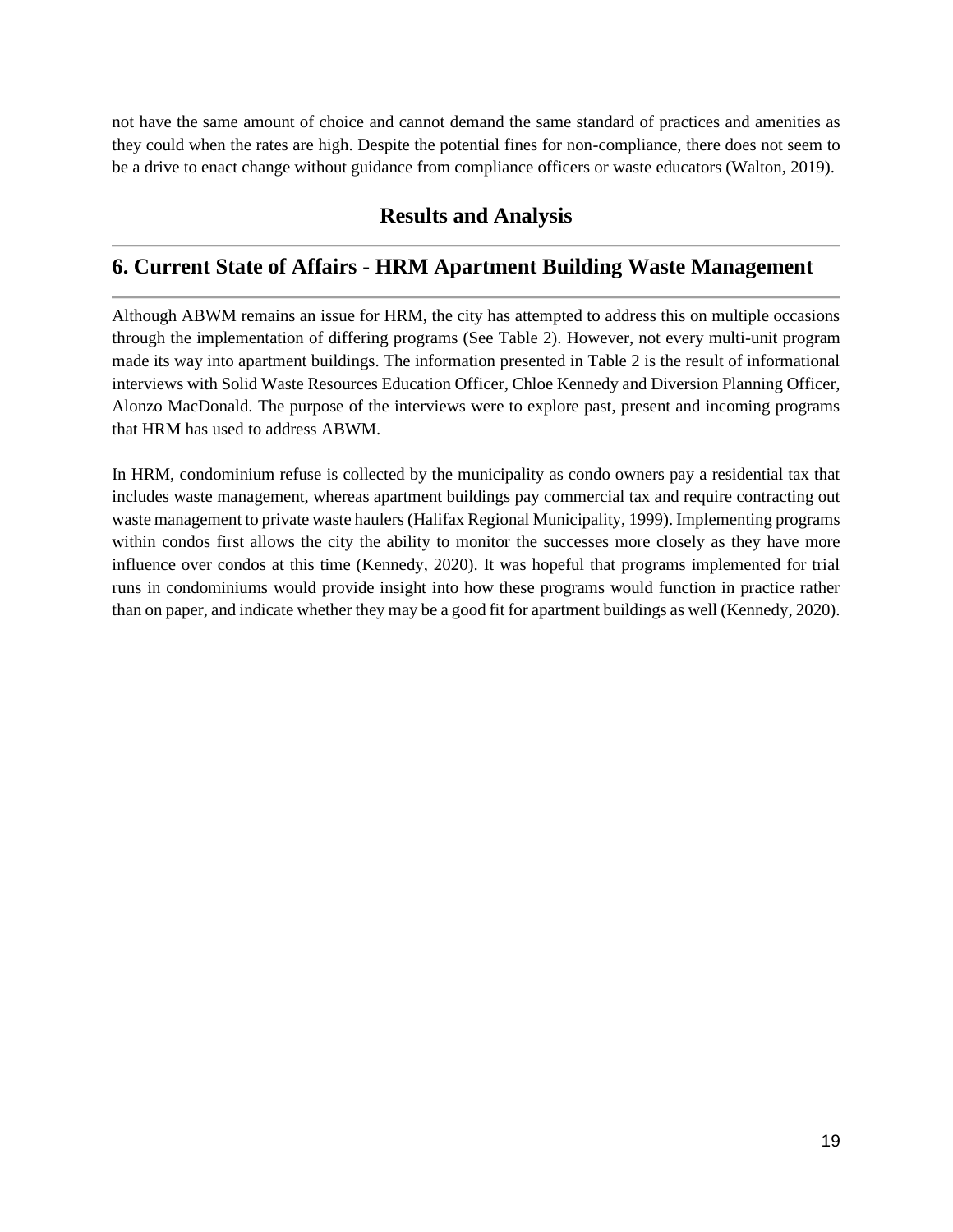not have the same amount of choice and cannot demand the same standard of practices and amenities as they could when the rates are high. Despite the potential fines for non-compliance, there does not seem to be a drive to enact change without guidance from compliance officers or waste educators (Walton, 2019).

# Results and Analysis

## 6. Current State of Affairs - HRM Apartment Building Waste Management

Although ABWM remains an issue for HRM, the city has attempted to address this on multiple occasions through the implementation of differing programs (See Table 2). However, not every multi-unit program made its way into apartment buildings. The information presented in Table 2 is the result of informational interviews with Solid Waste Resources Education Officer, Chloe Kennedy and Diversion Planning Officer, Alonzo MacDonald. The purpose of the interviews were to explore past, present and incoming programs that HRM has used to address ABWM.

In HRM, condominium refuse is collected by the municipality as condo owners pay a residential tax that includes waste management, whereas apartment buildings pay commercial tax and require contracting out waste management to private waste haulers (Halifax Regional Municipality, 1999). Implementing programs within condos first allows the city the ability to monitor the successes more closely as they have more influence over condos at this time (Kennedy, 2020). It was hopeful that programs implemented for trial runs in condominiums would provide insight into how these programs would function in practice rather than on paper, and indicate whether they may be a good fit for apartment buildings as well (Kennedy, 2020).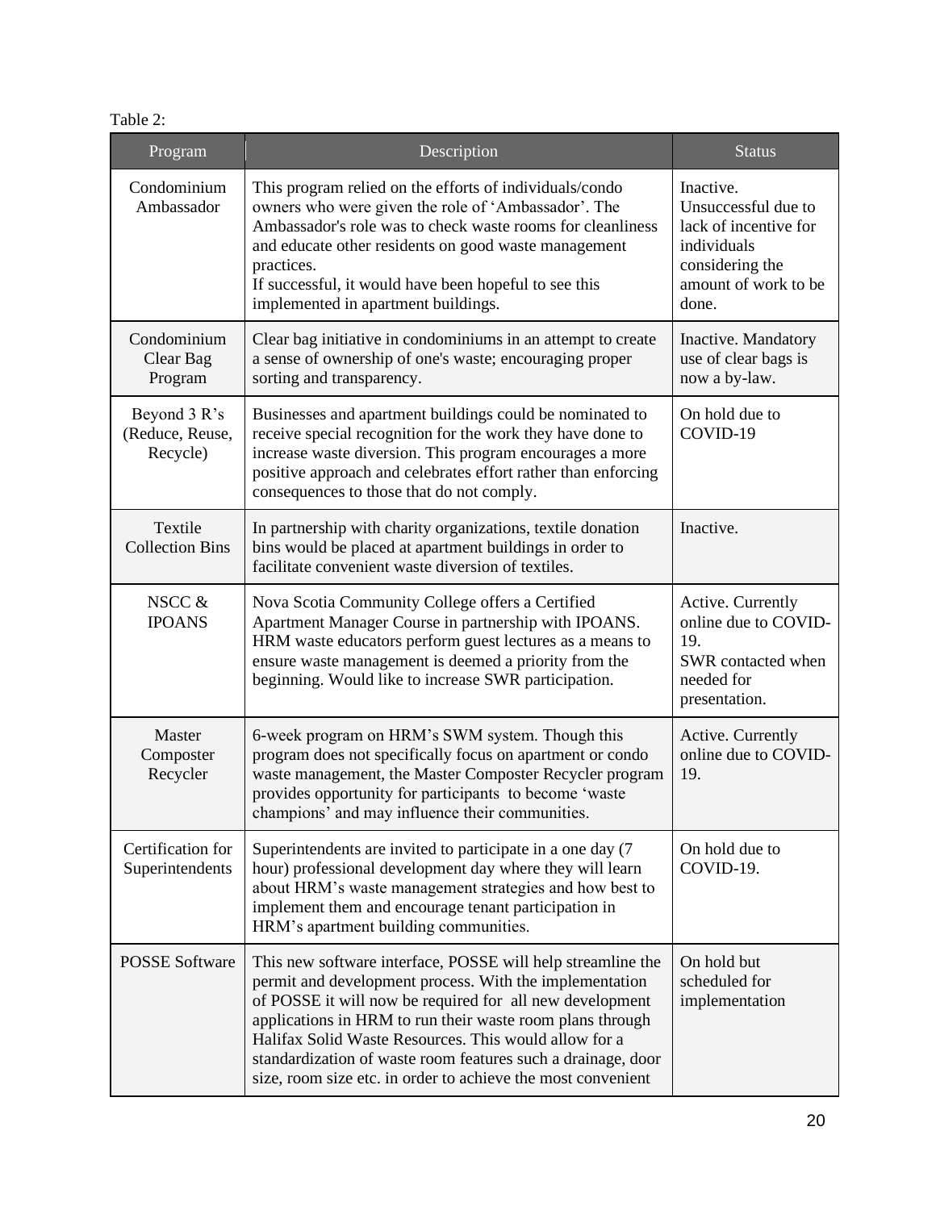Table 2:

| Program | Description | Status |
| --- | --- | --- |
| Condominium Ambassador | This program relied on the efforts of individuals/condo owners who were given the role of 'Ambassador'. The Ambassador's role was to check waste rooms for cleanliness and educate other residents on good waste management practices.<br>If successful, it would have been hopeful to see this implemented in apartment buildings. | Inactive.<br>Unsuccessful due to lack of incentive for individuals considering the amount of work to be done. |
| Condominium Clear Bag Program | Clear bag initiative in condominiums in an attempt to create a sense of ownership of one's waste; encouraging proper sorting and transparency. | Inactive. Mandatory use of clear bags is now a by-law. |
| Beyond 3 R's (Reduce, Reuse, Recycle) | Businesses and apartment buildings could be nominated to receive special recognition for the work they have done to increase waste diversion. This program encourages a more positive approach and celebrates effort rather than enforcing consequences to those that do not comply. | On hold due to COVID-19 |
| Textile Collection Bins | In partnership with charity organizations, textile donation bins would be placed at apartment buildings in order to facilitate convenient waste diversion of textiles. | Inactive. |
| NSCC & IPOANS | Nova Scotia Community College offers a Certified Apartment Manager Course in partnership with IPOANS. HRM waste educators perform guest lectures as a means to ensure waste management is deemed a priority from the beginning. Would like to increase SWR participation. | Active. Currently online due to COVID-19.<br>SWR contacted when needed for presentation. |
| Master Composter Recycler | 6-week program on HRM's SWM system. Though this program does not specifically focus on apartment or condo waste management, the Master Composter Recycler program provides opportunity for participants to become 'waste champions' and may influence their communities. | Active. Currently online due to COVID-19. |
| Certification for Superintendents | Superintendents are invited to participate in a one day (7 hour) professional development day where they will learn about HRM's waste management strategies and how best to implement them and encourage tenant participation in HRM's apartment building communities. | On hold due to COVID-19. |
| POSSE Software | This new software interface, POSSE will help streamline the permit and development process. With the implementation of POSSE it will now be required for all new development applications in HRM to run their waste room plans through Halifax Solid Waste Resources. This would allow for a standardization of waste room features such a drainage, door size, room size etc. in order to achieve the most convenient | On hold but scheduled for implementation |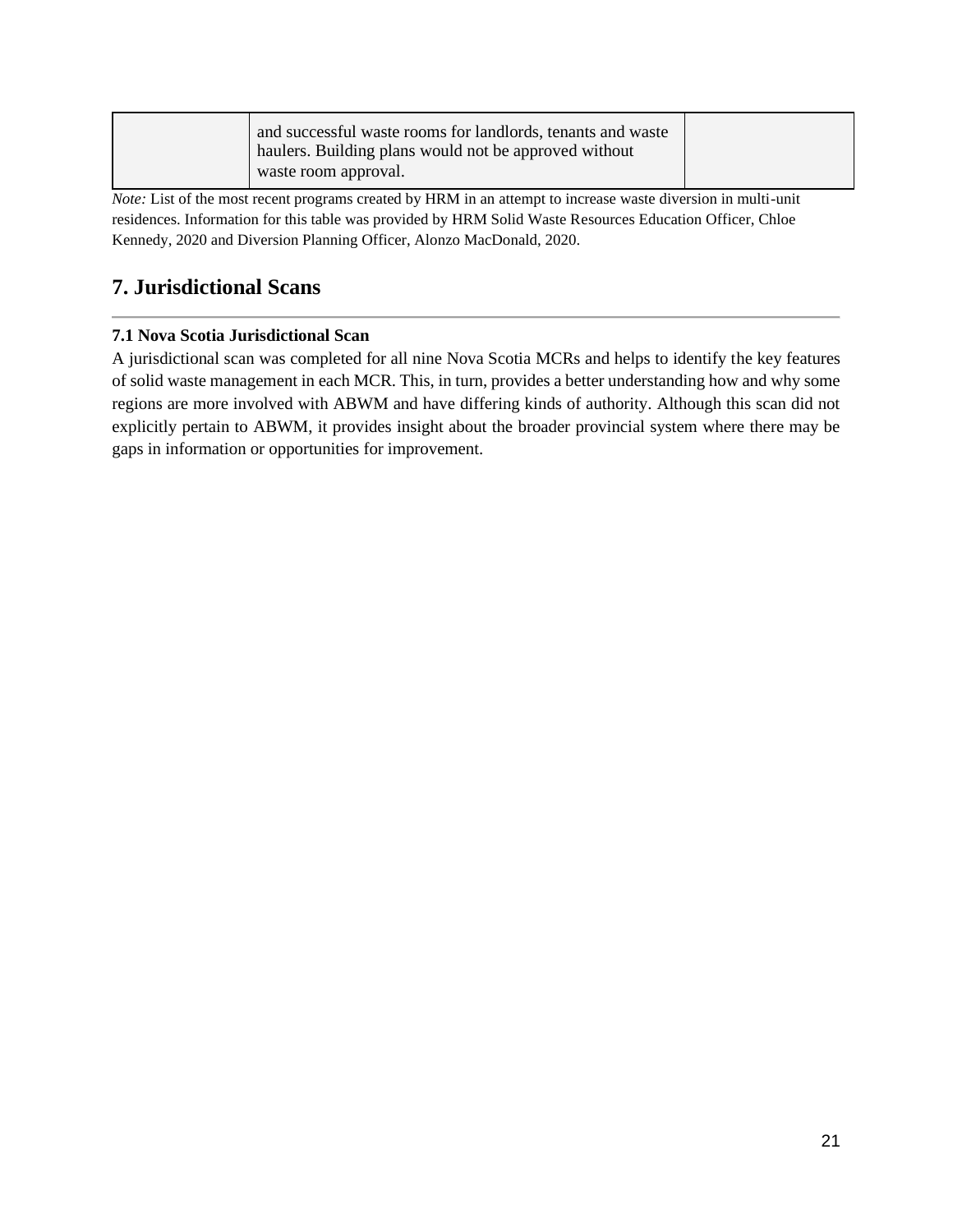| | and successful waste rooms for landlords, tenants and waste haulers. Building plans would not be approved without waste room approval. | |
|---|---|---|

*Note:* List of the most recent programs created by HRM in an attempt to increase waste diversion in multi-unit residences. Information for this table was provided by HRM Solid Waste Resources Education Officer, Chloe Kennedy, 2020 and Diversion Planning Officer, Alonzo MacDonald, 2020.

## 7. Jurisdictional Scans

### 7.1 Nova Scotia Jurisdictional Scan

A jurisdictional scan was completed for all nine Nova Scotia MCRs and helps to identify the key features of solid waste management in each MCR. This, in turn, provides a better understanding how and why some regions are more involved with ABWM and have differing kinds of authority. Although this scan did not explicitly pertain to ABWM, it provides insight about the broader provincial system where there may be gaps in information or opportunities for improvement.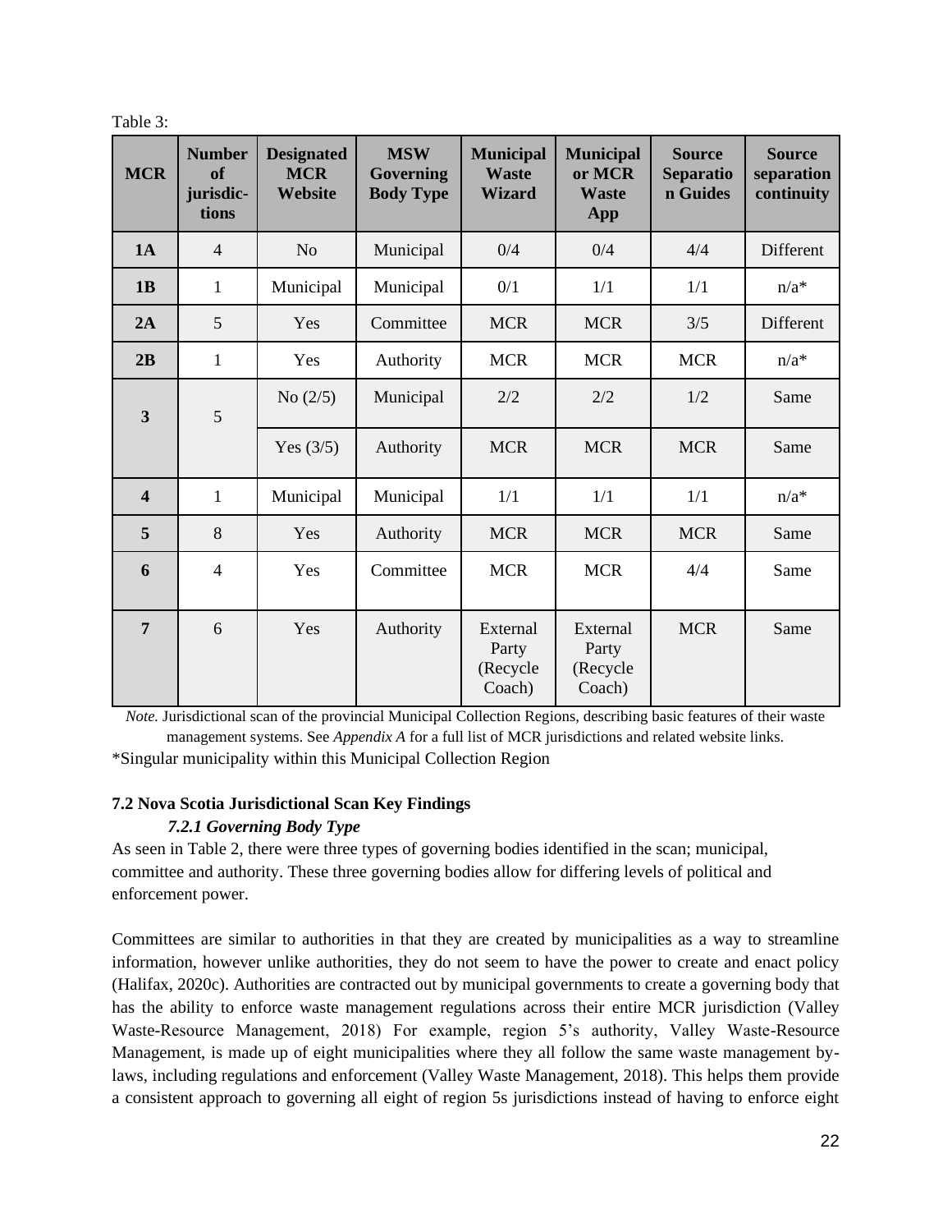Table 3:

| MCR | Number of jurisdic-tions | Designated MCR Website | MSW Governing Body Type | Municipal Waste Wizard | Municipal or MCR Waste App | Source Separation Guides | Source separation continuity |
|---|---|---|---|---|---|---|---|
| **1A** | 4 | No | Municipal | 0/4 | 0/4 | 4/4 | Different |
| **1B** | 1 | Municipal | Municipal | 0/1 | 1/1 | 1/1 | n/a* |
| **2A** | 5 | Yes | Committee | MCR | MCR | 3/5 | Different |
| **2B** | 1 | Yes | Authority | MCR | MCR | MCR | n/a* |
| **3** | 5 | No (2/5) | Municipal | 2/2 | 2/2 | 1/2 | Same |
| | | Yes (3/5) | Authority | MCR | MCR | MCR | Same |
| **4** | 1 | Municipal | Municipal | 1/1 | 1/1 | 1/1 | n/a* |
| **5** | 8 | Yes | Authority | MCR | MCR | MCR | Same |
| **6** | 4 | Yes | Committee | MCR | MCR | 4/4 | Same |
| **7** | 6 | Yes | Authority | External Party (Recycle Coach) | External Party (Recycle Coach) | MCR | Same |

*Note.* Jurisdictional scan of the provincial Municipal Collection Regions, describing basic features of their waste management systems. See *Appendix A* for a full list of MCR jurisdictions and related website links.

*Singular municipality within this Municipal Collection Region

### 7.2 Nova Scotia Jurisdictional Scan Key Findings

#### *7.2.1 Governing Body Type*

As seen in Table 2, there were three types of governing bodies identified in the scan; municipal, committee and authority. These three governing bodies allow for differing levels of political and enforcement power.

Committees are similar to authorities in that they are created by municipalities as a way to streamline information, however unlike authorities, they do not seem to have the power to create and enact policy (Halifax, 2020c). Authorities are contracted out by municipal governments to create a governing body that has the ability to enforce waste management regulations across their entire MCR jurisdiction (Valley Waste-Resource Management, 2018) For example, region 5's authority, Valley Waste-Resource Management, is made up of eight municipalities where they all follow the same waste management by-laws, including regulations and enforcement (Valley Waste Management, 2018). This helps them provide a consistent approach to governing all eight of region 5s jurisdictions instead of having to enforce eight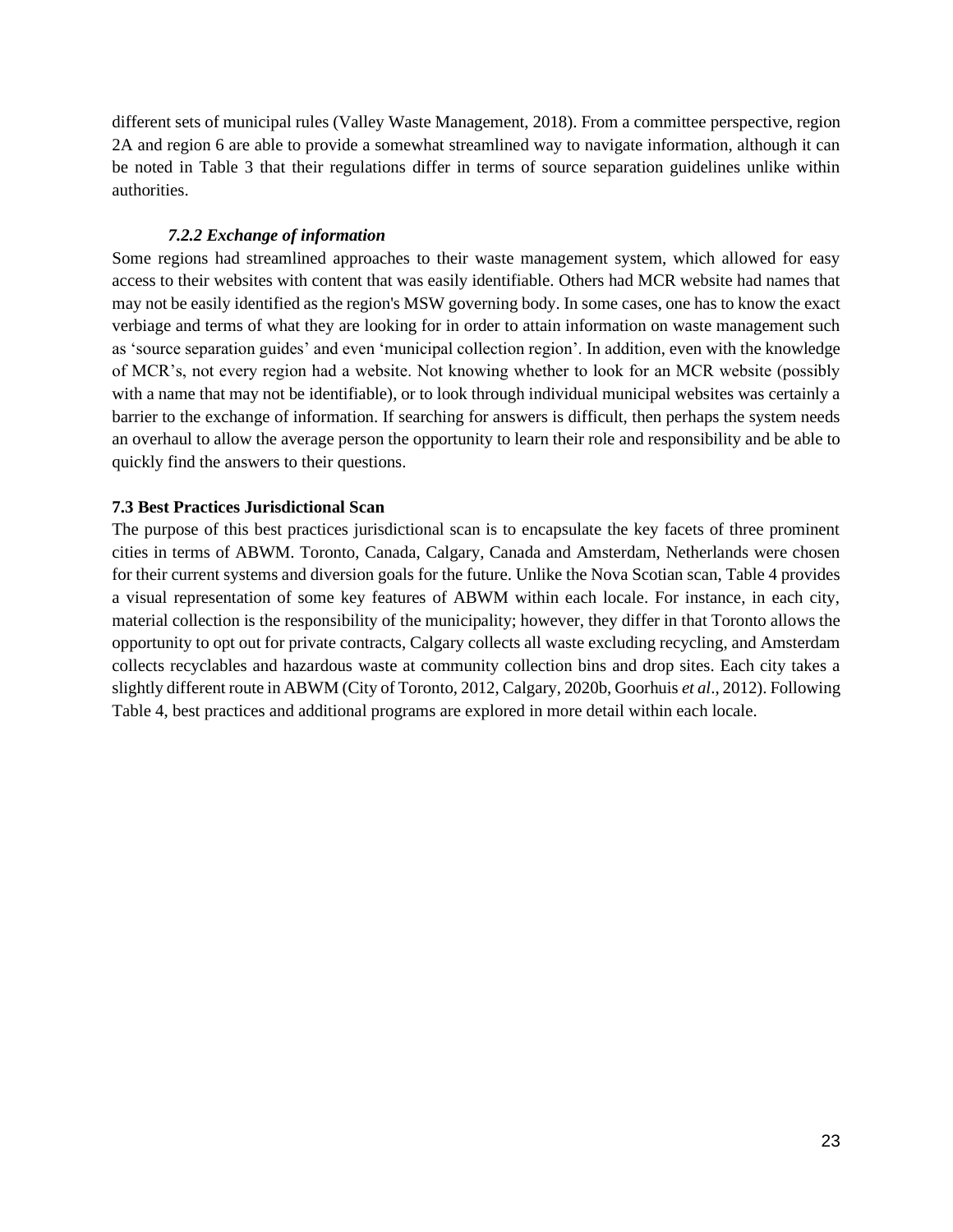different sets of municipal rules (Valley Waste Management, 2018). From a committee perspective, region 2A and region 6 are able to provide a somewhat streamlined way to navigate information, although it can be noted in Table 3 that their regulations differ in terms of source separation guidelines unlike within authorities.

#### *7.2.2 Exchange of information*

Some regions had streamlined approaches to their waste management system, which allowed for easy access to their websites with content that was easily identifiable. Others had MCR website had names that may not be easily identified as the region's MSW governing body. In some cases, one has to know the exact verbiage and terms of what they are looking for in order to attain information on waste management such as 'source separation guides' and even 'municipal collection region'. In addition, even with the knowledge of MCR's, not every region had a website. Not knowing whether to look for an MCR website (possibly with a name that may not be identifiable), or to look through individual municipal websites was certainly a barrier to the exchange of information. If searching for answers is difficult, then perhaps the system needs an overhaul to allow the average person the opportunity to learn their role and responsibility and be able to quickly find the answers to their questions.

### 7.3 Best Practices Jurisdictional Scan

The purpose of this best practices jurisdictional scan is to encapsulate the key facets of three prominent cities in terms of ABWM. Toronto, Canada, Calgary, Canada and Amsterdam, Netherlands were chosen for their current systems and diversion goals for the future. Unlike the Nova Scotian scan, Table 4 provides a visual representation of some key features of ABWM within each locale. For instance, in each city, material collection is the responsibility of the municipality; however, they differ in that Toronto allows the opportunity to opt out for private contracts, Calgary collects all waste excluding recycling, and Amsterdam collects recyclables and hazardous waste at community collection bins and drop sites. Each city takes a slightly different route in ABWM (City of Toronto, 2012, Calgary, 2020b, Goorhuis *et al*., 2012). Following Table 4, best practices and additional programs are explored in more detail within each locale.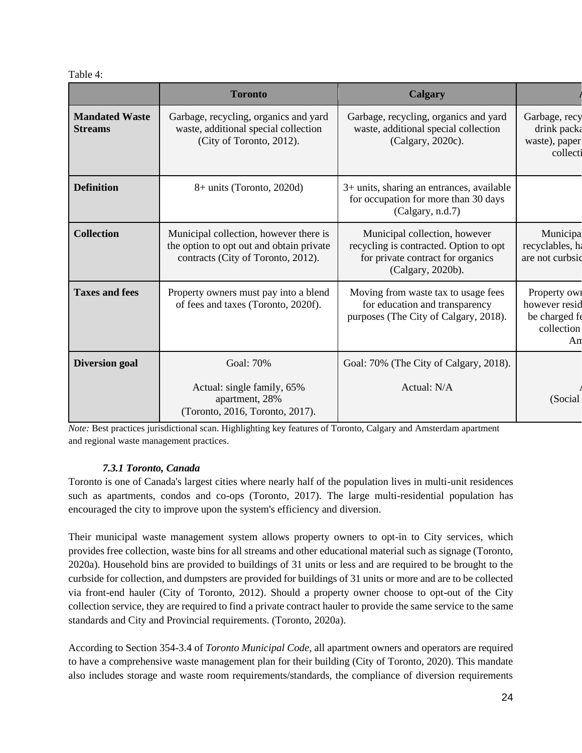Table 4:

| | Toronto | Calgary | A |
|---|---|---|---|
| **Mandated Waste Streams** | Garbage, recycling, organics and yard waste, additional special collection (City of Toronto, 2012). | Garbage, recycling, organics and yard waste, additional special collection (Calgary, 2020c). | Garbage, recy drink packa waste), paper collecti |
| **Definition** | 8+ units (Toronto, 2020d) | 3+ units, sharing an entrances, available for occupation for more than 30 days (Calgary, n.d.7) | |
| **Collection** | Municipal collection, however there is the option to opt out and obtain private contracts (City of Toronto, 2012). | Municipal collection, however recycling is contracted. Option to opt for private contract for organics (Calgary, 2020b). | Municipa recyclables, ha are not curbsid |
| **Taxes and fees** | Property owners must pay into a blend of fees and taxes (Toronto, 2020f). | Moving from waste tax to usage fees for education and transparency purposes (The City of Calgary, 2018). | Property own however resid be charged fe collection Am |
| **Diversion goal** | Goal: 70%<br><br>Actual: single family, 65% apartment, 28% (Toronto, 2016, Toronto, 2017). | Goal: 70% (The City of Calgary, 2018).<br><br>Actual: N/A | A (Social |

*Note:* Best practices jurisdictional scan. Highlighting key features of Toronto, Calgary and Amsterdam apartment and regional waste management practices.

#### *7.3.1 Toronto, Canada*

Toronto is one of Canada's largest cities where nearly half of the population lives in multi-unit residences such as apartments, condos and co-ops (Toronto, 2017). The large multi-residential population has encouraged the city to improve upon the system's efficiency and diversion.

Their municipal waste management system allows property owners to opt-in to City services, which provides free collection, waste bins for all streams and other educational material such as signage (Toronto, 2020a). Household bins are provided to buildings of 31 units or less and are required to be brought to the curbside for collection, and dumpsters are provided for buildings of 31 units or more and are to be collected via front-end hauler (City of Toronto, 2012). Should a property owner choose to opt-out of the City collection service, they are required to find a private contract hauler to provide the same service to the same standards and City and Provincial requirements. (Toronto, 2020a).

According to Section 354-3.4 of *Toronto Municipal Code*, all apartment owners and operators are required to have a comprehensive waste management plan for their building (City of Toronto, 2020). This mandate also includes storage and waste room requirements/standards, the compliance of diversion requirements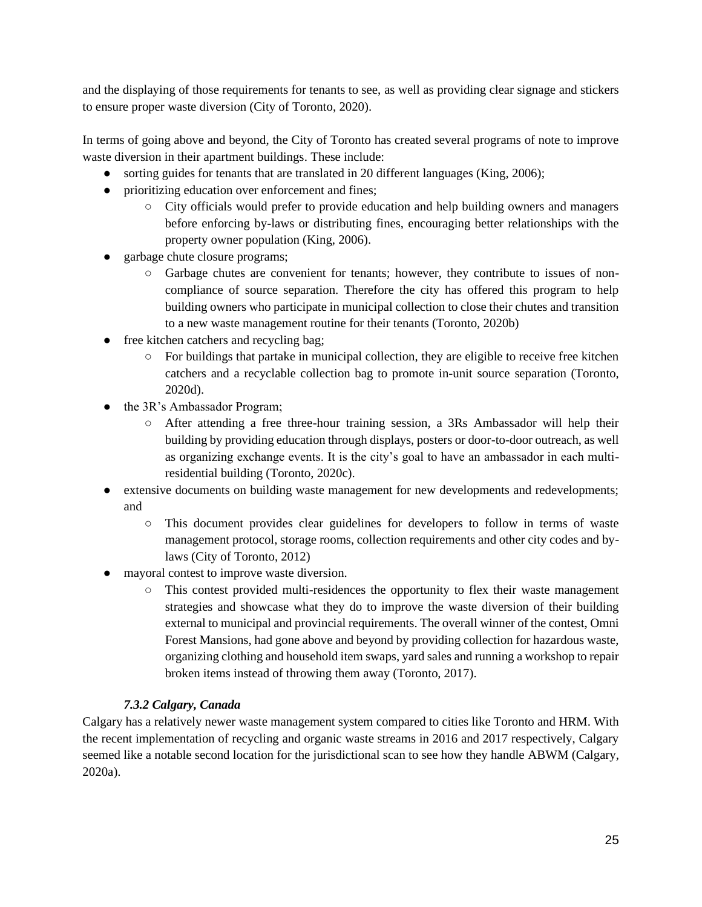and the displaying of those requirements for tenants to see, as well as providing clear signage and stickers to ensure proper waste diversion (City of Toronto, 2020).

In terms of going above and beyond, the City of Toronto has created several programs of note to improve waste diversion in their apartment buildings. These include:

- sorting guides for tenants that are translated in 20 different languages (King, 2006);
- prioritizing education over enforcement and fines;
    - City officials would prefer to provide education and help building owners and managers before enforcing by-laws or distributing fines, encouraging better relationships with the property owner population (King, 2006).
- garbage chute closure programs;
    - Garbage chutes are convenient for tenants; however, they contribute to issues of non-compliance of source separation. Therefore the city has offered this program to help building owners who participate in municipal collection to close their chutes and transition to a new waste management routine for their tenants (Toronto, 2020b)
- free kitchen catchers and recycling bag;
    - For buildings that partake in municipal collection, they are eligible to receive free kitchen catchers and a recyclable collection bag to promote in-unit source separation (Toronto, 2020d).
- the 3R's Ambassador Program;
    - After attending a free three-hour training session, a 3Rs Ambassador will help their building by providing education through displays, posters or door-to-door outreach, as well as organizing exchange events. It is the city's goal to have an ambassador in each multi-residential building (Toronto, 2020c).
- extensive documents on building waste management for new developments and redevelopments; and
    - This document provides clear guidelines for developers to follow in terms of waste management protocol, storage rooms, collection requirements and other city codes and by-laws (City of Toronto, 2012)
- mayoral contest to improve waste diversion.
    - This contest provided multi-residences the opportunity to flex their waste management strategies and showcase what they do to improve the waste diversion of their building external to municipal and provincial requirements. The overall winner of the contest, Omni Forest Mansions, had gone above and beyond by providing collection for hazardous waste, organizing clothing and household item swaps, yard sales and running a workshop to repair broken items instead of throwing them away (Toronto, 2017).

#### *7.3.2 Calgary, Canada*

Calgary has a relatively newer waste management system compared to cities like Toronto and HRM. With the recent implementation of recycling and organic waste streams in 2016 and 2017 respectively, Calgary seemed like a notable second location for the jurisdictional scan to see how they handle ABWM (Calgary, 2020a).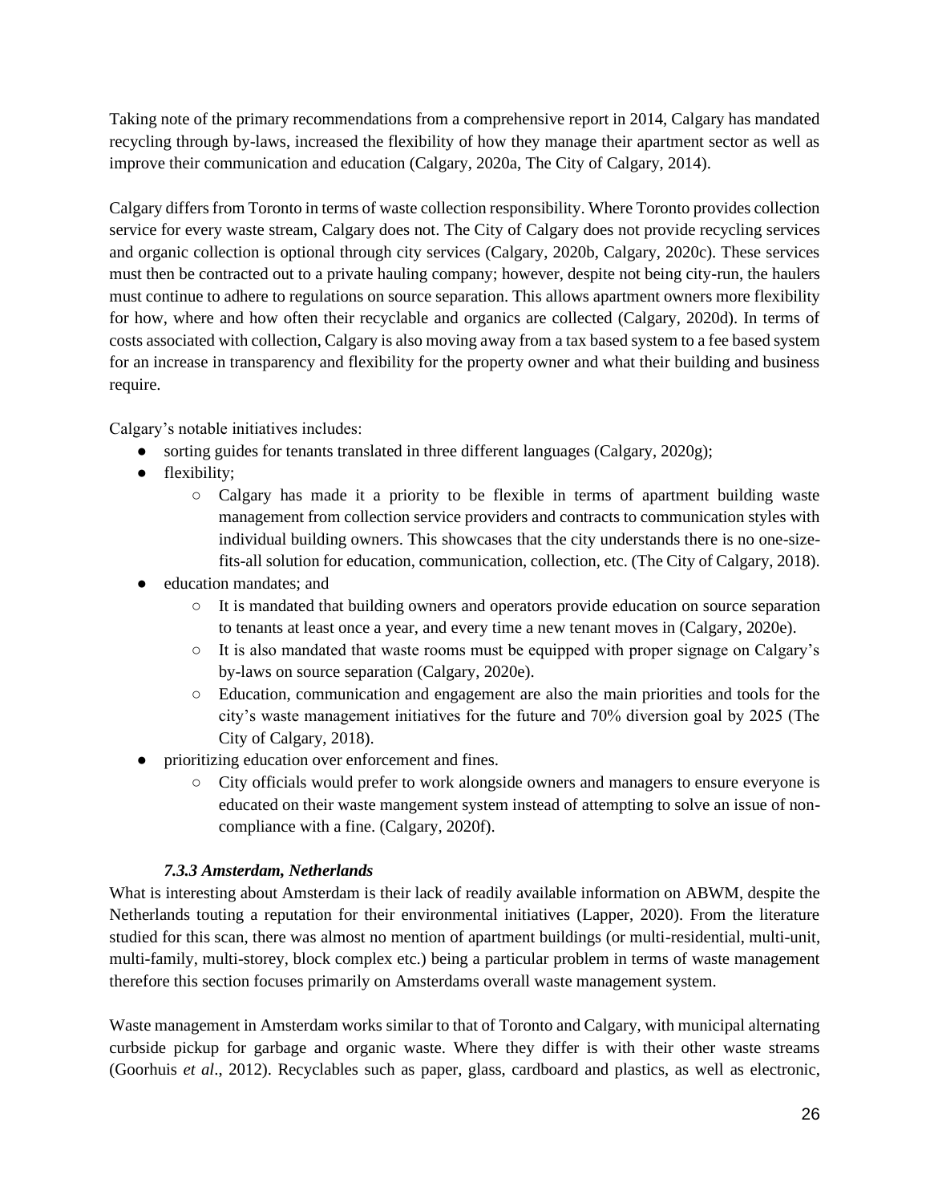Taking note of the primary recommendations from a comprehensive report in 2014, Calgary has mandated recycling through by-laws, increased the flexibility of how they manage their apartment sector as well as improve their communication and education (Calgary, 2020a, The City of Calgary, 2014).

Calgary differs from Toronto in terms of waste collection responsibility. Where Toronto provides collection service for every waste stream, Calgary does not. The City of Calgary does not provide recycling services and organic collection is optional through city services (Calgary, 2020b, Calgary, 2020c). These services must then be contracted out to a private hauling company; however, despite not being city-run, the haulers must continue to adhere to regulations on source separation. This allows apartment owners more flexibility for how, where and how often their recyclable and organics are collected (Calgary, 2020d). In terms of costs associated with collection, Calgary is also moving away from a tax based system to a fee based system for an increase in transparency and flexibility for the property owner and what their building and business require.

Calgary's notable initiatives includes:

- sorting guides for tenants translated in three different languages (Calgary, 2020g);
- flexibility;
    - Calgary has made it a priority to be flexible in terms of apartment building waste management from collection service providers and contracts to communication styles with individual building owners. This showcases that the city understands there is no one-size-fits-all solution for education, communication, collection, etc. (The City of Calgary, 2018).
- education mandates; and
    - It is mandated that building owners and operators provide education on source separation to tenants at least once a year, and every time a new tenant moves in (Calgary, 2020e).
    - It is also mandated that waste rooms must be equipped with proper signage on Calgary's by-laws on source separation (Calgary, 2020e).
    - Education, communication and engagement are also the main priorities and tools for the city's waste management initiatives for the future and 70% diversion goal by 2025 (The City of Calgary, 2018).
- prioritizing education over enforcement and fines.
    - City officials would prefer to work alongside owners and managers to ensure everyone is educated on their waste mangement system instead of attempting to solve an issue of non-compliance with a fine. (Calgary, 2020f).

#### *7.3.3 Amsterdam, Netherlands*

What is interesting about Amsterdam is their lack of readily available information on ABWM, despite the Netherlands touting a reputation for their environmental initiatives (Lapper, 2020). From the literature studied for this scan, there was almost no mention of apartment buildings (or multi-residential, multi-unit, multi-family, multi-storey, block complex etc.) being a particular problem in terms of waste management therefore this section focuses primarily on Amsterdams overall waste management system.

Waste management in Amsterdam works similar to that of Toronto and Calgary, with municipal alternating curbside pickup for garbage and organic waste. Where they differ is with their other waste streams (Goorhuis *et al*., 2012). Recyclables such as paper, glass, cardboard and plastics, as well as electronic,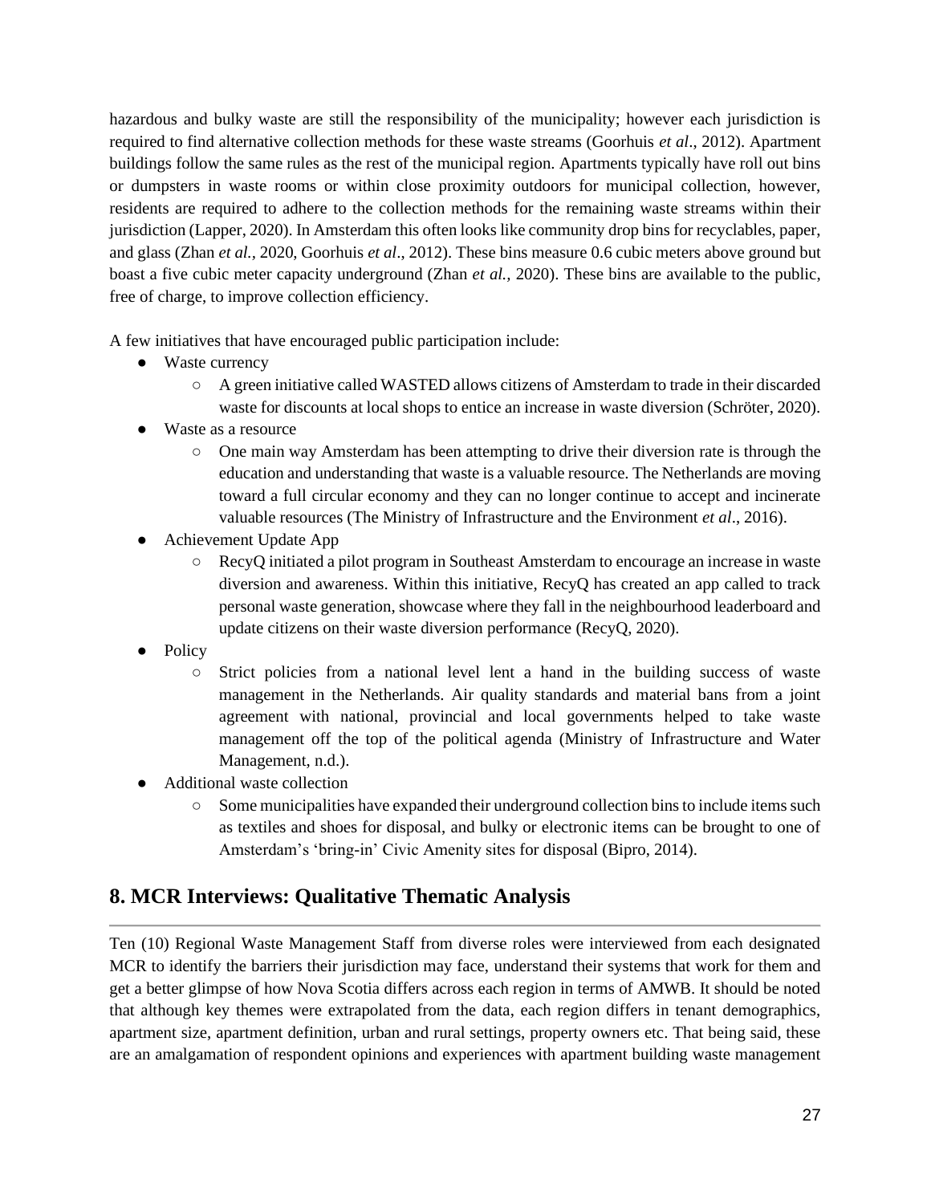hazardous and bulky waste are still the responsibility of the municipality; however each jurisdiction is required to find alternative collection methods for these waste streams (Goorhuis *et al*., 2012). Apartment buildings follow the same rules as the rest of the municipal region. Apartments typically have roll out bins or dumpsters in waste rooms or within close proximity outdoors for municipal collection, however, residents are required to adhere to the collection methods for the remaining waste streams within their jurisdiction (Lapper, 2020). In Amsterdam this often looks like community drop bins for recyclables, paper, and glass (Zhan *et al.,* 2020, Goorhuis *et al*., 2012). These bins measure 0.6 cubic meters above ground but boast a five cubic meter capacity underground (Zhan *et al.,* 2020). These bins are available to the public, free of charge, to improve collection efficiency.

A few initiatives that have encouraged public participation include:

- Waste currency
  - A green initiative called WASTED allows citizens of Amsterdam to trade in their discarded waste for discounts at local shops to entice an increase in waste diversion (Schröter, 2020).
- Waste as a resource
  - One main way Amsterdam has been attempting to drive their diversion rate is through the education and understanding that waste is a valuable resource. The Netherlands are moving toward a full circular economy and they can no longer continue to accept and incinerate valuable resources (The Ministry of Infrastructure and the Environment *et al*., 2016).
- Achievement Update App
  - RecyQ initiated a pilot program in Southeast Amsterdam to encourage an increase in waste diversion and awareness. Within this initiative, RecyQ has created an app called to track personal waste generation, showcase where they fall in the neighbourhood leaderboard and update citizens on their waste diversion performance (RecyQ, 2020).
- Policy
  - Strict policies from a national level lent a hand in the building success of waste management in the Netherlands. Air quality standards and material bans from a joint agreement with national, provincial and local governments helped to take waste management off the top of the political agenda (Ministry of Infrastructure and Water Management, n.d.).
- Additional waste collection
  - Some municipalities have expanded their underground collection bins to include items such as textiles and shoes for disposal, and bulky or electronic items can be brought to one of Amsterdam's 'bring-in' Civic Amenity sites for disposal (Bipro, 2014).

## 8. MCR Interviews: Qualitative Thematic Analysis

Ten (10) Regional Waste Management Staff from diverse roles were interviewed from each designated MCR to identify the barriers their jurisdiction may face, understand their systems that work for them and get a better glimpse of how Nova Scotia differs across each region in terms of AMWB. It should be noted that although key themes were extrapolated from the data, each region differs in tenant demographics, apartment size, apartment definition, urban and rural settings, property owners etc. That being said, these are an amalgamation of respondent opinions and experiences with apartment building waste management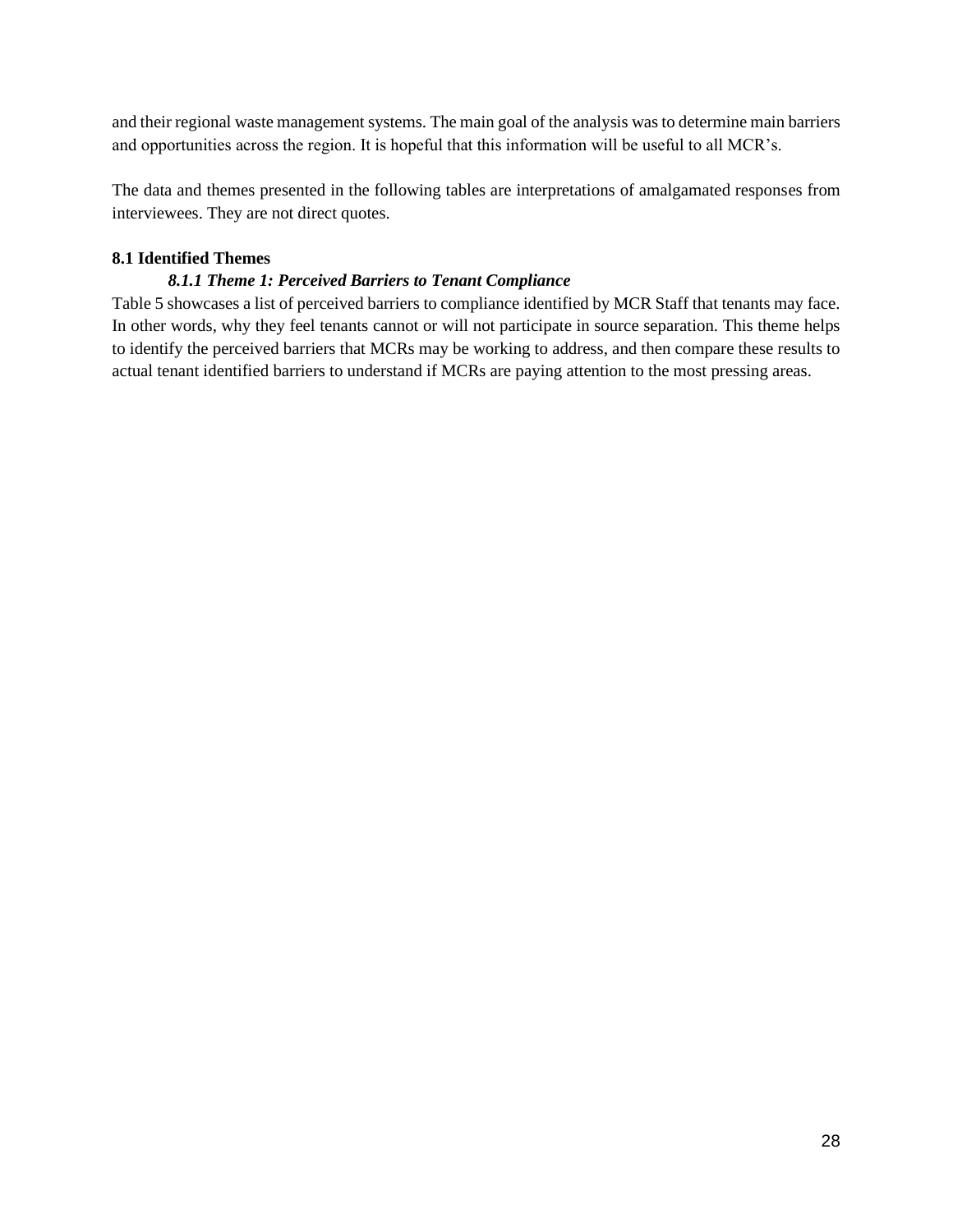and their regional waste management systems. The main goal of the analysis was to determine main barriers and opportunities across the region. It is hopeful that this information will be useful to all MCR's.

The data and themes presented in the following tables are interpretations of amalgamated responses from interviewees. They are not direct quotes.

## 8.1 Identified Themes

### *8.1.1 Theme 1: Perceived Barriers to Tenant Compliance*

Table 5 showcases a list of perceived barriers to compliance identified by MCR Staff that tenants may face. In other words, why they feel tenants cannot or will not participate in source separation. This theme helps to identify the perceived barriers that MCRs may be working to address, and then compare these results to actual tenant identified barriers to understand if MCRs are paying attention to the most pressing areas.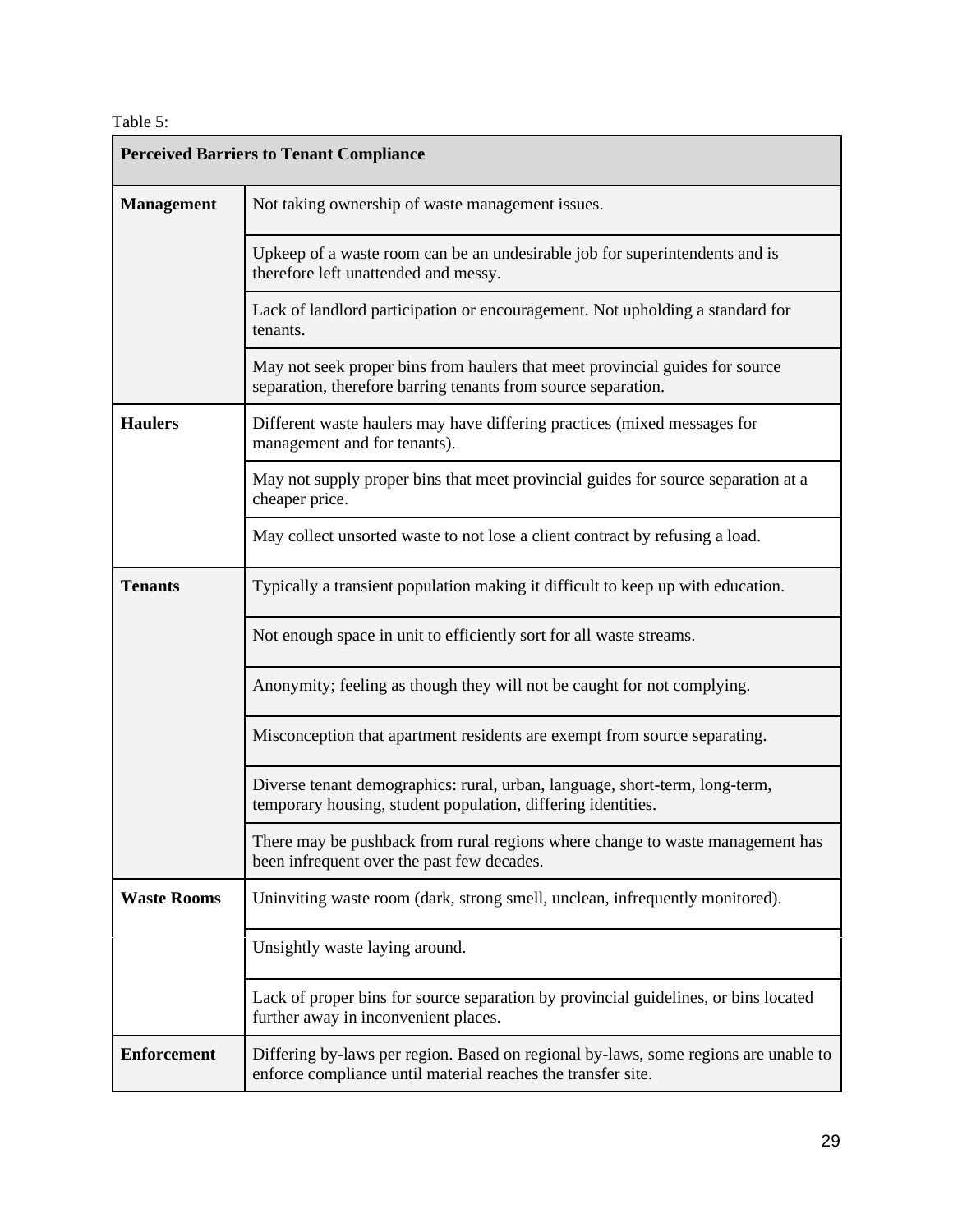Table 5:

| Perceived Barriers to Tenant Compliance | |
|---|---|
| **Management** | Not taking ownership of waste management issues. |
| | Upkeep of a waste room can be an undesirable job for superintendents and is therefore left unattended and messy. |
| | Lack of landlord participation or encouragement. Not upholding a standard for tenants. |
| | May not seek proper bins from haulers that meet provincial guides for source separation, therefore barring tenants from source separation. |
| **Haulers** | Different waste haulers may have differing practices (mixed messages for management and for tenants). |
| | May not supply proper bins that meet provincial guides for source separation at a cheaper price. |
| | May collect unsorted waste to not lose a client contract by refusing a load. |
| **Tenants** | Typically a transient population making it difficult to keep up with education. |
| | Not enough space in unit to efficiently sort for all waste streams. |
| | Anonymity; feeling as though they will not be caught for not complying. |
| | Misconception that apartment residents are exempt from source separating. |
| | Diverse tenant demographics: rural, urban, language, short-term, long-term, temporary housing, student population, differing identities. |
| | There may be pushback from rural regions where change to waste management has been infrequent over the past few decades. |
| **Waste Rooms** | Uninviting waste room (dark, strong smell, unclean, infrequently monitored). |
| | Unsightly waste laying around. |
| | Lack of proper bins for source separation by provincial guidelines, or bins located further away in inconvenient places. |
| **Enforcement** | Differing by-laws per region. Based on regional by-laws, some regions are unable to enforce compliance until material reaches the transfer site. |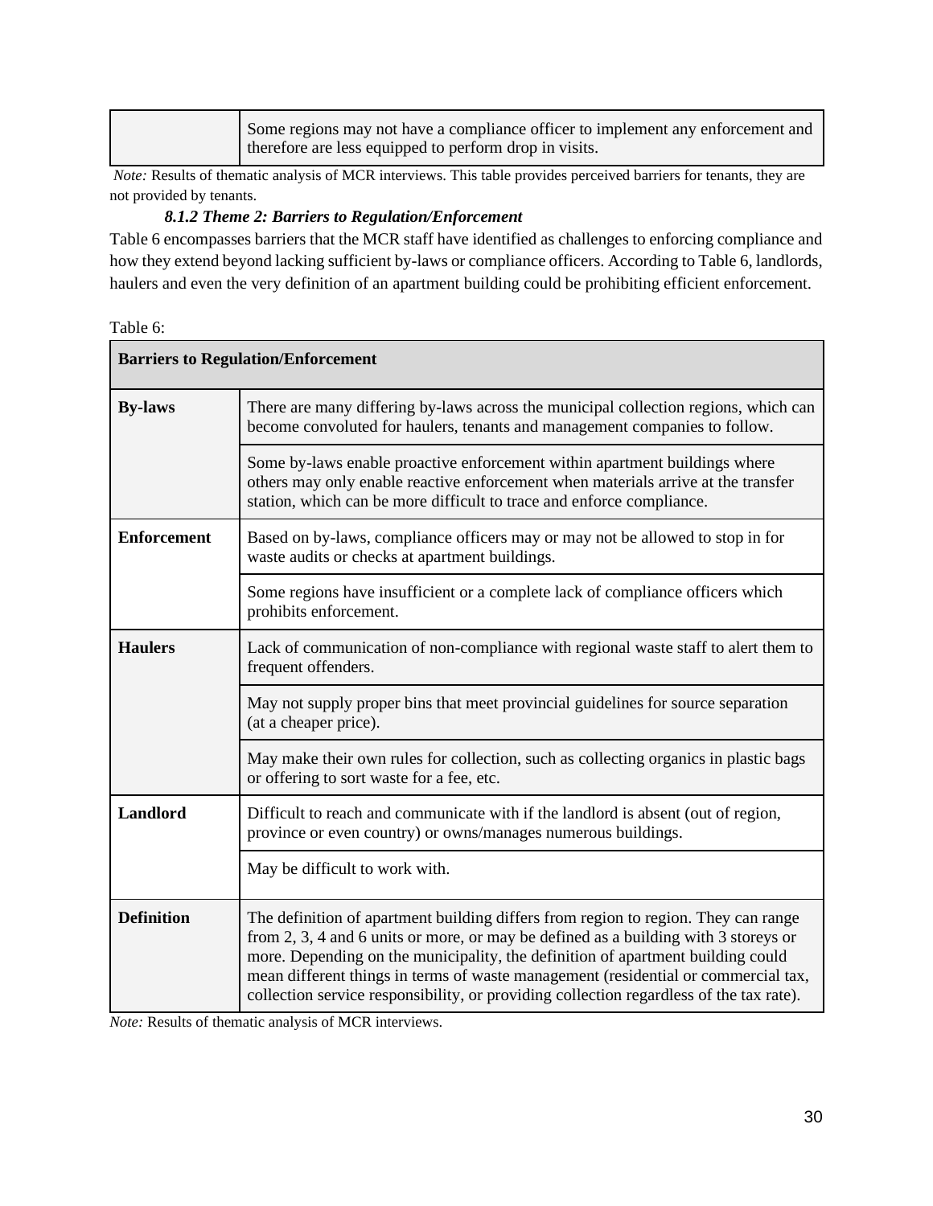| | |
|---|---|
| | Some regions may not have a compliance officer to implement any enforcement and therefore are less equipped to perform drop in visits. |

*Note:* Results of thematic analysis of MCR interviews. This table provides perceived barriers for tenants, they are not provided by tenants.

#### *8.1.2 Theme 2: Barriers to Regulation/Enforcement*

Table 6 encompasses barriers that the MCR staff have identified as challenges to enforcing compliance and how they extend beyond lacking sufficient by-laws or compliance officers. According to Table 6, landlords, haulers and even the very definition of an apartment building could be prohibiting efficient enforcement.

Table 6:

| **Barriers to Regulation/Enforcement** | |
|---|---|
| **By-laws** | There are many differing by-laws across the municipal collection regions, which can become convoluted for haulers, tenants and management companies to follow. |
| | Some by-laws enable proactive enforcement within apartment buildings where others may only enable reactive enforcement when materials arrive at the transfer station, which can be more difficult to trace and enforce compliance. |
| **Enforcement** | Based on by-laws, compliance officers may or may not be allowed to stop in for waste audits or checks at apartment buildings. |
| | Some regions have insufficient or a complete lack of compliance officers which prohibits enforcement. |
| **Haulers** | Lack of communication of non-compliance with regional waste staff to alert them to frequent offenders. |
| | May not supply proper bins that meet provincial guidelines for source separation (at a cheaper price). |
| | May make their own rules for collection, such as collecting organics in plastic bags or offering to sort waste for a fee, etc. |
| **Landlord** | Difficult to reach and communicate with if the landlord is absent (out of region, province or even country) or owns/manages numerous buildings. |
| | May be difficult to work with. |
| **Definition** | The definition of apartment building differs from region to region. They can range from 2, 3, 4 and 6 units or more, or may be defined as a building with 3 storeys or more. Depending on the municipality, the definition of apartment building could mean different things in terms of waste management (residential or commercial tax, collection service responsibility, or providing collection regardless of the tax rate). |

*Note:* Results of thematic analysis of MCR interviews.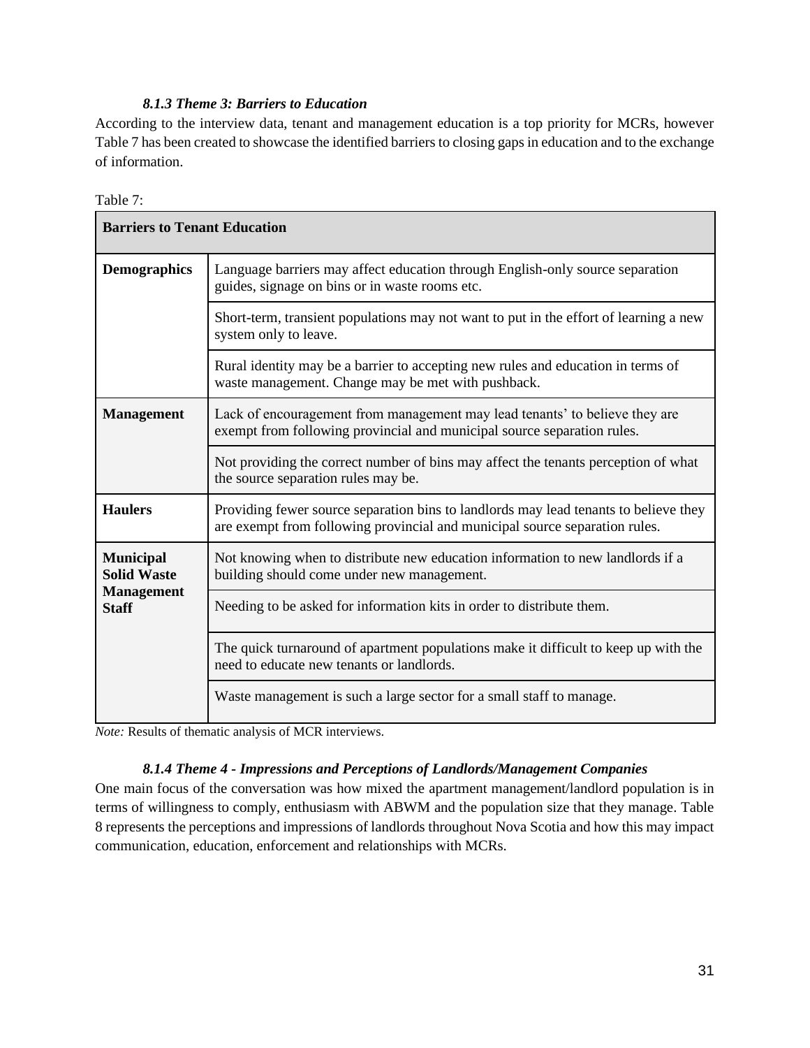#### *8.1.3 Theme 3: Barriers to Education*

According to the interview data, tenant and management education is a top priority for MCRs, however Table 7 has been created to showcase the identified barriers to closing gaps in education and to the exchange of information.

Table 7:

| **Barriers to Tenant Education** | |
|---|---|
| **Demographics** | Language barriers may affect education through English-only source separation guides, signage on bins or in waste rooms etc. |
| | Short-term, transient populations may not want to put in the effort of learning a new system only to leave. |
| | Rural identity may be a barrier to accepting new rules and education in terms of waste management. Change may be met with pushback. |
| **Management** | Lack of encouragement from management may lead tenants' to believe they are exempt from following provincial and municipal source separation rules. |
| | Not providing the correct number of bins may affect the tenants perception of what the source separation rules may be. |
| **Haulers** | Providing fewer source separation bins to landlords may lead tenants to believe they are exempt from following provincial and municipal source separation rules. |
| **Municipal Solid Waste Management Staff** | Not knowing when to distribute new education information to new landlords if a building should come under new management. |
| | Needing to be asked for information kits in order to distribute them. |
| | The quick turnaround of apartment populations make it difficult to keep up with the need to educate new tenants or landlords. |
| | Waste management is such a large sector for a small staff to manage. |

*Note:* Results of thematic analysis of MCR interviews.

#### *8.1.4 Theme 4 - Impressions and Perceptions of Landlords/Management Companies*

One main focus of the conversation was how mixed the apartment management/landlord population is in terms of willingness to comply, enthusiasm with ABWM and the population size that they manage. Table 8 represents the perceptions and impressions of landlords throughout Nova Scotia and how this may impact communication, education, enforcement and relationships with MCRs.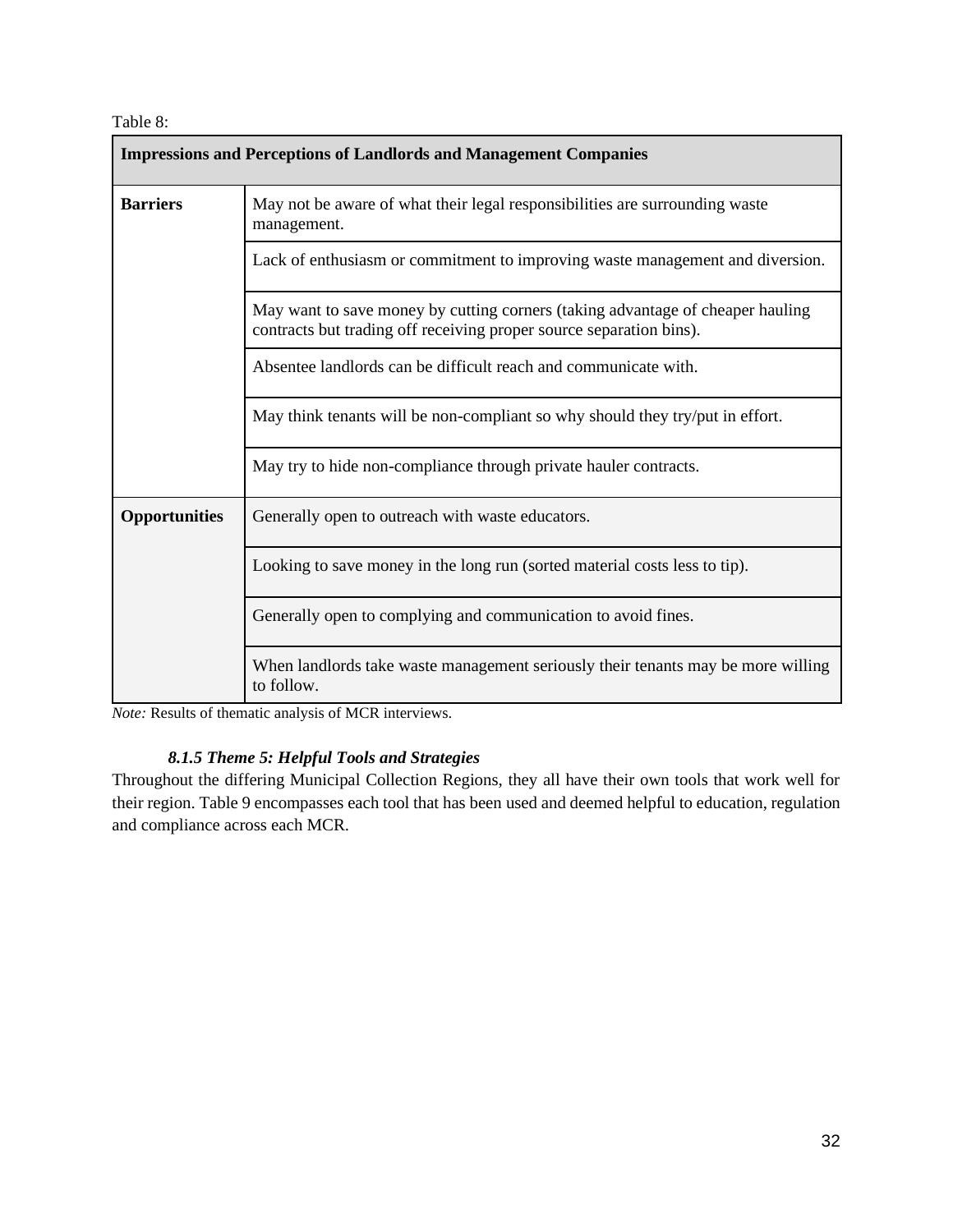Table 8:

| Impressions and Perceptions of Landlords and Management Companies | |
|---|---|
| **Barriers** | May not be aware of what their legal responsibilities are surrounding waste management. |
| | Lack of enthusiasm or commitment to improving waste management and diversion. |
| | May want to save money by cutting corners (taking advantage of cheaper hauling contracts but trading off receiving proper source separation bins). |
| | Absentee landlords can be difficult reach and communicate with. |
| | May think tenants will be non-compliant so why should they try/put in effort. |
| | May try to hide non-compliance through private hauler contracts. |
| **Opportunities** | Generally open to outreach with waste educators. |
| | Looking to save money in the long run (sorted material costs less to tip). |
| | Generally open to complying and communication to avoid fines. |
| | When landlords take waste management seriously their tenants may be more willing to follow. |

*Note:* Results of thematic analysis of MCR interviews.

#### *8.1.5 Theme 5: Helpful Tools and Strategies*

Throughout the differing Municipal Collection Regions, they all have their own tools that work well for their region. Table 9 encompasses each tool that has been used and deemed helpful to education, regulation and compliance across each MCR.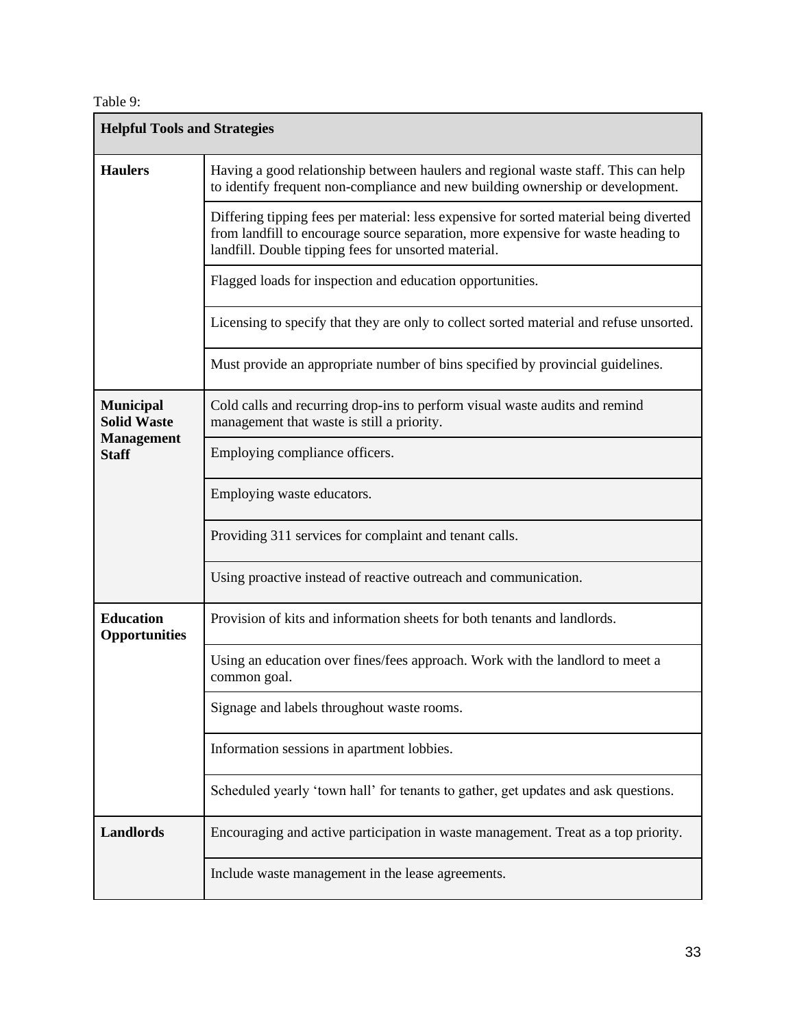Table 9:

| Helpful Tools and Strategies | |
|---|---|
| **Haulers** | Having a good relationship between haulers and regional waste staff. This can help to identify frequent non-compliance and new building ownership or development. |
| | Differing tipping fees per material: less expensive for sorted material being diverted from landfill to encourage source separation, more expensive for waste heading to landfill. Double tipping fees for unsorted material. |
| | Flagged loads for inspection and education opportunities. |
| | Licensing to specify that they are only to collect sorted material and refuse unsorted. |
| | Must provide an appropriate number of bins specified by provincial guidelines. |
| **Municipal Solid Waste Management Staff** | Cold calls and recurring drop-ins to perform visual waste audits and remind management that waste is still a priority. |
| | Employing compliance officers. |
| | Employing waste educators. |
| | Providing 311 services for complaint and tenant calls. |
| | Using proactive instead of reactive outreach and communication. |
| **Education Opportunities** | Provision of kits and information sheets for both tenants and landlords. |
| | Using an education over fines/fees approach. Work with the landlord to meet a common goal. |
| | Signage and labels throughout waste rooms. |
| | Information sessions in apartment lobbies. |
| | Scheduled yearly 'town hall' for tenants to gather, get updates and ask questions. |
| **Landlords** | Encouraging and active participation in waste management. Treat as a top priority. |
| | Include waste management in the lease agreements. |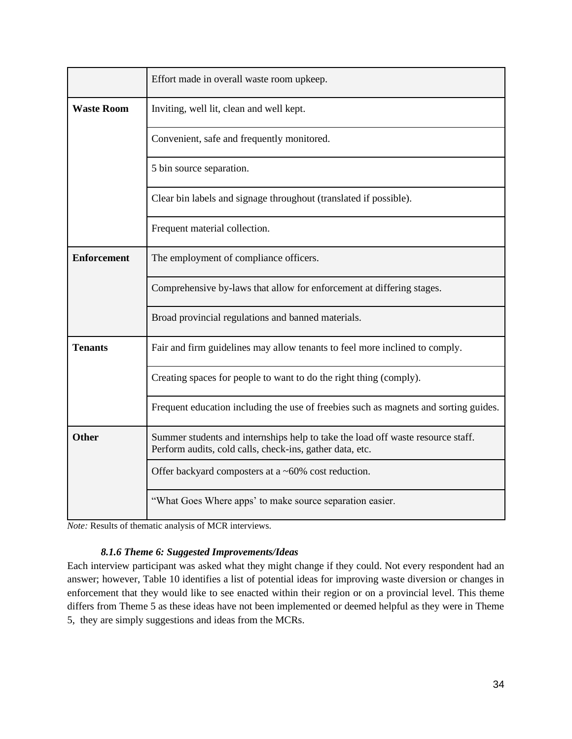| | |
|---|---|
| | Effort made in overall waste room upkeep. |
| **Waste Room** | Inviting, well lit, clean and well kept. |
| | Convenient, safe and frequently monitored. |
| | 5 bin source separation. |
| | Clear bin labels and signage throughout (translated if possible). |
| | Frequent material collection. |
| **Enforcement** | The employment of compliance officers. |
| | Comprehensive by-laws that allow for enforcement at differing stages. |
| | Broad provincial regulations and banned materials. |
| **Tenants** | Fair and firm guidelines may allow tenants to feel more inclined to comply. |
| | Creating spaces for people to want to do the right thing (comply). |
| | Frequent education including the use of freebies such as magnets and sorting guides. |
| **Other** | Summer students and internships help to take the load off waste resource staff. Perform audits, cold calls, check-ins, gather data, etc. |
| | Offer backyard composters at a ~60% cost reduction. |
| | "What Goes Where apps' to make source separation easier. |

*Note:* Results of thematic analysis of MCR interviews.

#### *8.1.6 Theme 6: Suggested Improvements/Ideas*

Each interview participant was asked what they might change if they could. Not every respondent had an answer; however, Table 10 identifies a list of potential ideas for improving waste diversion or changes in enforcement that they would like to see enacted within their region or on a provincial level. This theme differs from Theme 5 as these ideas have not been implemented or deemed helpful as they were in Theme 5, they are simply suggestions and ideas from the MCRs.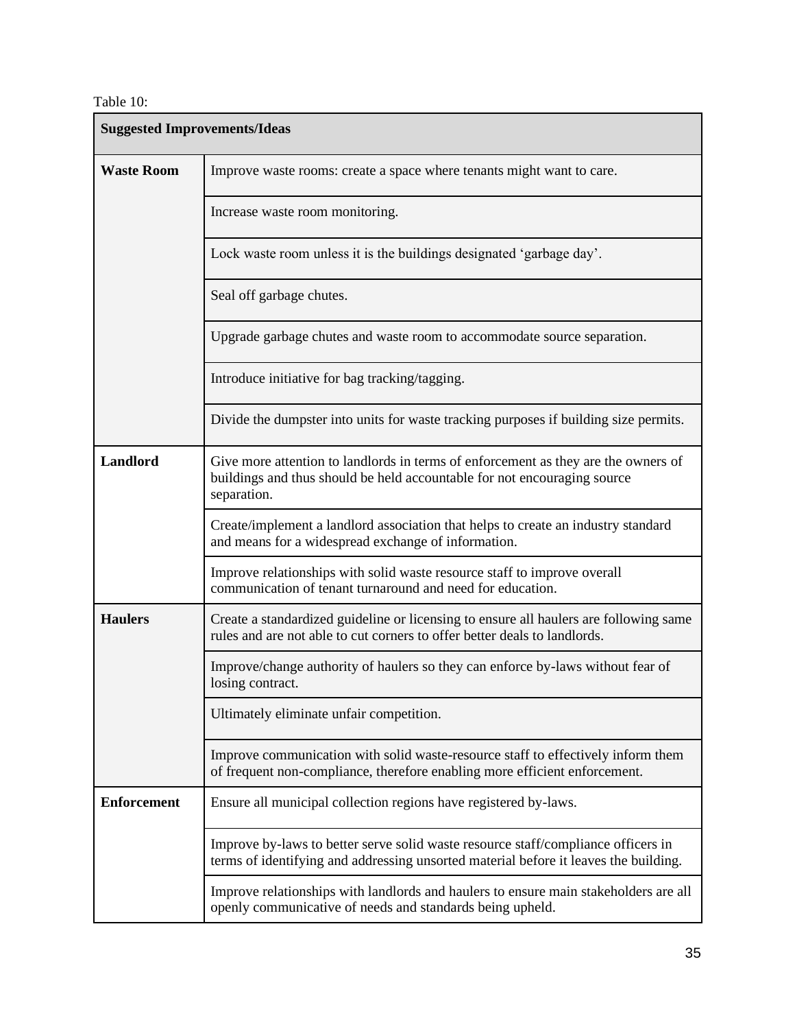Table 10:

| Suggested Improvements/Ideas | |
|---|---|
| **Waste Room** | Improve waste rooms: create a space where tenants might want to care. |
| | Increase waste room monitoring. |
| | Lock waste room unless it is the buildings designated 'garbage day'. |
| | Seal off garbage chutes. |
| | Upgrade garbage chutes and waste room to accommodate source separation. |
| | Introduce initiative for bag tracking/tagging. |
| | Divide the dumpster into units for waste tracking purposes if building size permits. |
| **Landlord** | Give more attention to landlords in terms of enforcement as they are the owners of buildings and thus should be held accountable for not encouraging source separation. |
| | Create/implement a landlord association that helps to create an industry standard and means for a widespread exchange of information. |
| | Improve relationships with solid waste resource staff to improve overall communication of tenant turnaround and need for education. |
| **Haulers** | Create a standardized guideline or licensing to ensure all haulers are following same rules and are not able to cut corners to offer better deals to landlords. |
| | Improve/change authority of haulers so they can enforce by-laws without fear of losing contract. |
| | Ultimately eliminate unfair competition. |
| | Improve communication with solid waste-resource staff to effectively inform them of frequent non-compliance, therefore enabling more efficient enforcement. |
| **Enforcement** | Ensure all municipal collection regions have registered by-laws. |
| | Improve by-laws to better serve solid waste resource staff/compliance officers in terms of identifying and addressing unsorted material before it leaves the building. |
| | Improve relationships with landlords and haulers to ensure main stakeholders are all openly communicative of needs and standards being upheld. |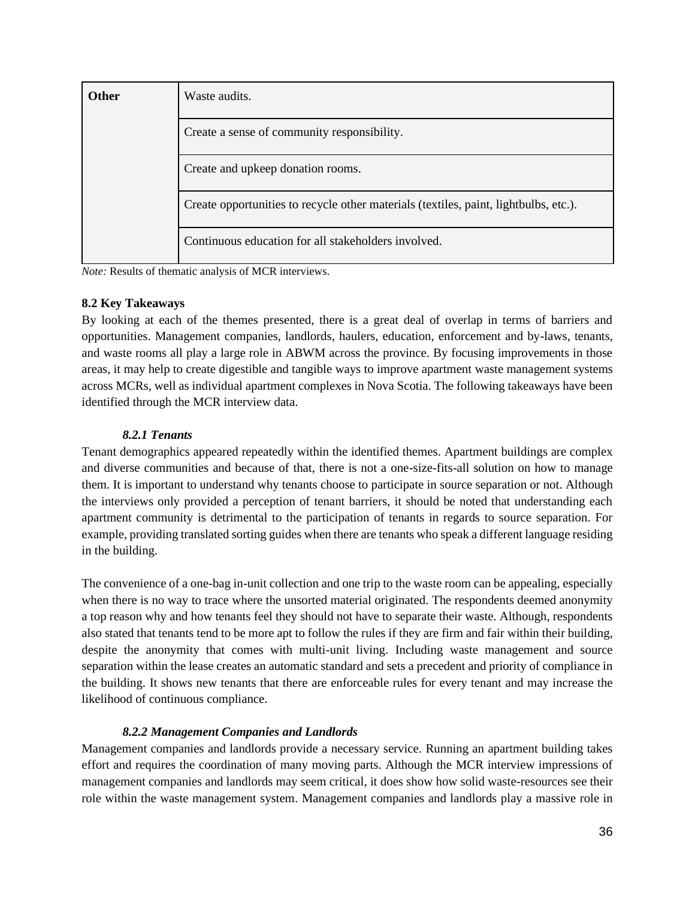| Other | Waste audits. |
| --- | --- |
| | Create a sense of community responsibility. |
| | Create and upkeep donation rooms. |
| | Create opportunities to recycle other materials (textiles, paint, lightbulbs, etc.). |
| | Continuous education for all stakeholders involved. |

*Note:* Results of thematic analysis of MCR interviews.

### 8.2 Key Takeaways

By looking at each of the themes presented, there is a great deal of overlap in terms of barriers and opportunities. Management companies, landlords, haulers, education, enforcement and by-laws, tenants, and waste rooms all play a large role in ABWM across the province. By focusing improvements in those areas, it may help to create digestible and tangible ways to improve apartment waste management systems across MCRs, well as individual apartment complexes in Nova Scotia. The following takeaways have been identified through the MCR interview data.

#### *8.2.1 Tenants*

Tenant demographics appeared repeatedly within the identified themes. Apartment buildings are complex and diverse communities and because of that, there is not a one-size-fits-all solution on how to manage them. It is important to understand why tenants choose to participate in source separation or not. Although the interviews only provided a perception of tenant barriers, it should be noted that understanding each apartment community is detrimental to the participation of tenants in regards to source separation. For example, providing translated sorting guides when there are tenants who speak a different language residing in the building.

The convenience of a one-bag in-unit collection and one trip to the waste room can be appealing, especially when there is no way to trace where the unsorted material originated. The respondents deemed anonymity a top reason why and how tenants feel they should not have to separate their waste. Although, respondents also stated that tenants tend to be more apt to follow the rules if they are firm and fair within their building, despite the anonymity that comes with multi-unit living. Including waste management and source separation within the lease creates an automatic standard and sets a precedent and priority of compliance in the building. It shows new tenants that there are enforceable rules for every tenant and may increase the likelihood of continuous compliance.

#### *8.2.2 Management Companies and Landlords*

Management companies and landlords provide a necessary service. Running an apartment building takes effort and requires the coordination of many moving parts. Although the MCR interview impressions of management companies and landlords may seem critical, it does show how solid waste-resources see their role within the waste management system. Management companies and landlords play a massive role in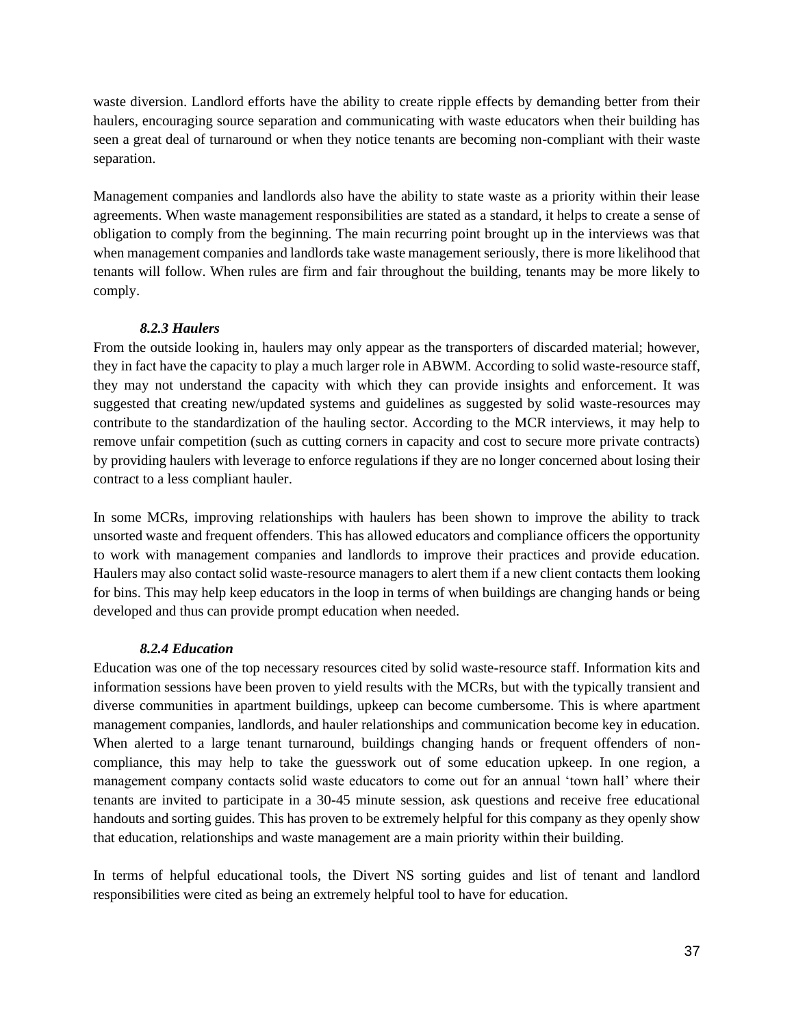waste diversion. Landlord efforts have the ability to create ripple effects by demanding better from their haulers, encouraging source separation and communicating with waste educators when their building has seen a great deal of turnaround or when they notice tenants are becoming non-compliant with their waste separation.

Management companies and landlords also have the ability to state waste as a priority within their lease agreements. When waste management responsibilities are stated as a standard, it helps to create a sense of obligation to comply from the beginning. The main recurring point brought up in the interviews was that when management companies and landlords take waste management seriously, there is more likelihood that tenants will follow. When rules are firm and fair throughout the building, tenants may be more likely to comply.

#### *8.2.3 Haulers*

From the outside looking in, haulers may only appear as the transporters of discarded material; however, they in fact have the capacity to play a much larger role in ABWM. According to solid waste-resource staff, they may not understand the capacity with which they can provide insights and enforcement. It was suggested that creating new/updated systems and guidelines as suggested by solid waste-resources may contribute to the standardization of the hauling sector. According to the MCR interviews, it may help to remove unfair competition (such as cutting corners in capacity and cost to secure more private contracts) by providing haulers with leverage to enforce regulations if they are no longer concerned about losing their contract to a less compliant hauler.

In some MCRs, improving relationships with haulers has been shown to improve the ability to track unsorted waste and frequent offenders. This has allowed educators and compliance officers the opportunity to work with management companies and landlords to improve their practices and provide education. Haulers may also contact solid waste-resource managers to alert them if a new client contacts them looking for bins. This may help keep educators in the loop in terms of when buildings are changing hands or being developed and thus can provide prompt education when needed.

#### *8.2.4 Education*

Education was one of the top necessary resources cited by solid waste-resource staff. Information kits and information sessions have been proven to yield results with the MCRs, but with the typically transient and diverse communities in apartment buildings, upkeep can become cumbersome. This is where apartment management companies, landlords, and hauler relationships and communication become key in education. When alerted to a large tenant turnaround, buildings changing hands or frequent offenders of non-compliance, this may help to take the guesswork out of some education upkeep. In one region, a management company contacts solid waste educators to come out for an annual 'town hall' where their tenants are invited to participate in a 30-45 minute session, ask questions and receive free educational handouts and sorting guides. This has proven to be extremely helpful for this company as they openly show that education, relationships and waste management are a main priority within their building.

In terms of helpful educational tools, the Divert NS sorting guides and list of tenant and landlord responsibilities were cited as being an extremely helpful tool to have for education.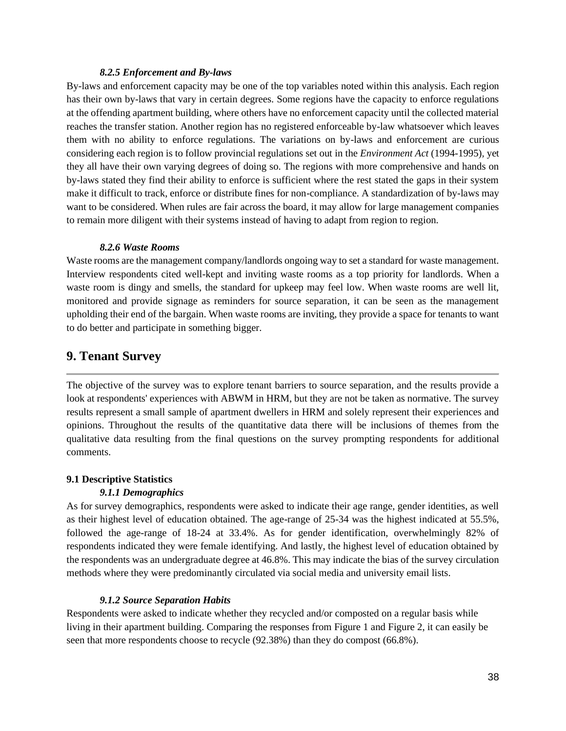#### *8.2.5 Enforcement and By-laws*

By-laws and enforcement capacity may be one of the top variables noted within this analysis. Each region has their own by-laws that vary in certain degrees. Some regions have the capacity to enforce regulations at the offending apartment building, where others have no enforcement capacity until the collected material reaches the transfer station. Another region has no registered enforceable by-law whatsoever which leaves them with no ability to enforce regulations. The variations on by-laws and enforcement are curious considering each region is to follow provincial regulations set out in the *Environment Act* (1994-1995), yet they all have their own varying degrees of doing so. The regions with more comprehensive and hands on by-laws stated they find their ability to enforce is sufficient where the rest stated the gaps in their system make it difficult to track, enforce or distribute fines for non-compliance. A standardization of by-laws may want to be considered. When rules are fair across the board, it may allow for large management companies to remain more diligent with their systems instead of having to adapt from region to region.

#### *8.2.6 Waste Rooms*

Waste rooms are the management company/landlords ongoing way to set a standard for waste management. Interview respondents cited well-kept and inviting waste rooms as a top priority for landlords. When a waste room is dingy and smells, the standard for upkeep may feel low. When waste rooms are well lit, monitored and provide signage as reminders for source separation, it can be seen as the management upholding their end of the bargain. When waste rooms are inviting, they provide a space for tenants to want to do better and participate in something bigger.

## 9. Tenant Survey

The objective of the survey was to explore tenant barriers to source separation, and the results provide a look at respondents' experiences with ABWM in HRM, but they are not be taken as normative. The survey results represent a small sample of apartment dwellers in HRM and solely represent their experiences and opinions. Throughout the results of the quantitative data there will be inclusions of themes from the qualitative data resulting from the final questions on the survey prompting respondents for additional comments.

### 9.1 Descriptive Statistics

#### *9.1.1 Demographics*

As for survey demographics, respondents were asked to indicate their age range, gender identities, as well as their highest level of education obtained. The age-range of 25-34 was the highest indicated at 55.5%, followed the age-range of 18-24 at 33.4%. As for gender identification, overwhelmingly 82% of respondents indicated they were female identifying. And lastly, the highest level of education obtained by the respondents was an undergraduate degree at 46.8%. This may indicate the bias of the survey circulation methods where they were predominantly circulated via social media and university email lists.

#### *9.1.2 Source Separation Habits*

Respondents were asked to indicate whether they recycled and/or composted on a regular basis while living in their apartment building. Comparing the responses from Figure 1 and Figure 2, it can easily be seen that more respondents choose to recycle (92.38%) than they do compost (66.8%).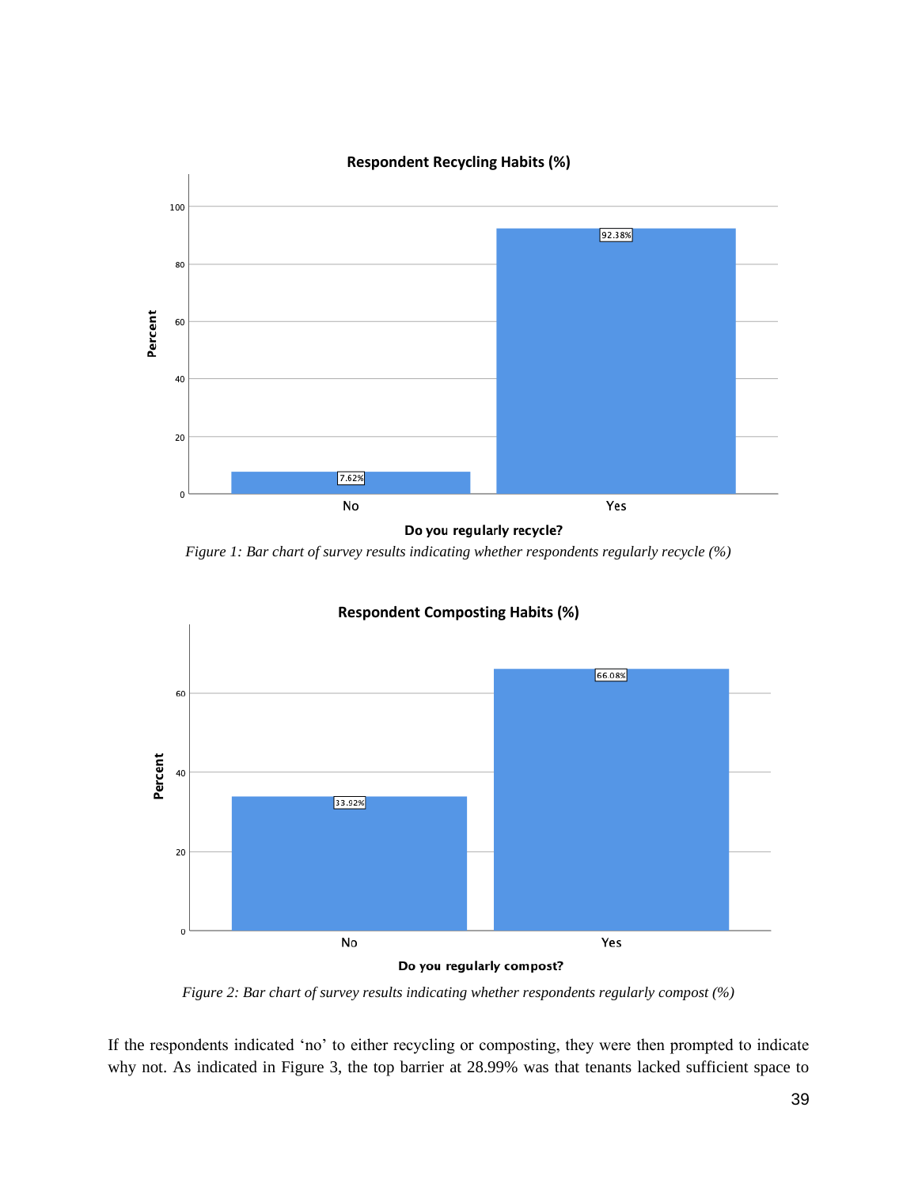*Figure 1: Bar chart of survey results indicating whether respondents regularly recycle (%)*

*Figure 2: Bar chart of survey results indicating whether respondents regularly compost (%)*

If the respondents indicated 'no' to either recycling or composting, they were then prompted to indicate why not. As indicated in Figure 3, the top barrier at 28.99% was that tenants lacked sufficient space to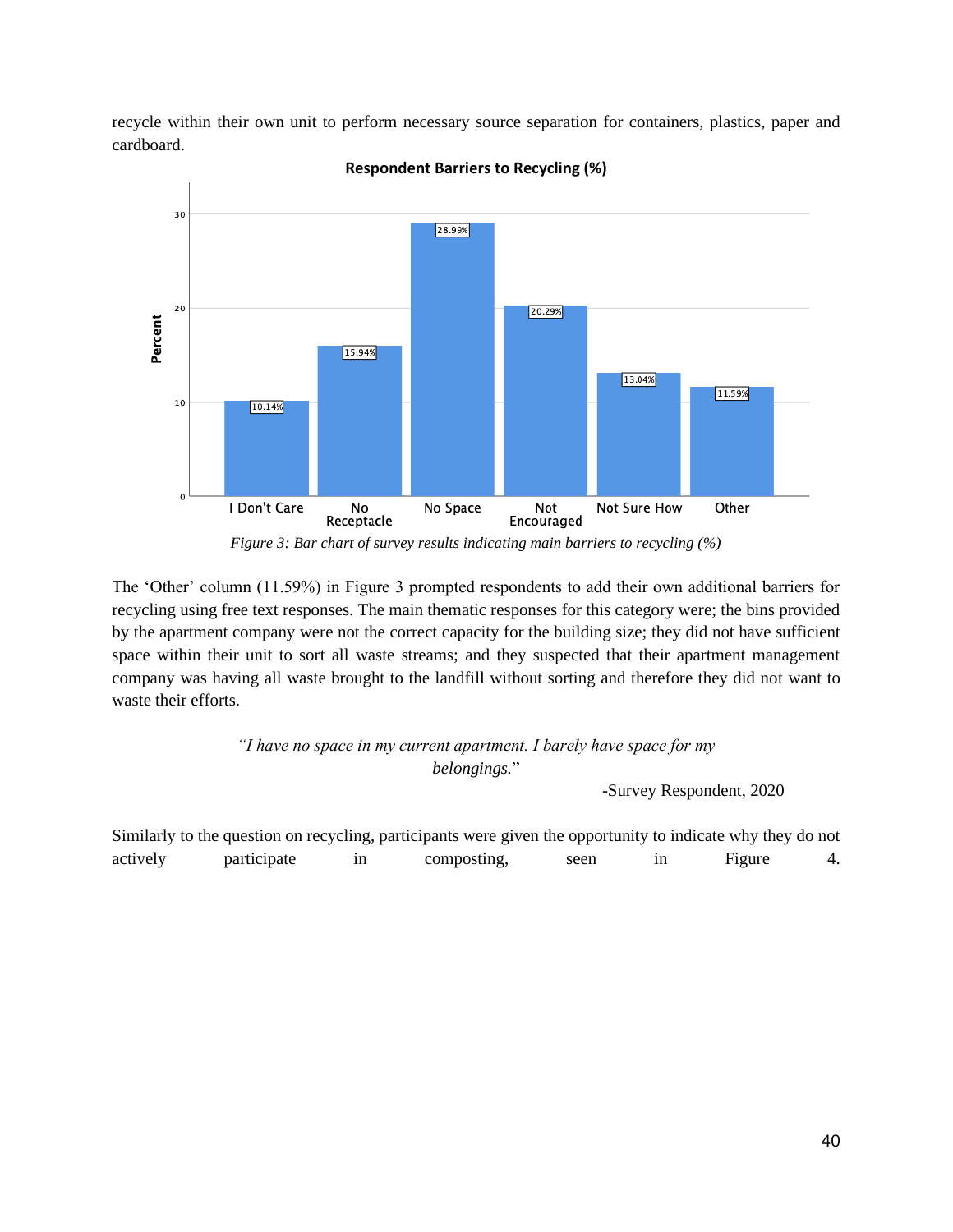recycle within their own unit to perform necessary source separation for containers, plastics, paper and cardboard.

**Respondent Barriers to Recycling (%)**

| Barrier | Percent |
|---|---|
| I Don't Care | 10.14% |
| No Receptacle | 15.94% |
| No Space | 28.99% |
| Not Encouraged | 20.29% |
| Not Sure How | 13.04% |
| Other | 11.59% |

*Figure 3: Bar chart of survey results indicating main barriers to recycling (%)*

The 'Other' column (11.59%) in Figure 3 prompted respondents to add their own additional barriers for recycling using free text responses. The main thematic responses for this category were; the bins provided by the apartment company were not the correct capacity for the building size; they did not have sufficient space within their unit to sort all waste streams; and they suspected that their apartment management company was having all waste brought to the landfill without sorting and therefore they did not want to waste their efforts.

> *"I have no space in my current apartment. I barely have space for my belongings.*"
>
> -Survey Respondent, 2020

Similarly to the question on recycling, participants were given the opportunity to indicate why they do not actively participate in composting, seen in Figure 4.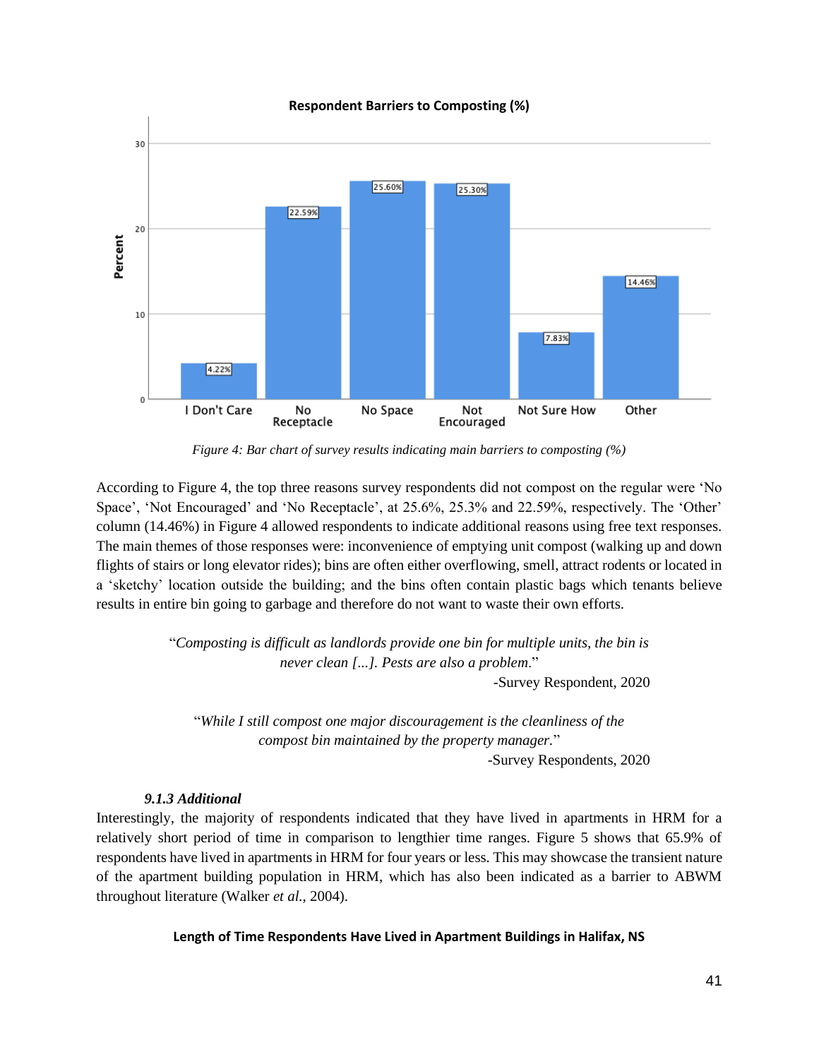**Respondent Barriers to Composting (%)**

| Barrier | Percent |
|---|---|
| I Don't Care | 4.22% |
| No Receptacle | 22.59% |
| No Space | 25.60% |
| Not Encouraged | 25.30% |
| Not Sure How | 7.83% |
| Other | 14.46% |

*Figure 4: Bar chart of survey results indicating main barriers to composting (%)*

According to Figure 4, the top three reasons survey respondents did not compost on the regular were 'No Space', 'Not Encouraged' and 'No Receptacle', at 25.6%, 25.3% and 22.59%, respectively. The 'Other' column (14.46%) in Figure 4 allowed respondents to indicate additional reasons using free text responses. The main themes of those responses were: inconvenience of emptying unit compost (walking up and down flights of stairs or long elevator rides); bins are often either overflowing, smell, attract rodents or located in a 'sketchy' location outside the building; and the bins often contain plastic bags which tenants believe results in entire bin going to garbage and therefore do not want to waste their own efforts.

> "*Composting is difficult as landlords provide one bin for multiple units, the bin is never clean [...]. Pests are also a problem.*"
>
> -Survey Respondent, 2020

> "*While I still compost one major discouragement is the cleanliness of the compost bin maintained by the property manager.*"
>
> -Survey Respondents, 2020

#### *9.1.3 Additional*

Interestingly, the majority of respondents indicated that they have lived in apartments in HRM for a relatively short period of time in comparison to lengthier time ranges. Figure 5 shows that 65.9% of respondents have lived in apartments in HRM for four years or less. This may showcase the transient nature of the apartment building population in HRM, which has also been indicated as a barrier to ABWM throughout literature (Walker *et al.*, 2004).

**Length of Time Respondents Have Lived in Apartment Buildings in Halifax, NS**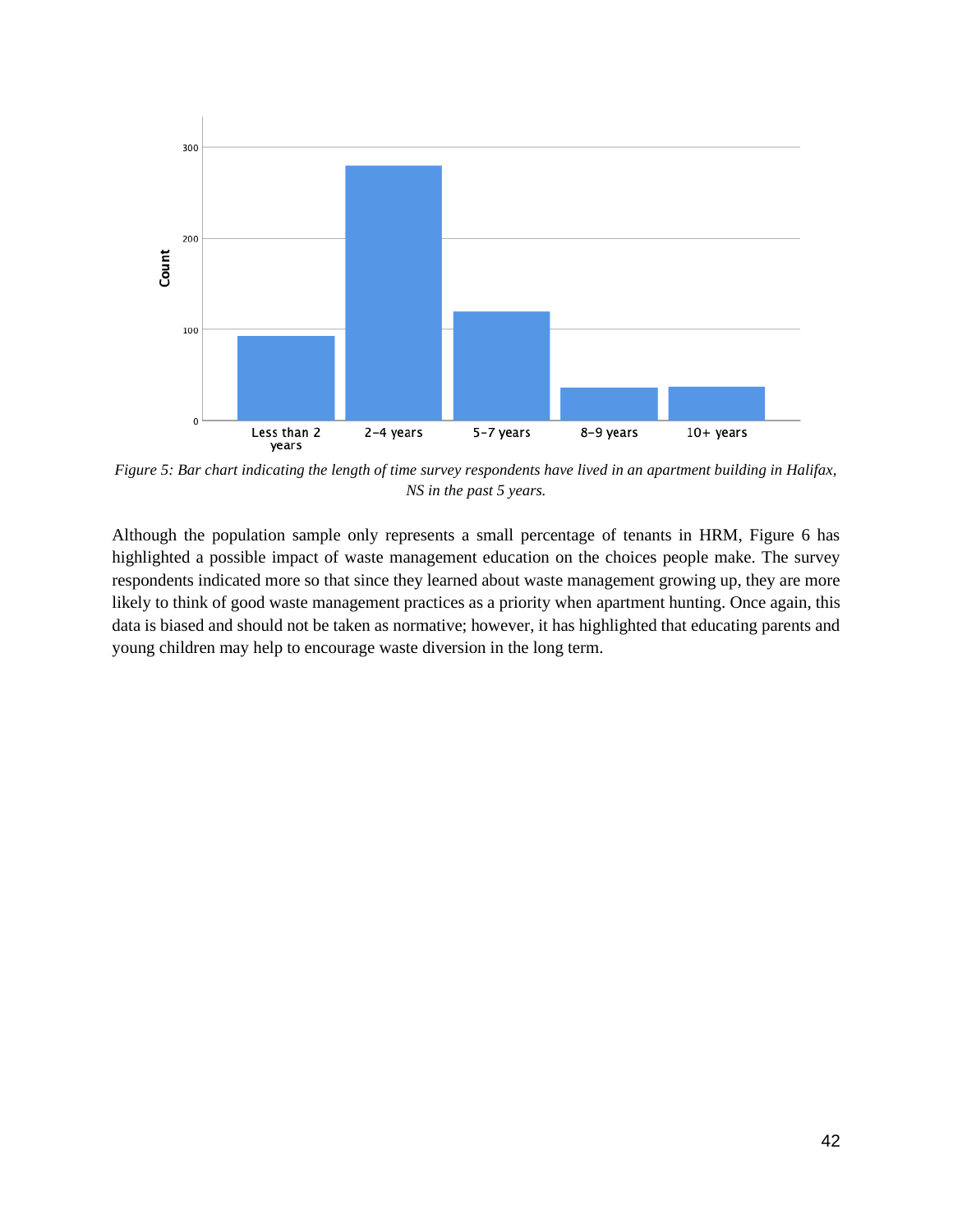*Figure 5: Bar chart indicating the length of time survey respondents have lived in an apartment building in Halifax, NS in the past 5 years.*

Although the population sample only represents a small percentage of tenants in HRM, Figure 6 has highlighted a possible impact of waste management education on the choices people make. The survey respondents indicated more so that since they learned about waste management growing up, they are more likely to think of good waste management practices as a priority when apartment hunting. Once again, this data is biased and should not be taken as normative; however, it has highlighted that educating parents and young children may help to encourage waste diversion in the long term.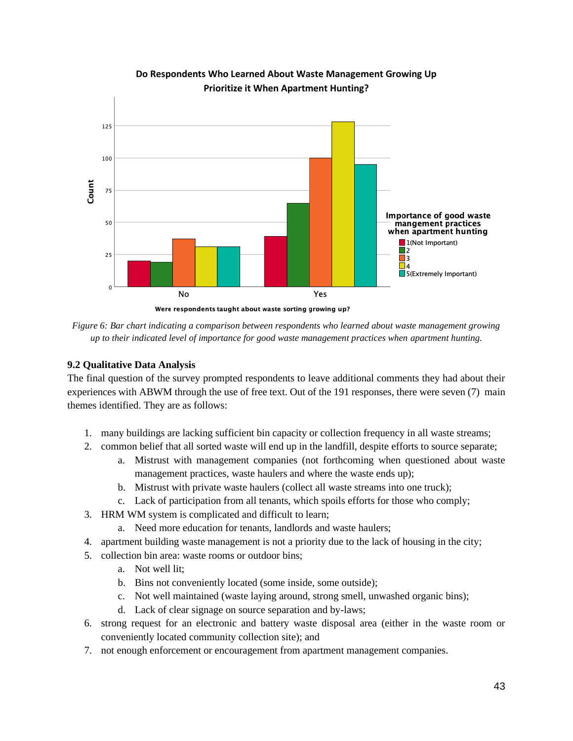*Figure 6: Bar chart indicating a comparison between respondents who learned about waste management growing up to their indicated level of importance for good waste management practices when apartment hunting.*

### 9.2 Qualitative Data Analysis

The final question of the survey prompted respondents to leave additional comments they had about their experiences with ABWM through the use of free text. Out of the 191 responses, there were seven (7) main themes identified. They are as follows:

1. many buildings are lacking sufficient bin capacity or collection frequency in all waste streams;
2. common belief that all sorted waste will end up in the landfill, despite efforts to source separate;
   a. Mistrust with management companies (not forthcoming when questioned about waste management practices, waste haulers and where the waste ends up);
   b. Mistrust with private waste haulers (collect all waste streams into one truck);
   c. Lack of participation from all tenants, which spoils efforts for those who comply;
3. HRM WM system is complicated and difficult to learn;
   a. Need more education for tenants, landlords and waste haulers;
4. apartment building waste management is not a priority due to the lack of housing in the city;
5. collection bin area: waste rooms or outdoor bins;
   a. Not well lit;
   b. Bins not conveniently located (some inside, some outside);
   c. Not well maintained (waste laying around, strong smell, unwashed organic bins);
   d. Lack of clear signage on source separation and by-laws;
6. strong request for an electronic and battery waste disposal area (either in the waste room or conveniently located community collection site); and
7. not enough enforcement or encouragement from apartment management companies.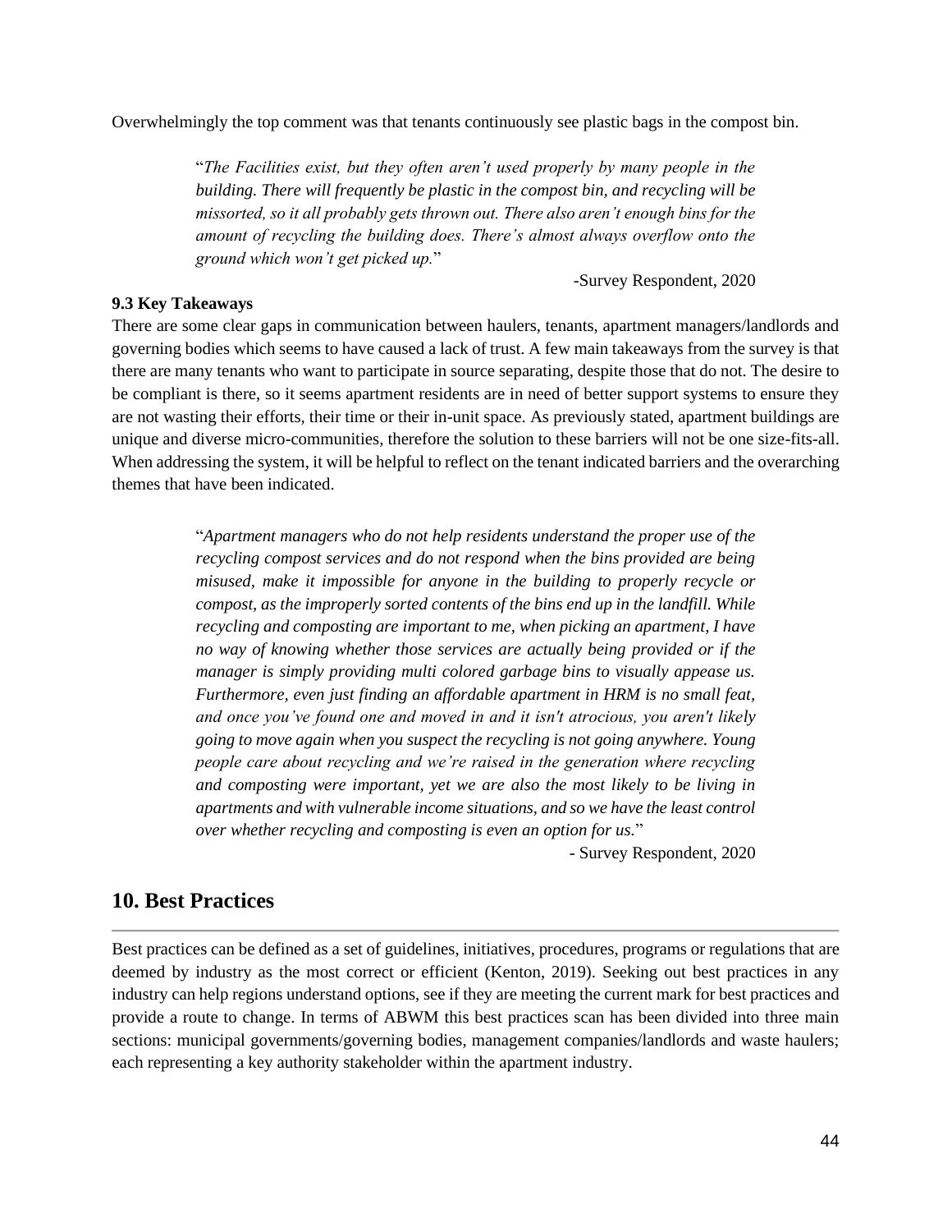Overwhelmingly the top comment was that tenants continuously see plastic bags in the compost bin.

> "*The Facilities exist, but they often aren't used properly by many people in the building. There will frequently be plastic in the compost bin, and recycling will be missorted, so it all probably gets thrown out. There also aren't enough bins for the amount of recycling the building does. There's almost always overflow onto the ground which won't get picked up.*"
>
> -Survey Respondent, 2020

**9.3 Key Takeaways**

There are some clear gaps in communication between haulers, tenants, apartment managers/landlords and governing bodies which seems to have caused a lack of trust. A few main takeaways from the survey is that there are many tenants who want to participate in source separating, despite those that do not. The desire to be compliant is there, so it seems apartment residents are in need of better support systems to ensure they are not wasting their efforts, their time or their in-unit space. As previously stated, apartment buildings are unique and diverse micro-communities, therefore the solution to these barriers will not be one size-fits-all. When addressing the system, it will be helpful to reflect on the tenant indicated barriers and the overarching themes that have been indicated.

> "*Apartment managers who do not help residents understand the proper use of the recycling compost services and do not respond when the bins provided are being misused, make it impossible for anyone in the building to properly recycle or compost, as the improperly sorted contents of the bins end up in the landfill. While recycling and composting are important to me, when picking an apartment, I have no way of knowing whether those services are actually being provided or if the manager is simply providing multi colored garbage bins to visually appease us. Furthermore, even just finding an affordable apartment in HRM is no small feat, and once you've found one and moved in and it isn't atrocious, you aren't likely going to move again when you suspect the recycling is not going anywhere. Young people care about recycling and we're raised in the generation where recycling and composting were important, yet we are also the most likely to be living in apartments and with vulnerable income situations, and so we have the least control over whether recycling and composting is even an option for us.*"
>
> - Survey Respondent, 2020

## 10. Best Practices

Best practices can be defined as a set of guidelines, initiatives, procedures, programs or regulations that are deemed by industry as the most correct or efficient (Kenton, 2019). Seeking out best practices in any industry can help regions understand options, see if they are meeting the current mark for best practices and provide a route to change. In terms of ABWM this best practices scan has been divided into three main sections: municipal governments/governing bodies, management companies/landlords and waste haulers; each representing a key authority stakeholder within the apartment industry.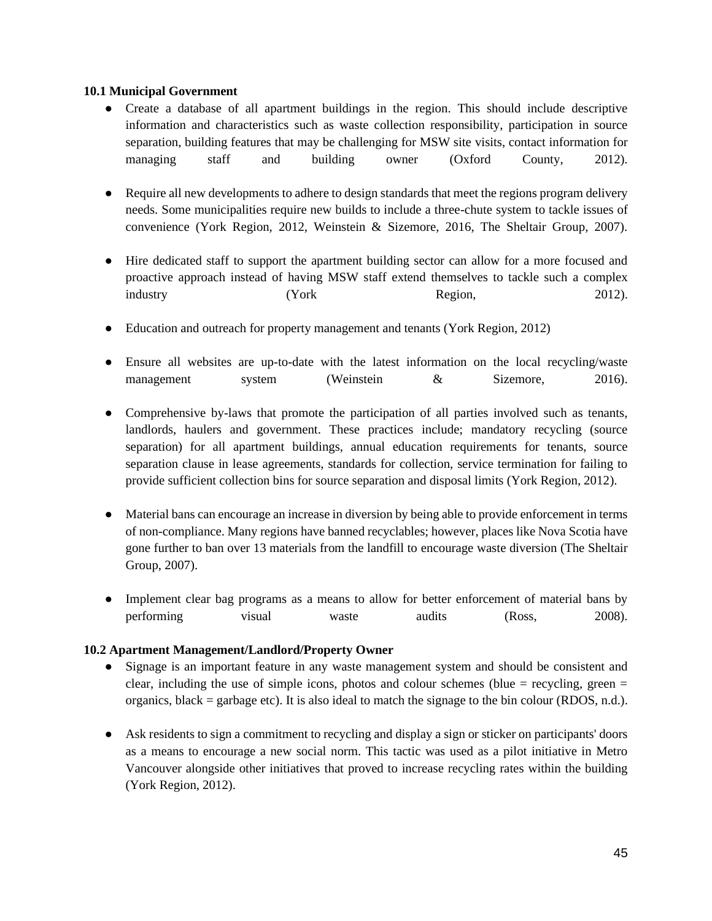### 10.1 Municipal Government

- Create a database of all apartment buildings in the region. This should include descriptive information and characteristics such as waste collection responsibility, participation in source separation, building features that may be challenging for MSW site visits, contact information for managing staff and building owner (Oxford County, 2012).

- Require all new developments to adhere to design standards that meet the regions program delivery needs. Some municipalities require new builds to include a three-chute system to tackle issues of convenience (York Region, 2012, Weinstein & Sizemore, 2016, The Sheltair Group, 2007).

- Hire dedicated staff to support the apartment building sector can allow for a more focused and proactive approach instead of having MSW staff extend themselves to tackle such a complex industry (York Region, 2012).

- Education and outreach for property management and tenants (York Region, 2012)

- Ensure all websites are up-to-date with the latest information on the local recycling/waste management system (Weinstein & Sizemore, 2016).

- Comprehensive by-laws that promote the participation of all parties involved such as tenants, landlords, haulers and government. These practices include; mandatory recycling (source separation) for all apartment buildings, annual education requirements for tenants, source separation clause in lease agreements, standards for collection, service termination for failing to provide sufficient collection bins for source separation and disposal limits (York Region, 2012).

- Material bans can encourage an increase in diversion by being able to provide enforcement in terms of non-compliance. Many regions have banned recyclables; however, places like Nova Scotia have gone further to ban over 13 materials from the landfill to encourage waste diversion (The Sheltair Group, 2007).

- Implement clear bag programs as a means to allow for better enforcement of material bans by performing visual waste audits (Ross, 2008).

### 10.2 Apartment Management/Landlord/Property Owner

- Signage is an important feature in any waste management system and should be consistent and clear, including the use of simple icons, photos and colour schemes (blue = recycling, green = organics, black = garbage etc). It is also ideal to match the signage to the bin colour (RDOS, n.d.).

- Ask residents to sign a commitment to recycling and display a sign or sticker on participants' doors as a means to encourage a new social norm. This tactic was used as a pilot initiative in Metro Vancouver alongside other initiatives that proved to increase recycling rates within the building (York Region, 2012).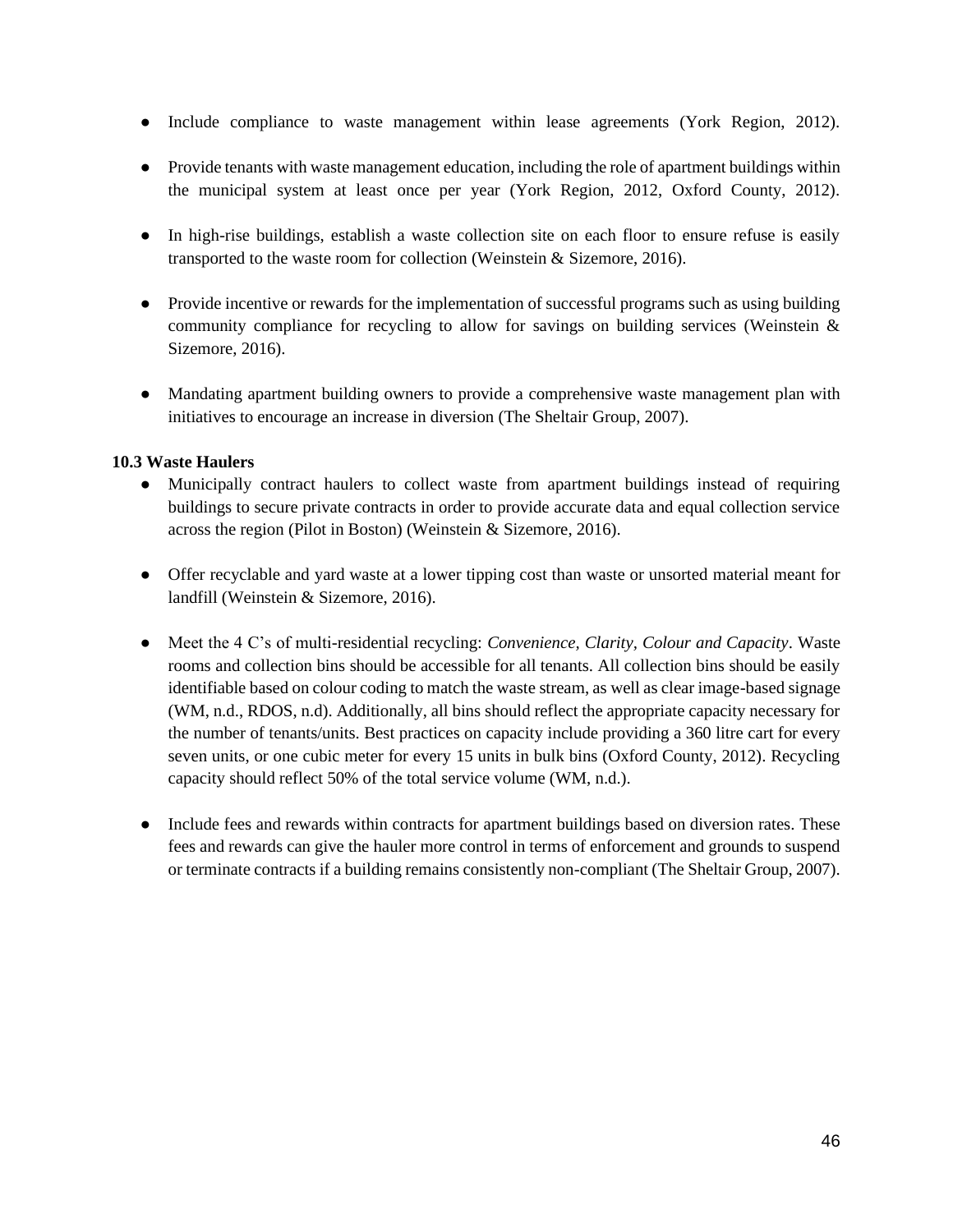- Include compliance to waste management within lease agreements (York Region, 2012).
- Provide tenants with waste management education, including the role of apartment buildings within the municipal system at least once per year (York Region, 2012, Oxford County, 2012).
- In high-rise buildings, establish a waste collection site on each floor to ensure refuse is easily transported to the waste room for collection (Weinstein & Sizemore, 2016).
- Provide incentive or rewards for the implementation of successful programs such as using building community compliance for recycling to allow for savings on building services (Weinstein & Sizemore, 2016).
- Mandating apartment building owners to provide a comprehensive waste management plan with initiatives to encourage an increase in diversion (The Sheltair Group, 2007).

**10.3 Waste Haulers**

- Municipally contract haulers to collect waste from apartment buildings instead of requiring buildings to secure private contracts in order to provide accurate data and equal collection service across the region (Pilot in Boston) (Weinstein & Sizemore, 2016).
- Offer recyclable and yard waste at a lower tipping cost than waste or unsorted material meant for landfill (Weinstein & Sizemore, 2016).
- Meet the 4 C's of multi-residential recycling: *Convenience, Clarity, Colour and Capacity*. Waste rooms and collection bins should be accessible for all tenants. All collection bins should be easily identifiable based on colour coding to match the waste stream, as well as clear image-based signage (WM, n.d., RDOS, n.d). Additionally, all bins should reflect the appropriate capacity necessary for the number of tenants/units. Best practices on capacity include providing a 360 litre cart for every seven units, or one cubic meter for every 15 units in bulk bins (Oxford County, 2012). Recycling capacity should reflect 50% of the total service volume (WM, n.d.).
- Include fees and rewards within contracts for apartment buildings based on diversion rates. These fees and rewards can give the hauler more control in terms of enforcement and grounds to suspend or terminate contracts if a building remains consistently non-compliant (The Sheltair Group, 2007).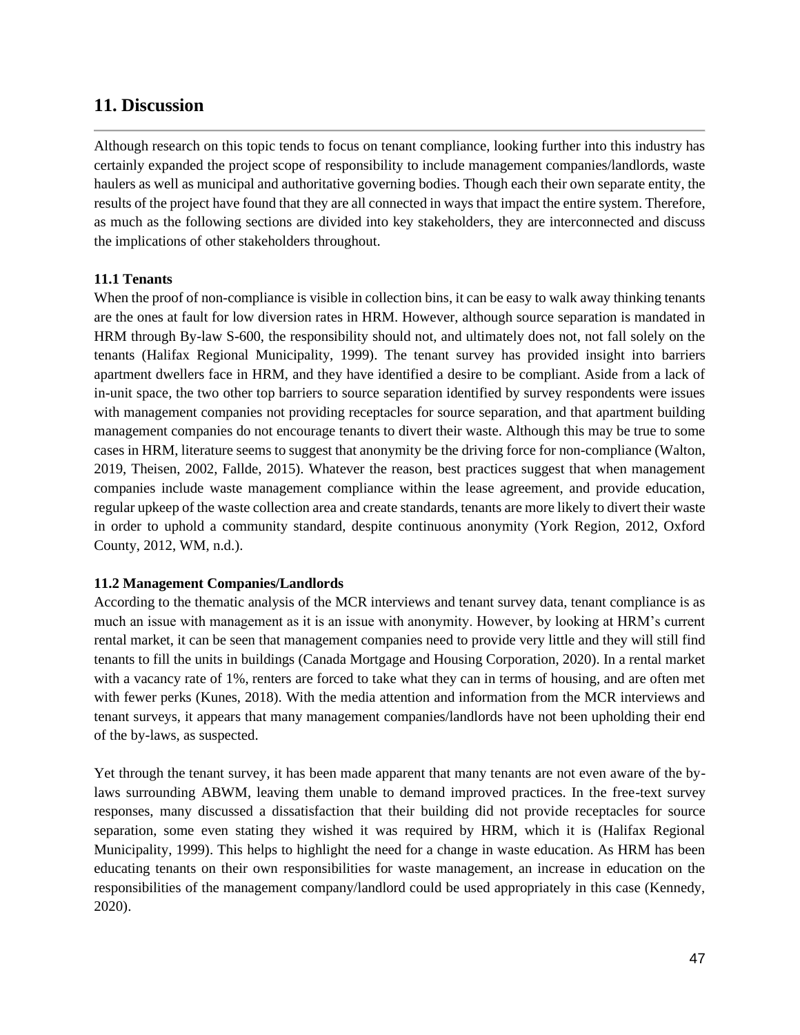## 11. Discussion

Although research on this topic tends to focus on tenant compliance, looking further into this industry has certainly expanded the project scope of responsibility to include management companies/landlords, waste haulers as well as municipal and authoritative governing bodies. Though each their own separate entity, the results of the project have found that they are all connected in ways that impact the entire system. Therefore, as much as the following sections are divided into key stakeholders, they are interconnected and discuss the implications of other stakeholders throughout.

### 11.1 Tenants

When the proof of non-compliance is visible in collection bins, it can be easy to walk away thinking tenants are the ones at fault for low diversion rates in HRM. However, although source separation is mandated in HRM through By-law S-600, the responsibility should not, and ultimately does not, not fall solely on the tenants (Halifax Regional Municipality, 1999). The tenant survey has provided insight into barriers apartment dwellers face in HRM, and they have identified a desire to be compliant. Aside from a lack of in-unit space, the two other top barriers to source separation identified by survey respondents were issues with management companies not providing receptacles for source separation, and that apartment building management companies do not encourage tenants to divert their waste. Although this may be true to some cases in HRM, literature seems to suggest that anonymity be the driving force for non-compliance (Walton, 2019, Theisen, 2002, Fallde, 2015). Whatever the reason, best practices suggest that when management companies include waste management compliance within the lease agreement, and provide education, regular upkeep of the waste collection area and create standards, tenants are more likely to divert their waste in order to uphold a community standard, despite continuous anonymity (York Region, 2012, Oxford County, 2012, WM, n.d.).

### 11.2 Management Companies/Landlords

According to the thematic analysis of the MCR interviews and tenant survey data, tenant compliance is as much an issue with management as it is an issue with anonymity. However, by looking at HRM's current rental market, it can be seen that management companies need to provide very little and they will still find tenants to fill the units in buildings (Canada Mortgage and Housing Corporation, 2020). In a rental market with a vacancy rate of 1%, renters are forced to take what they can in terms of housing, and are often met with fewer perks (Kunes, 2018). With the media attention and information from the MCR interviews and tenant surveys, it appears that many management companies/landlords have not been upholding their end of the by-laws, as suspected.

Yet through the tenant survey, it has been made apparent that many tenants are not even aware of the by-laws surrounding ABWM, leaving them unable to demand improved practices. In the free-text survey responses, many discussed a dissatisfaction that their building did not provide receptacles for source separation, some even stating they wished it was required by HRM, which it is (Halifax Regional Municipality, 1999). This helps to highlight the need for a change in waste education. As HRM has been educating tenants on their own responsibilities for waste management, an increase in education on the responsibilities of the management company/landlord could be used appropriately in this case (Kennedy, 2020).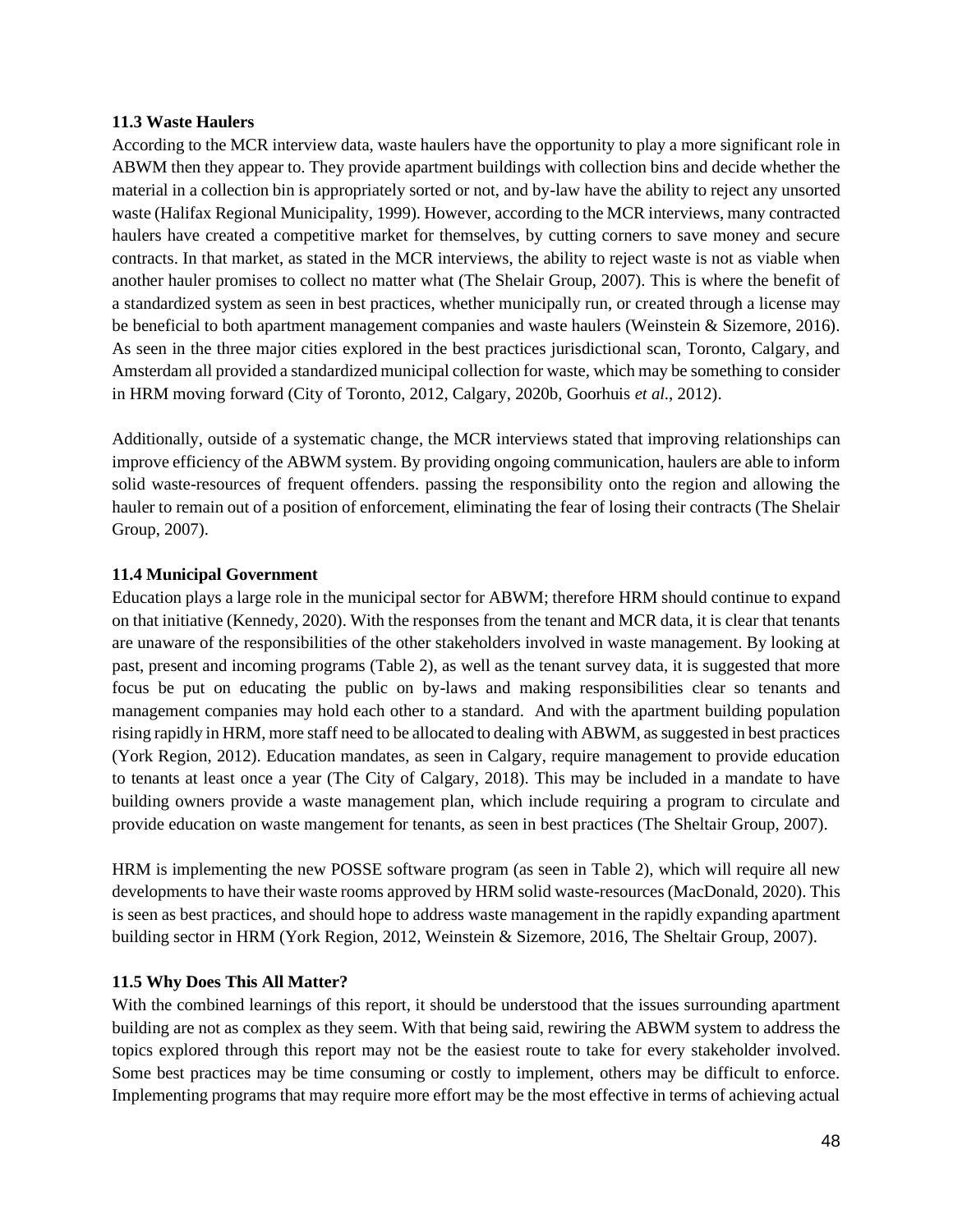### 11.3 Waste Haulers

According to the MCR interview data, waste haulers have the opportunity to play a more significant role in ABWM then they appear to. They provide apartment buildings with collection bins and decide whether the material in a collection bin is appropriately sorted or not, and by-law have the ability to reject any unsorted waste (Halifax Regional Municipality, 1999). However, according to the MCR interviews, many contracted haulers have created a competitive market for themselves, by cutting corners to save money and secure contracts. In that market, as stated in the MCR interviews, the ability to reject waste is not as viable when another hauler promises to collect no matter what (The Shelair Group, 2007). This is where the benefit of a standardized system as seen in best practices, whether municipally run, or created through a license may be beneficial to both apartment management companies and waste haulers (Weinstein & Sizemore, 2016). As seen in the three major cities explored in the best practices jurisdictional scan, Toronto, Calgary, and Amsterdam all provided a standardized municipal collection for waste, which may be something to consider in HRM moving forward (City of Toronto, 2012, Calgary, 2020b, Goorhuis *et al.*, 2012).

Additionally, outside of a systematic change, the MCR interviews stated that improving relationships can improve efficiency of the ABWM system. By providing ongoing communication, haulers are able to inform solid waste-resources of frequent offenders. passing the responsibility onto the region and allowing the hauler to remain out of a position of enforcement, eliminating the fear of losing their contracts (The Shelair Group, 2007).

### 11.4 Municipal Government

Education plays a large role in the municipal sector for ABWM; therefore HRM should continue to expand on that initiative (Kennedy, 2020). With the responses from the tenant and MCR data, it is clear that tenants are unaware of the responsibilities of the other stakeholders involved in waste management. By looking at past, present and incoming programs (Table 2), as well as the tenant survey data, it is suggested that more focus be put on educating the public on by-laws and making responsibilities clear so tenants and management companies may hold each other to a standard. And with the apartment building population rising rapidly in HRM, more staff need to be allocated to dealing with ABWM, as suggested in best practices (York Region, 2012). Education mandates, as seen in Calgary, require management to provide education to tenants at least once a year (The City of Calgary, 2018). This may be included in a mandate to have building owners provide a waste management plan, which include requiring a program to circulate and provide education on waste mangement for tenants, as seen in best practices (The Sheltair Group, 2007).

HRM is implementing the new POSSE software program (as seen in Table 2), which will require all new developments to have their waste rooms approved by HRM solid waste-resources (MacDonald, 2020). This is seen as best practices, and should hope to address waste management in the rapidly expanding apartment building sector in HRM (York Region, 2012, Weinstein & Sizemore, 2016, The Sheltair Group, 2007).

### 11.5 Why Does This All Matter?

With the combined learnings of this report, it should be understood that the issues surrounding apartment building are not as complex as they seem. With that being said, rewiring the ABWM system to address the topics explored through this report may not be the easiest route to take for every stakeholder involved. Some best practices may be time consuming or costly to implement, others may be difficult to enforce. Implementing programs that may require more effort may be the most effective in terms of achieving actual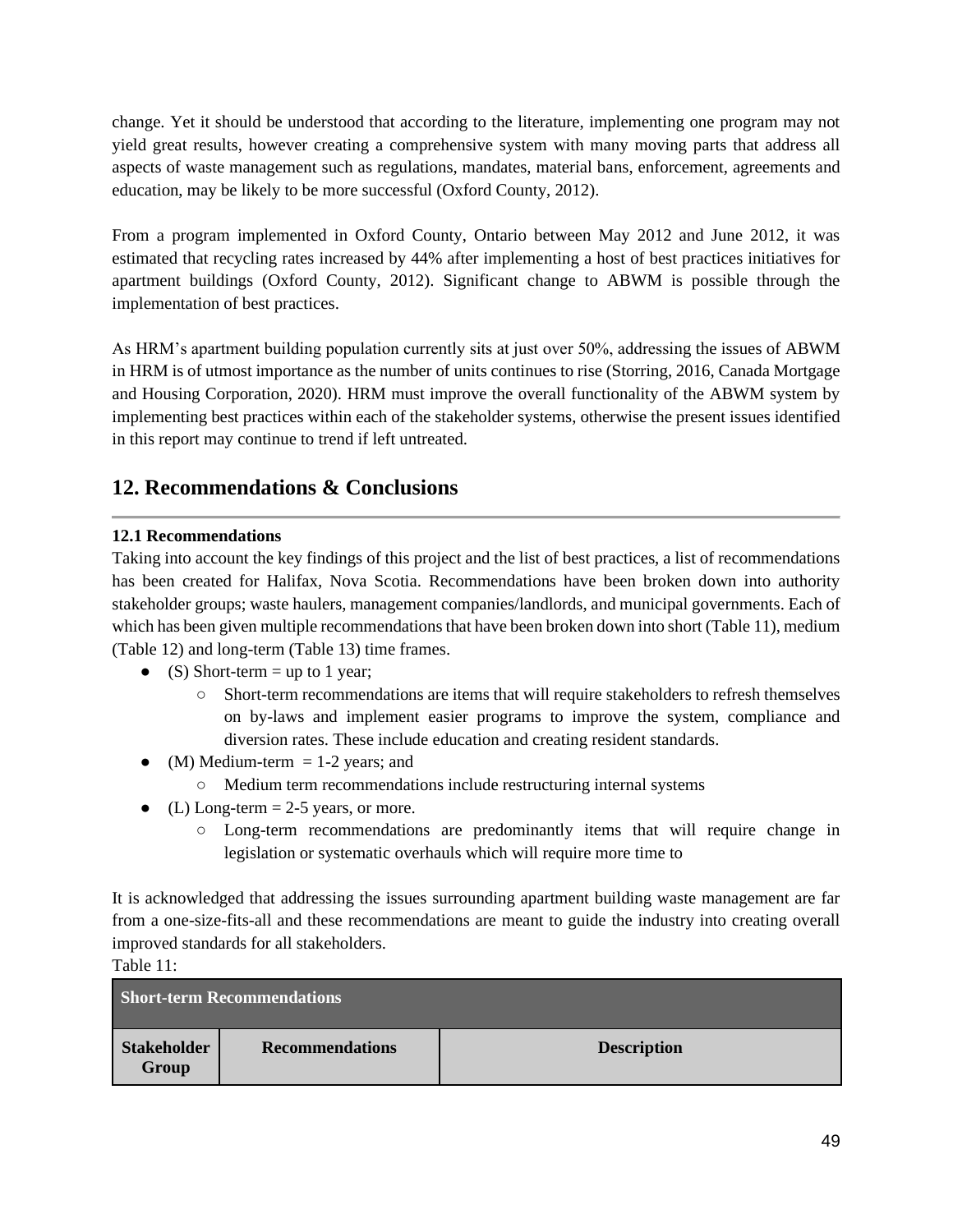change. Yet it should be understood that according to the literature, implementing one program may not yield great results, however creating a comprehensive system with many moving parts that address all aspects of waste management such as regulations, mandates, material bans, enforcement, agreements and education, may be likely to be more successful (Oxford County, 2012).

From a program implemented in Oxford County, Ontario between May 2012 and June 2012, it was estimated that recycling rates increased by 44% after implementing a host of best practices initiatives for apartment buildings (Oxford County, 2012). Significant change to ABWM is possible through the implementation of best practices.

As HRM's apartment building population currently sits at just over 50%, addressing the issues of ABWM in HRM is of utmost importance as the number of units continues to rise (Storring, 2016, Canada Mortgage and Housing Corporation, 2020). HRM must improve the overall functionality of the ABWM system by implementing best practices within each of the stakeholder systems, otherwise the present issues identified in this report may continue to trend if left untreated.

## 12. Recommendations & Conclusions

### 12.1 Recommendations

Taking into account the key findings of this project and the list of best practices, a list of recommendations has been created for Halifax, Nova Scotia. Recommendations have been broken down into authority stakeholder groups; waste haulers, management companies/landlords, and municipal governments. Each of which has been given multiple recommendations that have been broken down into short (Table 11), medium (Table 12) and long-term (Table 13) time frames.

- (S) Short-term = up to 1 year;
  - Short-term recommendations are items that will require stakeholders to refresh themselves on by-laws and implement easier programs to improve the system, compliance and diversion rates. These include education and creating resident standards.
- (M) Medium-term = 1-2 years; and
  - Medium term recommendations include restructuring internal systems
- (L) Long-term = 2-5 years, or more.
  - Long-term recommendations are predominantly items that will require change in legislation or systematic overhauls which will require more time to

It is acknowledged that addressing the issues surrounding apartment building waste management are far from a one-size-fits-all and these recommendations are meant to guide the industry into creating overall improved standards for all stakeholders.

Table 11:

| **Short-term Recommendations** | | |
|---|---|---|
| **Stakeholder Group** | **Recommendations** | **Description** |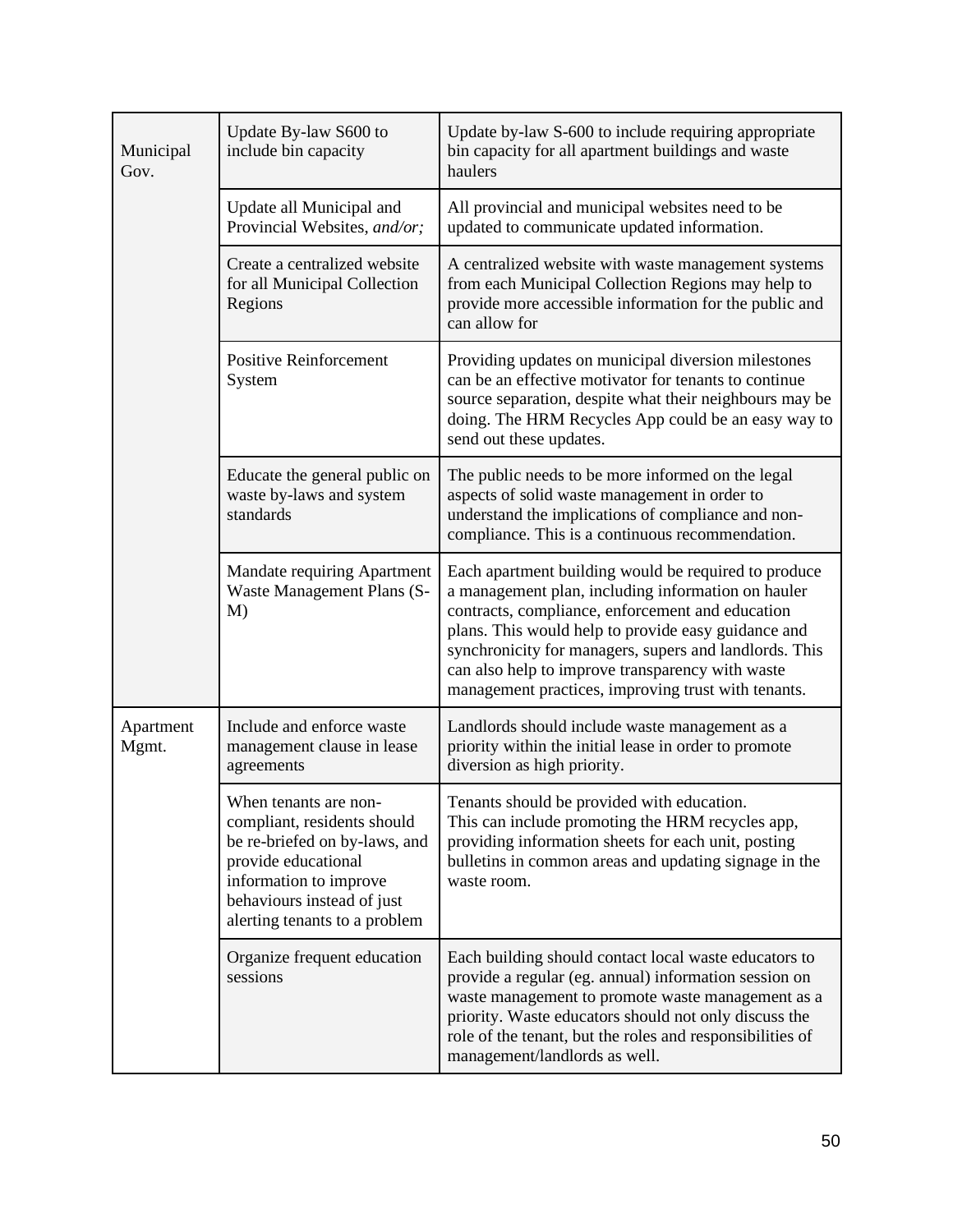| | | |
|---|---|---|
| Municipal Gov. | Update By-law S600 to include bin capacity | Update by-law S-600 to include requiring appropriate bin capacity for all apartment buildings and waste haulers |
| | Update all Municipal and Provincial Websites, *and/or;* | All provincial and municipal websites need to be updated to communicate updated information. |
| | Create a centralized website for all Municipal Collection Regions | A centralized website with waste management systems from each Municipal Collection Regions may help to provide more accessible information for the public and can allow for |
| | Positive Reinforcement System | Providing updates on municipal diversion milestones can be an effective motivator for tenants to continue source separation, despite what their neighbours may be doing. The HRM Recycles App could be an easy way to send out these updates. |
| | Educate the general public on waste by-laws and system standards | The public needs to be more informed on the legal aspects of solid waste management in order to understand the implications of compliance and non-compliance. This is a continuous recommendation. |
| | Mandate requiring Apartment Waste Management Plans (S-M) | Each apartment building would be required to produce a management plan, including information on hauler contracts, compliance, enforcement and education plans. This would help to provide easy guidance and synchronicity for managers, supers and landlords. This can also help to improve transparency with waste management practices, improving trust with tenants. |
| Apartment Mgmt. | Include and enforce waste management clause in lease agreements | Landlords should include waste management as a priority within the initial lease in order to promote diversion as high priority. |
| | When tenants are non-compliant, residents should be re-briefed on by-laws, and provide educational information to improve behaviours instead of just alerting tenants to a problem | Tenants should be provided with education. This can include promoting the HRM recycles app, providing information sheets for each unit, posting bulletins in common areas and updating signage in the waste room. |
| | Organize frequent education sessions | Each building should contact local waste educators to provide a regular (eg. annual) information session on waste management to promote waste management as a priority. Waste educators should not only discuss the role of the tenant, but the roles and responsibilities of management/landlords as well. |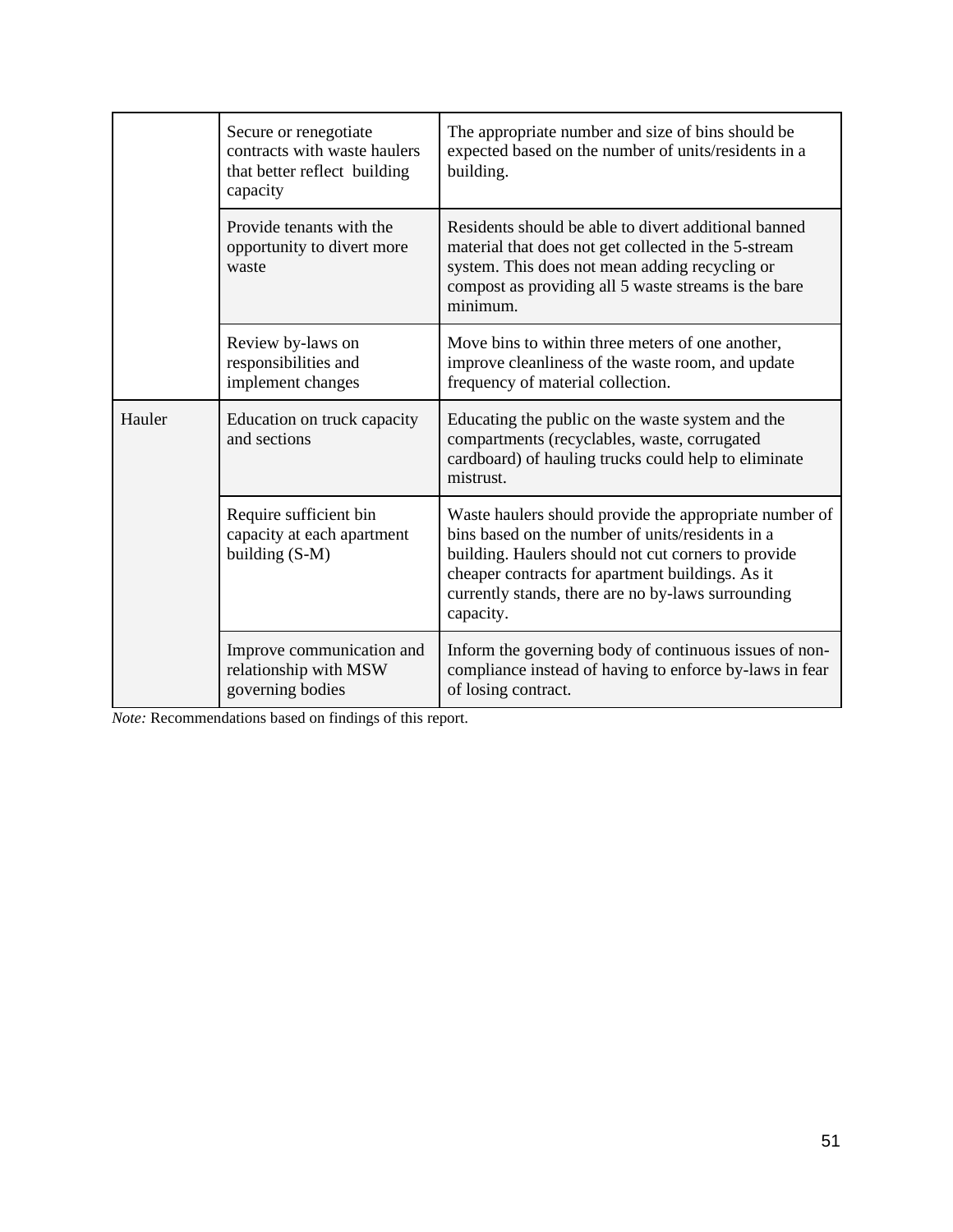| | | |
|---|---|---|
| | Secure or renegotiate contracts with waste haulers that better reflect building capacity | The appropriate number and size of bins should be expected based on the number of units/residents in a building. |
| | Provide tenants with the opportunity to divert more waste | Residents should be able to divert additional banned material that does not get collected in the 5-stream system. This does not mean adding recycling or compost as providing all 5 waste streams is the bare minimum. |
| | Review by-laws on responsibilities and implement changes | Move bins to within three meters of one another, improve cleanliness of the waste room, and update frequency of material collection. |
| Hauler | Education on truck capacity and sections | Educating the public on the waste system and the compartments (recyclables, waste, corrugated cardboard) of hauling trucks could help to eliminate mistrust. |
| | Require sufficient bin capacity at each apartment building (S-M) | Waste haulers should provide the appropriate number of bins based on the number of units/residents in a building. Haulers should not cut corners to provide cheaper contracts for apartment buildings. As it currently stands, there are no by-laws surrounding capacity. |
| | Improve communication and relationship with MSW governing bodies | Inform the governing body of continuous issues of non-compliance instead of having to enforce by-laws in fear of losing contract. |

*Note:* Recommendations based on findings of this report.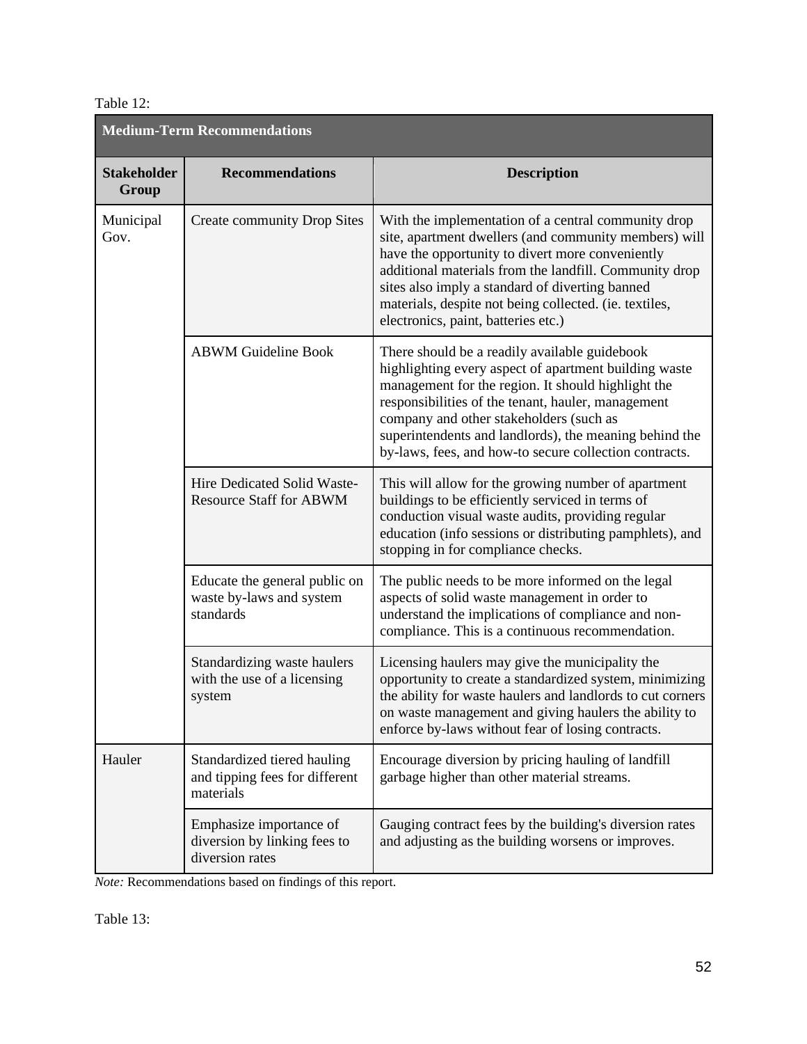Table 12:

| Medium-Term Recommendations | | |
|---|---|---|
| **Stakeholder Group** | **Recommendations** | **Description** |
| Municipal Gov. | Create community Drop Sites | With the implementation of a central community drop site, apartment dwellers (and community members) will have the opportunity to divert more conveniently additional materials from the landfill. Community drop sites also imply a standard of diverting banned materials, despite not being collected. (ie. textiles, electronics, paint, batteries etc.) |
| | ABWM Guideline Book | There should be a readily available guidebook highlighting every aspect of apartment building waste management for the region. It should highlight the responsibilities of the tenant, hauler, management company and other stakeholders (such as superintendents and landlords), the meaning behind the by-laws, fees, and how-to secure collection contracts. |
| | Hire Dedicated Solid Waste-Resource Staff for ABWM | This will allow for the growing number of apartment buildings to be efficiently serviced in terms of conduction visual waste audits, providing regular education (info sessions or distributing pamphlets), and stopping in for compliance checks. |
| | Educate the general public on waste by-laws and system standards | The public needs to be more informed on the legal aspects of solid waste management in order to understand the implications of compliance and non-compliance. This is a continuous recommendation. |
| | Standardizing waste haulers with the use of a licensing system | Licensing haulers may give the municipality the opportunity to create a standardized system, minimizing the ability for waste haulers and landlords to cut corners on waste management and giving haulers the ability to enforce by-laws without fear of losing contracts. |
| Hauler | Standardized tiered hauling and tipping fees for different materials | Encourage diversion by pricing hauling of landfill garbage higher than other material streams. |
| | Emphasize importance of diversion by linking fees to diversion rates | Gauging contract fees by the building's diversion rates and adjusting as the building worsens or improves. |

*Note:* Recommendations based on findings of this report.

Table 13: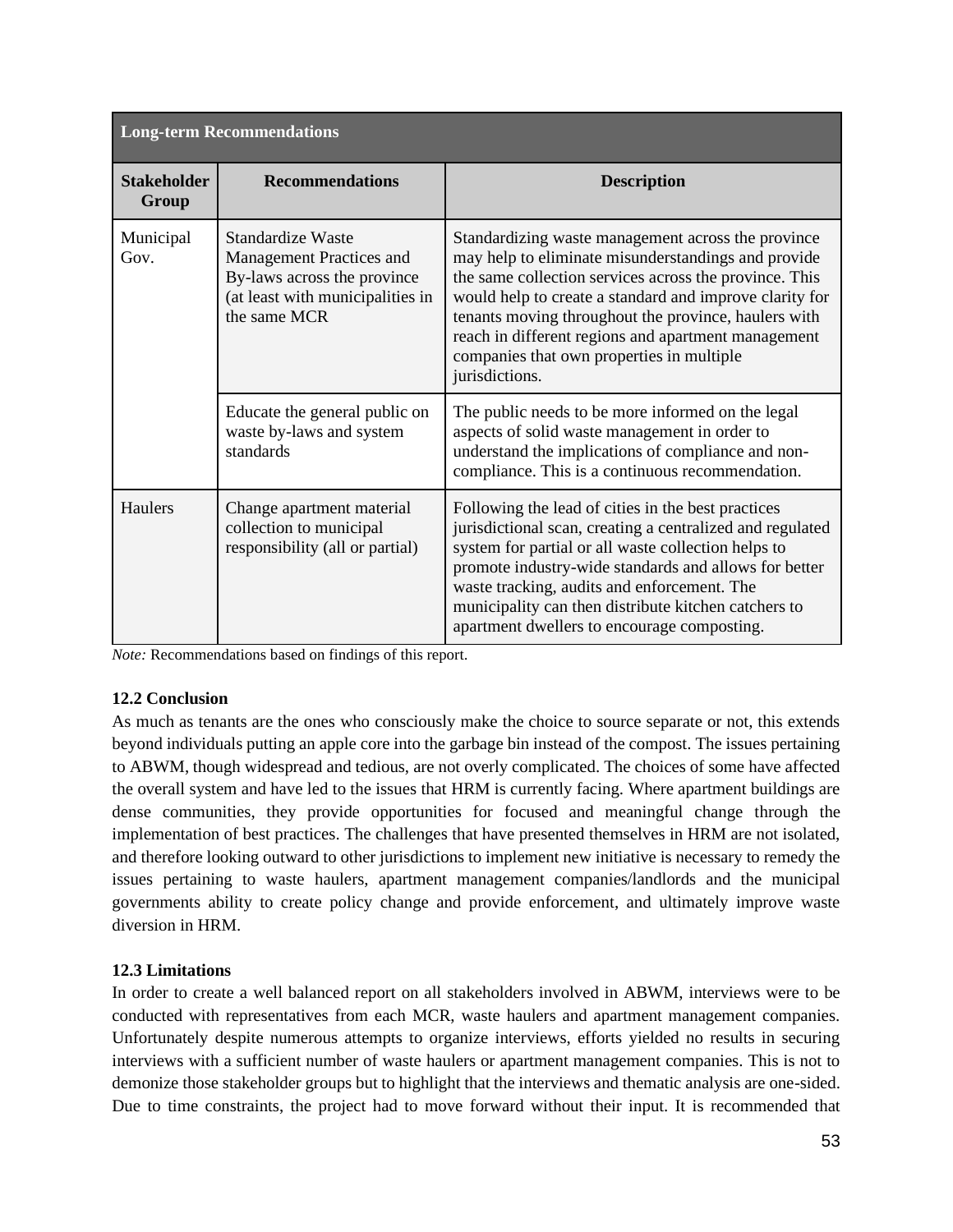| Long-term Recommendations | | |
|---|---|---|
| **Stakeholder Group** | **Recommendations** | **Description** |
| Municipal Gov. | Standardize Waste Management Practices and By-laws across the province (at least with municipalities in the same MCR | Standardizing waste management across the province may help to eliminate misunderstandings and provide the same collection services across the province. This would help to create a standard and improve clarity for tenants moving throughout the province, haulers with reach in different regions and apartment management companies that own properties in multiple jurisdictions. |
| | Educate the general public on waste by-laws and system standards | The public needs to be more informed on the legal aspects of solid waste management in order to understand the implications of compliance and non-compliance. This is a continuous recommendation. |
| Haulers | Change apartment material collection to municipal responsibility (all or partial) | Following the lead of cities in the best practices jurisdictional scan, creating a centralized and regulated system for partial or all waste collection helps to promote industry-wide standards and allows for better waste tracking, audits and enforcement. The municipality can then distribute kitchen catchers to apartment dwellers to encourage composting. |

*Note:* Recommendations based on findings of this report.

**12.2 Conclusion**

As much as tenants are the ones who consciously make the choice to source separate or not, this extends beyond individuals putting an apple core into the garbage bin instead of the compost. The issues pertaining to ABWM, though widespread and tedious, are not overly complicated. The choices of some have affected the overall system and have led to the issues that HRM is currently facing. Where apartment buildings are dense communities, they provide opportunities for focused and meaningful change through the implementation of best practices. The challenges that have presented themselves in HRM are not isolated, and therefore looking outward to other jurisdictions to implement new initiative is necessary to remedy the issues pertaining to waste haulers, apartment management companies/landlords and the municipal governments ability to create policy change and provide enforcement, and ultimately improve waste diversion in HRM.

**12.3 Limitations**

In order to create a well balanced report on all stakeholders involved in ABWM, interviews were to be conducted with representatives from each MCR, waste haulers and apartment management companies. Unfortunately despite numerous attempts to organize interviews, efforts yielded no results in securing interviews with a sufficient number of waste haulers or apartment management companies. This is not to demonize those stakeholder groups but to highlight that the interviews and thematic analysis are one-sided. Due to time constraints, the project had to move forward without their input. It is recommended that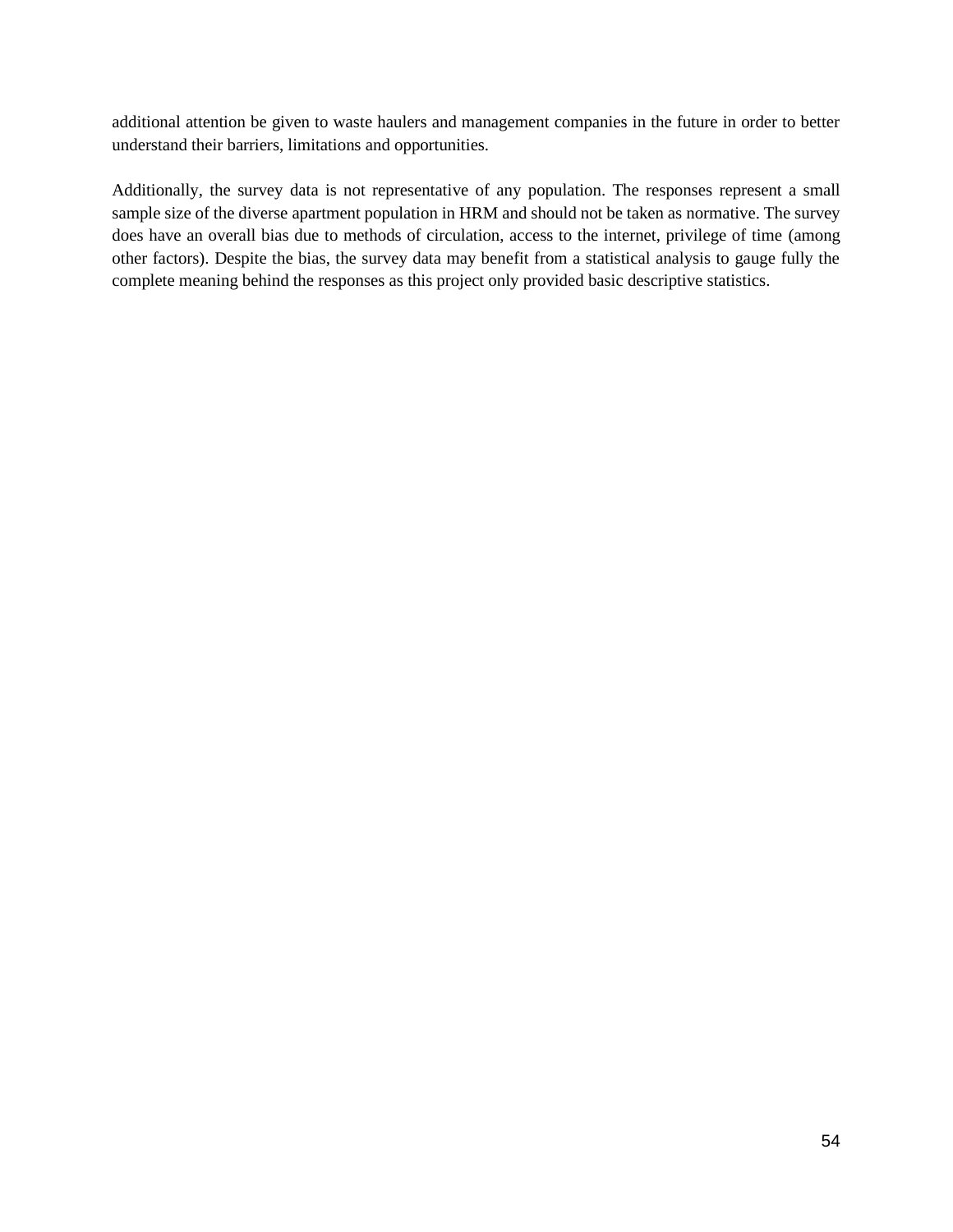additional attention be given to waste haulers and management companies in the future in order to better understand their barriers, limitations and opportunities.

Additionally, the survey data is not representative of any population. The responses represent a small sample size of the diverse apartment population in HRM and should not be taken as normative. The survey does have an overall bias due to methods of circulation, access to the internet, privilege of time (among other factors). Despite the bias, the survey data may benefit from a statistical analysis to gauge fully the complete meaning behind the responses as this project only provided basic descriptive statistics.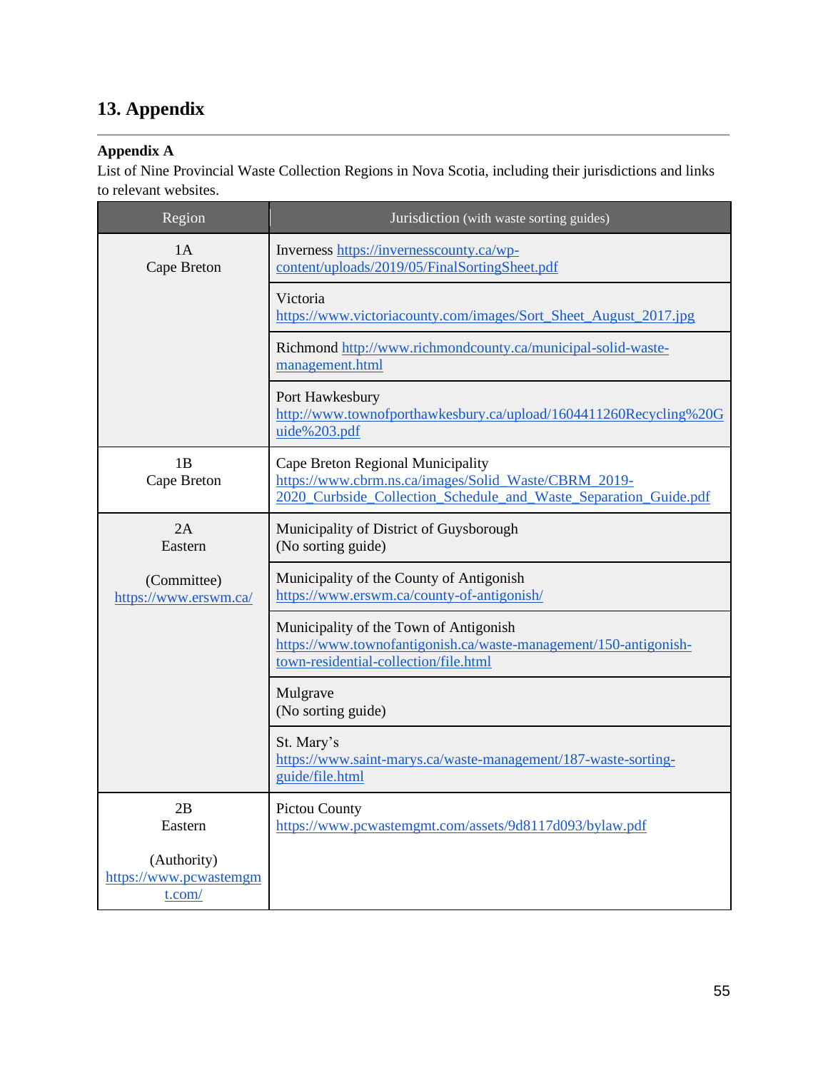# 13. Appendix

**Appendix A**

List of Nine Provincial Waste Collection Regions in Nova Scotia, including their jurisdictions and links to relevant websites.

| Region | Jurisdiction (with waste sorting guides) |
|---|---|
| 1A<br>Cape Breton | Inverness https://invernesscounty.ca/wp-content/uploads/2019/05/FinalSortingSheet.pdf |
| | Victoria https://www.victoriacounty.com/images/Sort_Sheet_August_2017.jpg |
| | Richmond http://www.richmondcounty.ca/municipal-solid-waste-management.html |
| | Port Hawkesbury http://www.townofporthawkesbury.ca/upload/1604411260Recycling%20Guide%203.pdf |
| 1B<br>Cape Breton | Cape Breton Regional Municipality https://www.cbrm.ns.ca/images/Solid_Waste/CBRM_2019-2020_Curbside_Collection_Schedule_and_Waste_Separation_Guide.pdf |
| 2A<br>Eastern<br><br>(Committee)<br>https://www.erswm.ca/ | Municipality of District of Guysborough<br>(No sorting guide) |
| | Municipality of the County of Antigonish https://www.erswm.ca/county-of-antigonish/ |
| | Municipality of the Town of Antigonish https://www.townofantigonish.ca/waste-management/150-antigonish-town-residential-collection/file.html |
| | Mulgrave<br>(No sorting guide) |
| | St. Mary's https://www.saint-marys.ca/waste-management/187-waste-sorting-guide/file.html |
| 2B<br>Eastern<br><br>(Authority)<br>https://www.pcwastemgmt.com/ | Pictou County https://www.pcwastemgmt.com/assets/9d8117d093/bylaw.pdf |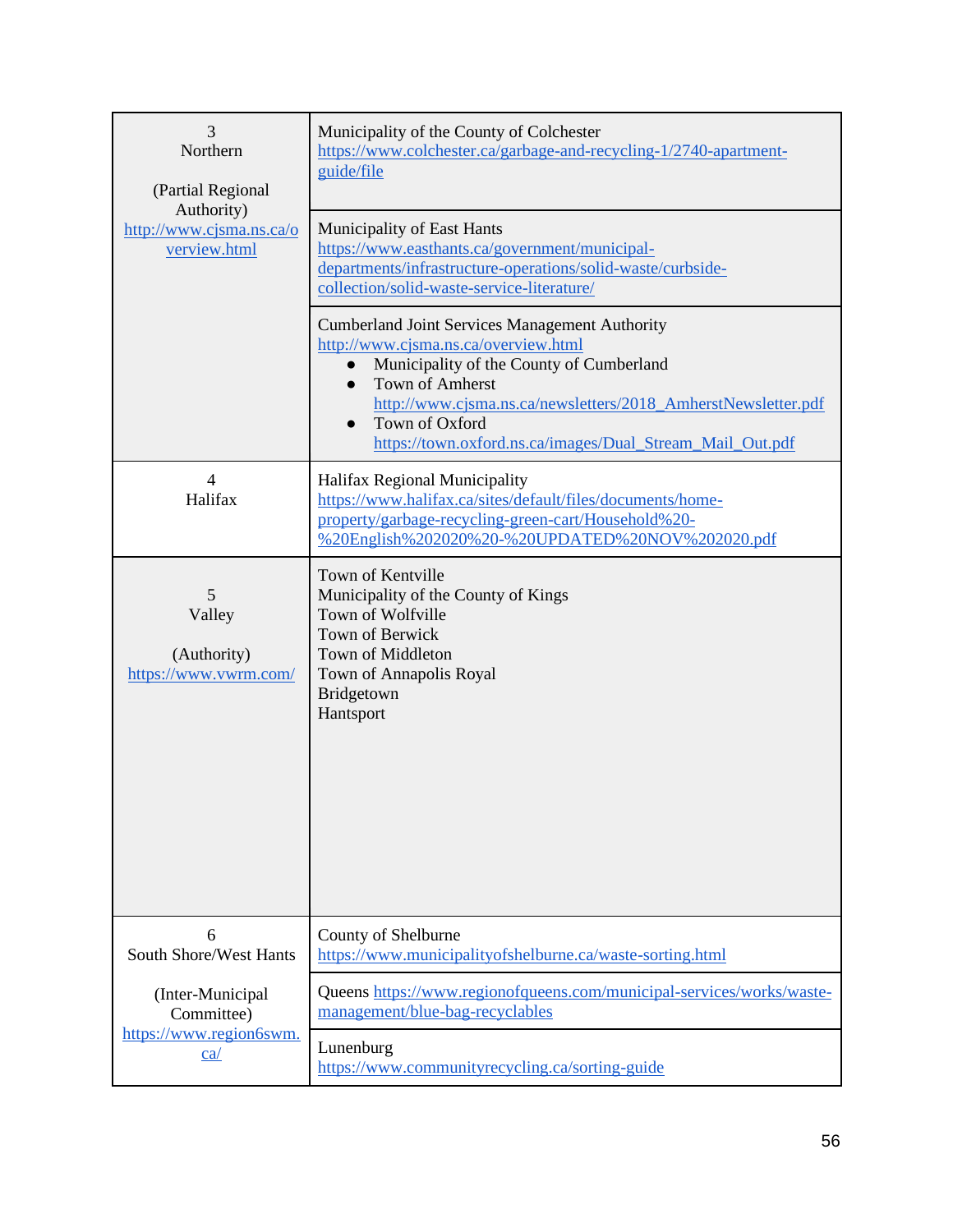| | |
|---|---|
| 3<br>Northern<br><br>(Partial Regional Authority)<br>http://www.cjsma.ns.ca/overview.html | Municipality of the County of Colchester<br>https://www.colchester.ca/garbage-and-recycling-1/2740-apartment-guide/file |
| | Municipality of East Hants<br>https://www.easthants.ca/government/municipal-departments/infrastructure-operations/solid-waste/curbside-collection/solid-waste-service-literature/ |
| | Cumberland Joint Services Management Authority<br>http://www.cjsma.ns.ca/overview.html<br>• Municipality of the County of Cumberland<br>• Town of Amherst http://www.cjsma.ns.ca/newsletters/2018_AmherstNewsletter.pdf<br>• Town of Oxford https://town.oxford.ns.ca/images/Dual_Stream_Mail_Out.pdf |
| 4<br>Halifax | Halifax Regional Municipality<br>https://www.halifax.ca/sites/default/files/documents/home-property/garbage-recycling-green-cart/Household%20-%20English%202020%20-%20UPDATED%20NOV%202020.pdf |
| 5<br>Valley<br><br>(Authority)<br>https://www.vwrm.com/ | Town of Kentville<br>Municipality of the County of Kings<br>Town of Wolfville<br>Town of Berwick<br>Town of Middleton<br>Town of Annapolis Royal<br>Bridgetown<br>Hantsport |
| 6<br>South Shore/West Hants<br><br>(Inter-Municipal Committee)<br>https://www.region6swm.ca/ | County of Shelburne<br>https://www.municipalityofshelburne.ca/waste-sorting.html |
| | Queens https://www.regionofqueens.com/municipal-services/works/waste-management/blue-bag-recyclables |
| | Lunenburg<br>https://www.communityrecycling.ca/sorting-guide |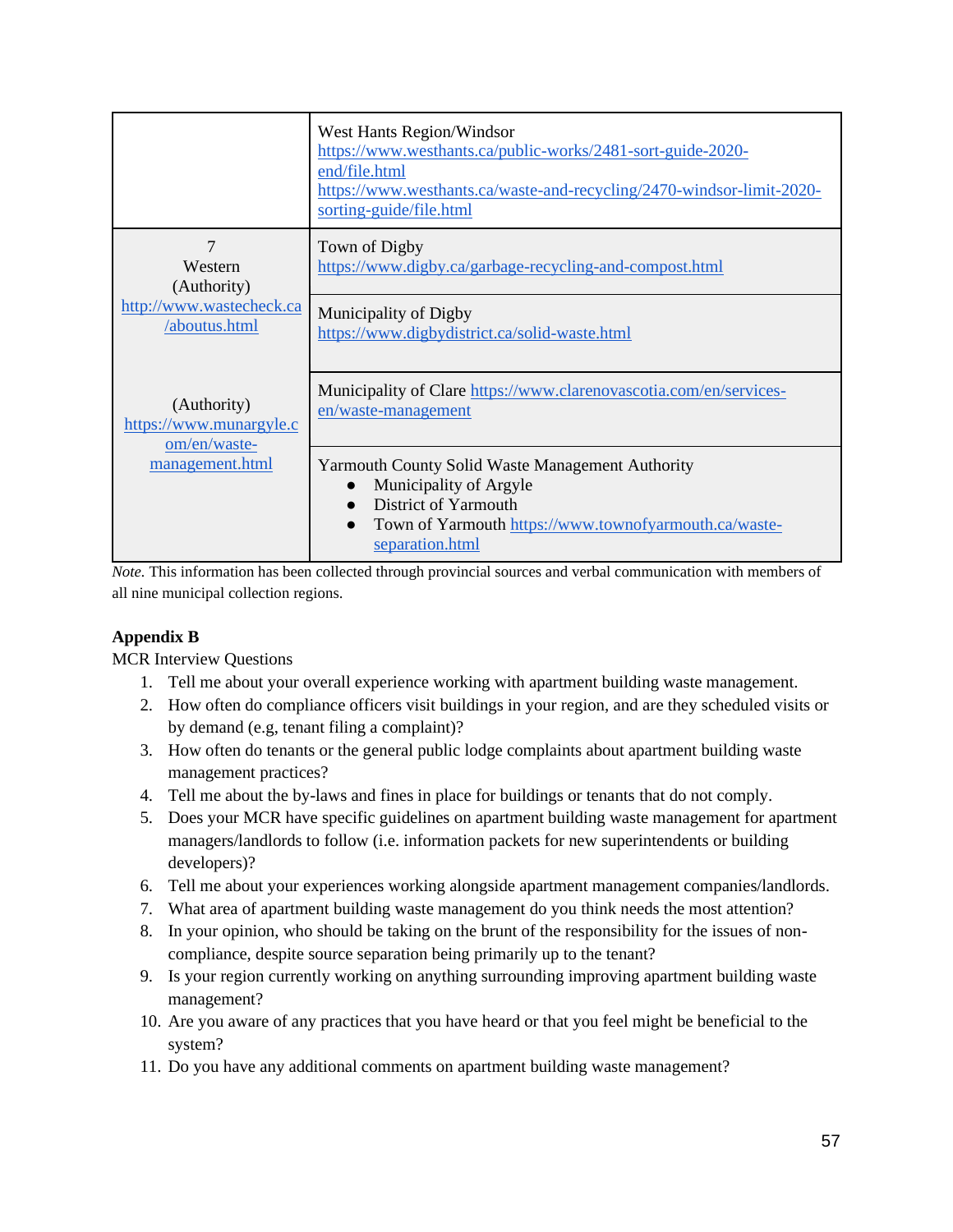| | |
|---|---|
| | West Hants Region/Windsor https://www.westhants.ca/public-works/2481-sort-guide-2020-end/file.html https://www.westhants.ca/waste-and-recycling/2470-windsor-limit-2020-sorting-guide/file.html |
| 7 Western (Authority) http://www.wastecheck.ca/aboutus.html | Town of Digby https://www.digby.ca/garbage-recycling-and-compost.html |
| | Municipality of Digby https://www.digbydistrict.ca/solid-waste.html |
| (Authority) https://www.munargyle.com/en/waste-management.html | Municipality of Clare https://www.clarenovascotia.com/en/services-en/waste-management |
| | Yarmouth County Solid Waste Management Authority <br>● Municipality of Argyle <br>● District of Yarmouth <br>● Town of Yarmouth https://www.townofyarmouth.ca/waste-separation.html |

*Note.* This information has been collected through provincial sources and verbal communication with members of all nine municipal collection regions.

**Appendix B**

MCR Interview Questions

1. Tell me about your overall experience working with apartment building waste management.
2. How often do compliance officers visit buildings in your region, and are they scheduled visits or by demand (e.g, tenant filing a complaint)?
3. How often do tenants or the general public lodge complaints about apartment building waste management practices?
4. Tell me about the by-laws and fines in place for buildings or tenants that do not comply.
5. Does your MCR have specific guidelines on apartment building waste management for apartment managers/landlords to follow (i.e. information packets for new superintendents or building developers)?
6. Tell me about your experiences working alongside apartment management companies/landlords.
7. What area of apartment building waste management do you think needs the most attention?
8. In your opinion, who should be taking on the brunt of the responsibility for the issues of non-compliance, despite source separation being primarily up to the tenant?
9. Is your region currently working on anything surrounding improving apartment building waste management?
10. Are you aware of any practices that you have heard or that you feel might be beneficial to the system?
11. Do you have any additional comments on apartment building waste management?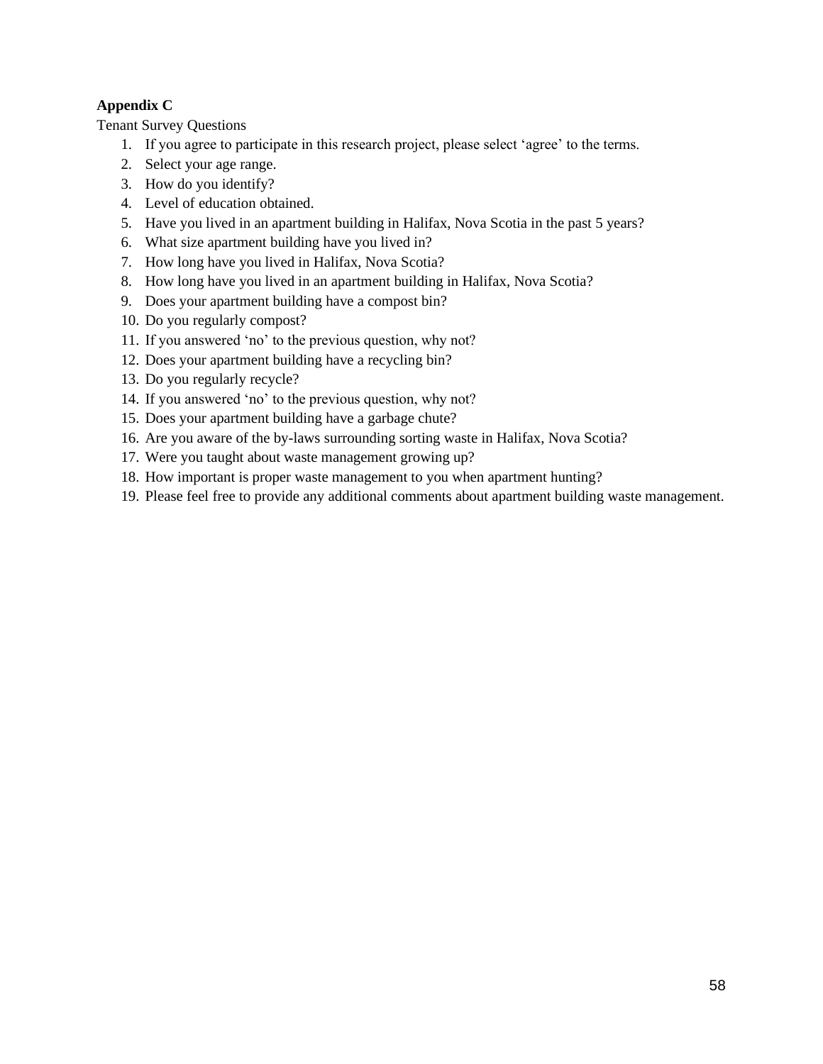**Appendix C**

Tenant Survey Questions

1. If you agree to participate in this research project, please select 'agree' to the terms.
2. Select your age range.
3. How do you identify?
4. Level of education obtained.
5. Have you lived in an apartment building in Halifax, Nova Scotia in the past 5 years?
6. What size apartment building have you lived in?
7. How long have you lived in Halifax, Nova Scotia?
8. How long have you lived in an apartment building in Halifax, Nova Scotia?
9. Does your apartment building have a compost bin?
10. Do you regularly compost?
11. If you answered 'no' to the previous question, why not?
12. Does your apartment building have a recycling bin?
13. Do you regularly recycle?
14. If you answered 'no' to the previous question, why not?
15. Does your apartment building have a garbage chute?
16. Are you aware of the by-laws surrounding sorting waste in Halifax, Nova Scotia?
17. Were you taught about waste management growing up?
18. How important is proper waste management to you when apartment hunting?
19. Please feel free to provide any additional comments about apartment building waste management.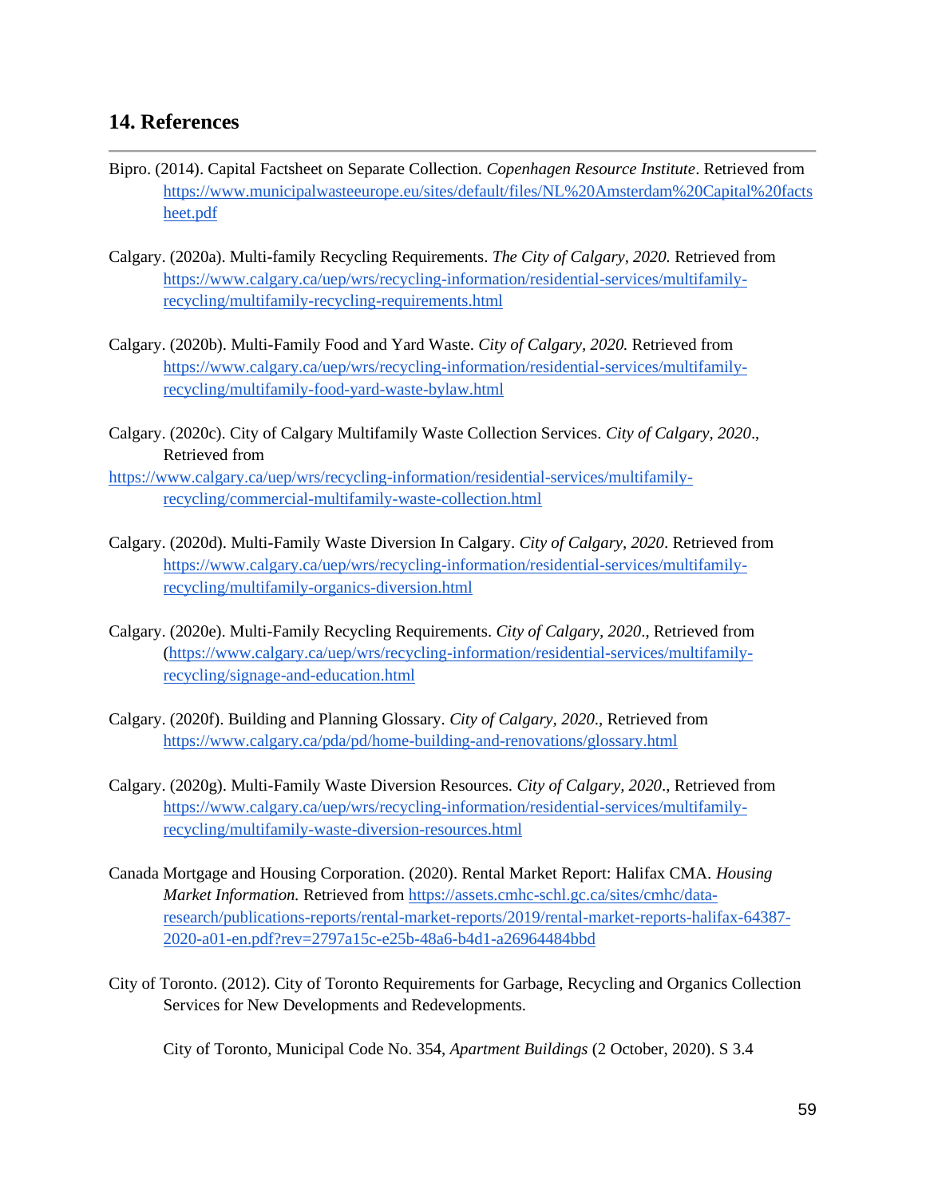## 14. References

Bipro. (2014). Capital Factsheet on Separate Collection. *Copenhagen Resource Institute*. Retrieved from https://www.municipalwasteeurope.eu/sites/default/files/NL%20Amsterdam%20Capital%20factsheet.pdf

Calgary. (2020a). Multi-family Recycling Requirements. *The City of Calgary, 2020.* Retrieved from https://www.calgary.ca/uep/wrs/recycling-information/residential-services/multifamily-recycling/multifamily-recycling-requirements.html

Calgary. (2020b). Multi-Family Food and Yard Waste. *City of Calgary, 2020.* Retrieved from https://www.calgary.ca/uep/wrs/recycling-information/residential-services/multifamily-recycling/multifamily-food-yard-waste-bylaw.html

Calgary. (2020c). City of Calgary Multifamily Waste Collection Services. *City of Calgary, 2020.*, Retrieved from https://www.calgary.ca/uep/wrs/recycling-information/residential-services/multifamily-recycling/commercial-multifamily-waste-collection.html

Calgary. (2020d). Multi-Family Waste Diversion In Calgary. *City of Calgary, 2020*. Retrieved from https://www.calgary.ca/uep/wrs/recycling-information/residential-services/multifamily-recycling/multifamily-organics-diversion.html

Calgary. (2020e). Multi-Family Recycling Requirements. *City of Calgary, 2020.*, Retrieved from (https://www.calgary.ca/uep/wrs/recycling-information/residential-services/multifamily-recycling/signage-and-education.html

Calgary. (2020f). Building and Planning Glossary. *City of Calgary, 2020.*, Retrieved from https://www.calgary.ca/pda/pd/home-building-and-renovations/glossary.html

Calgary. (2020g). Multi-Family Waste Diversion Resources. *City of Calgary, 2020.*, Retrieved from https://www.calgary.ca/uep/wrs/recycling-information/residential-services/multifamily-recycling/multifamily-waste-diversion-resources.html

Canada Mortgage and Housing Corporation. (2020). Rental Market Report: Halifax CMA. *Housing Market Information.* Retrieved from https://assets.cmhc-schl.gc.ca/sites/cmhc/data-research/publications-reports/rental-market-reports/2019/rental-market-reports-halifax-64387-2020-a01-en.pdf?rev=2797a15c-e25b-48a6-b4d1-a26964484bbd

City of Toronto. (2012). City of Toronto Requirements for Garbage, Recycling and Organics Collection Services for New Developments and Redevelopments.

City of Toronto, Municipal Code No. 354, *Apartment Buildings* (2 October, 2020). S 3.4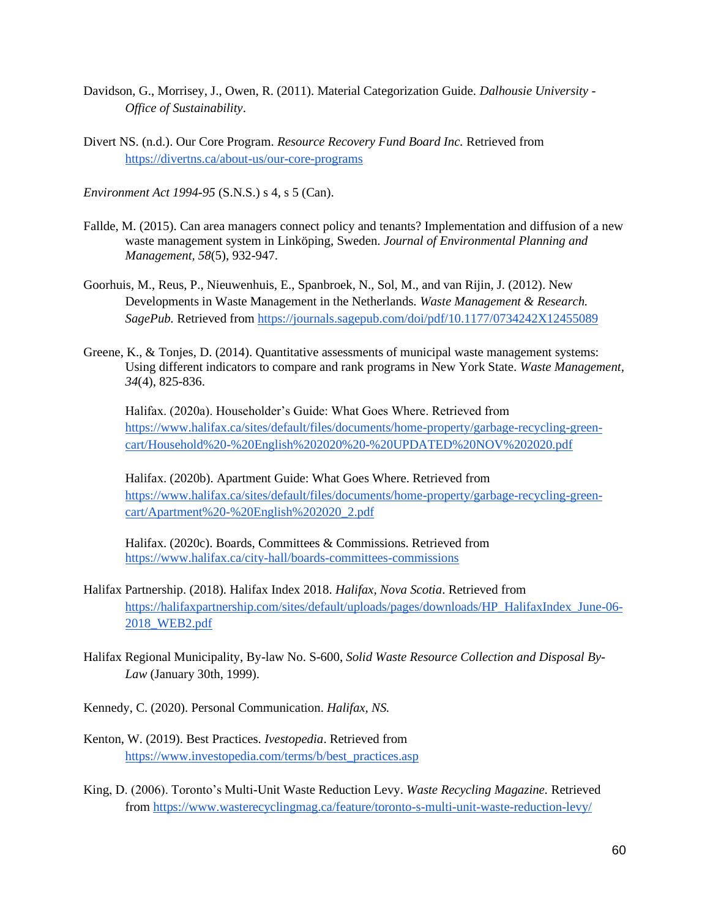Davidson, G., Morrisey, J., Owen, R. (2011). Material Categorization Guide. *Dalhousie University - Office of Sustainability*.

Divert NS. (n.d.). Our Core Program. *Resource Recovery Fund Board Inc.* Retrieved from https://divertns.ca/about-us/our-core-programs

*Environment Act 1994-95* (S.N.S.) s 4, s 5 (Can).

Fallde, M. (2015). Can area managers connect policy and tenants? Implementation and diffusion of a new waste management system in Linköping, Sweden. *Journal of Environmental Planning and Management, 58*(5), 932-947.

Goorhuis, M., Reus, P., Nieuwenhuis, E., Spanbroek, N., Sol, M., and van Rijin, J. (2012). New Developments in Waste Management in the Netherlands. *Waste Management & Research. SagePub.* Retrieved from https://journals.sagepub.com/doi/pdf/10.1177/0734242X12455089

Greene, K., & Tonjes, D. (2014). Quantitative assessments of municipal waste management systems: Using different indicators to compare and rank programs in New York State. *Waste Management, 34*(4), 825-836.

Halifax. (2020a). Householder's Guide: What Goes Where. Retrieved from https://www.halifax.ca/sites/default/files/documents/home-property/garbage-recycling-green-cart/Household%20-%20English%202020%20-%20UPDATED%20NOV%202020.pdf

Halifax. (2020b). Apartment Guide: What Goes Where. Retrieved from https://www.halifax.ca/sites/default/files/documents/home-property/garbage-recycling-green-cart/Apartment%20-%20English%202020_2.pdf

Halifax. (2020c). Boards, Committees & Commissions. Retrieved from https://www.halifax.ca/city-hall/boards-committees-commissions

Halifax Partnership. (2018). Halifax Index 2018. *Halifax, Nova Scotia*. Retrieved from https://halifaxpartnership.com/sites/default/uploads/pages/downloads/HP_HalifaxIndex_June-06-2018_WEB2.pdf

Halifax Regional Municipality, By-law No. S-600, *Solid Waste Resource Collection and Disposal By-Law* (January 30th, 1999).

Kennedy, C. (2020). Personal Communication. *Halifax, NS.*

Kenton, W. (2019). Best Practices. *Ivestopedia*. Retrieved from https://www.investopedia.com/terms/b/best_practices.asp

King, D. (2006). Toronto's Multi-Unit Waste Reduction Levy. *Waste Recycling Magazine.* Retrieved from https://www.wasterecyclingmag.ca/feature/toronto-s-multi-unit-waste-reduction-levy/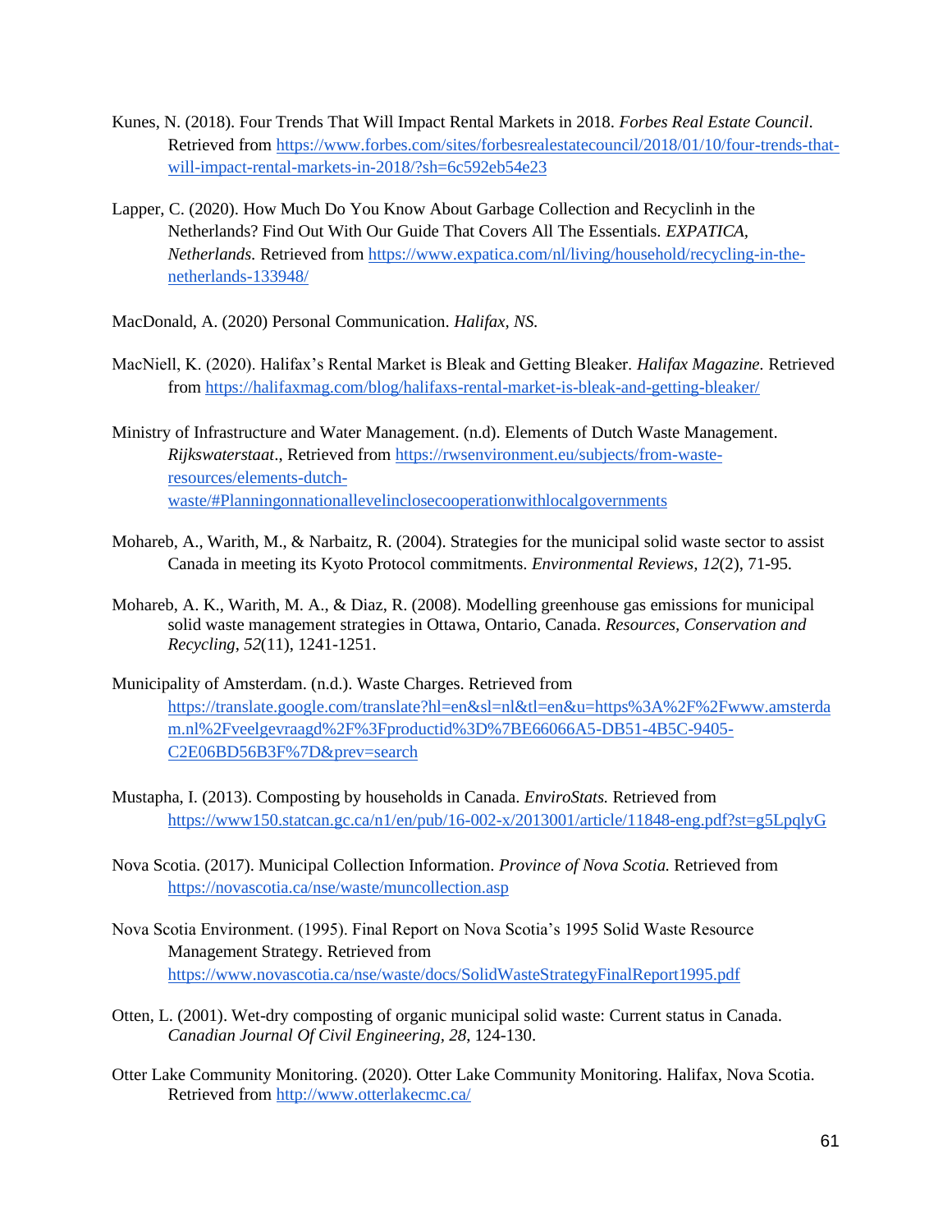Kunes, N. (2018). Four Trends That Will Impact Rental Markets in 2018. *Forbes Real Estate Council*. Retrieved from https://www.forbes.com/sites/forbesrealestatecouncil/2018/01/10/four-trends-that-will-impact-rental-markets-in-2018/?sh=6c592eb54e23

Lapper, C. (2020). How Much Do You Know About Garbage Collection and Recyclinh in the Netherlands? Find Out With Our Guide That Covers All The Essentials. *EXPATICA, Netherlands.* Retrieved from https://www.expatica.com/nl/living/household/recycling-in-the-netherlands-133948/

MacDonald, A. (2020) Personal Communication. *Halifax, NS.*

MacNiell, K. (2020). Halifax's Rental Market is Bleak and Getting Bleaker. *Halifax Magazine.* Retrieved from https://halifaxmag.com/blog/halifaxs-rental-market-is-bleak-and-getting-bleaker/

Ministry of Infrastructure and Water Management. (n.d). Elements of Dutch Waste Management. *Rijkswaterstaat*., Retrieved from https://rwsenvironment.eu/subjects/from-waste-resources/elements-dutch-waste/#Planningonnationallevelinclosecooperationwithlocalgovernments

Mohareb, A., Warith, M., & Narbaitz, R. (2004). Strategies for the municipal solid waste sector to assist Canada in meeting its Kyoto Protocol commitments. *Environmental Reviews, 12*(2), 71-95.

Mohareb, A. K., Warith, M. A., & Diaz, R. (2008). Modelling greenhouse gas emissions for municipal solid waste management strategies in Ottawa, Ontario, Canada. *Resources, Conservation and Recycling*, *52*(11), 1241-1251.

Municipality of Amsterdam. (n.d.). Waste Charges. Retrieved from https://translate.google.com/translate?hl=en&sl=nl&tl=en&u=https%3A%2F%2Fwww.amsterdam.nl%2Fveelgevraagd%2F%3Fproductid%3D%7BE66066A5-DB51-4B5C-9405-C2E06BD56B3F%7D&prev=search

Mustapha, I. (2013). Composting by households in Canada. *EnviroStats.* Retrieved from https://www150.statcan.gc.ca/n1/en/pub/16-002-x/2013001/article/11848-eng.pdf?st=g5LpqlyG

Nova Scotia. (2017). Municipal Collection Information. *Province of Nova Scotia.* Retrieved from https://novascotia.ca/nse/waste/muncollection.asp

Nova Scotia Environment. (1995). Final Report on Nova Scotia's 1995 Solid Waste Resource Management Strategy. Retrieved from https://www.novascotia.ca/nse/waste/docs/SolidWasteStrategyFinalReport1995.pdf

Otten, L. (2001). Wet-dry composting of organic municipal solid waste: Current status in Canada. *Canadian Journal Of Civil Engineering, 28*, 124-130.

Otter Lake Community Monitoring. (2020). Otter Lake Community Monitoring. Halifax, Nova Scotia. Retrieved from http://www.otterlakecmc.ca/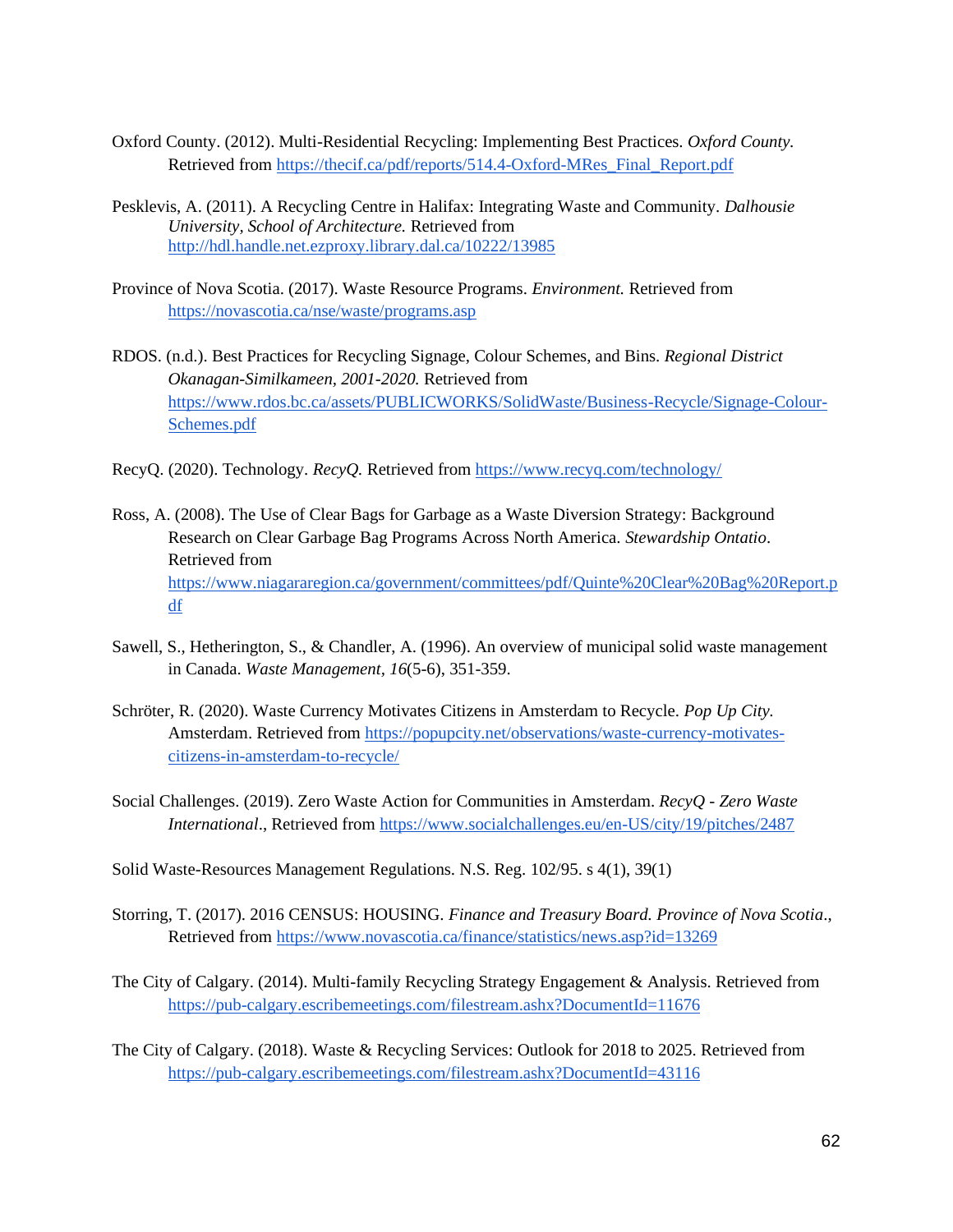Oxford County. (2012). Multi-Residential Recycling: Implementing Best Practices. *Oxford County.* Retrieved from https://thecif.ca/pdf/reports/514.4-Oxford-MRes_Final_Report.pdf

Pesklevis, A. (2011). A Recycling Centre in Halifax: Integrating Waste and Community. *Dalhousie University, School of Architecture.* Retrieved from http://hdl.handle.net.ezproxy.library.dal.ca/10222/13985

Province of Nova Scotia. (2017). Waste Resource Programs. *Environment.* Retrieved from https://novascotia.ca/nse/waste/programs.asp

RDOS. (n.d.). Best Practices for Recycling Signage, Colour Schemes, and Bins. *Regional District Okanagan-Similkameen, 2001-2020.* Retrieved from https://www.rdos.bc.ca/assets/PUBLICWORKS/SolidWaste/Business-Recycle/Signage-Colour-Schemes.pdf

RecyQ. (2020). Technology. *RecyQ.* Retrieved from https://www.recyq.com/technology/

Ross, A. (2008). The Use of Clear Bags for Garbage as a Waste Diversion Strategy: Background Research on Clear Garbage Bag Programs Across North America. *Stewardship Ontatio*. Retrieved from https://www.niagararegion.ca/government/committees/pdf/Quinte%20Clear%20Bag%20Report.pdf

Sawell, S., Hetherington, S., & Chandler, A. (1996). An overview of municipal solid waste management in Canada. *Waste Management*, *16*(5-6), 351-359.

Schröter, R. (2020). Waste Currency Motivates Citizens in Amsterdam to Recycle. *Pop Up City.* Amsterdam. Retrieved from https://popupcity.net/observations/waste-currency-motivates-citizens-in-amsterdam-to-recycle/

Social Challenges. (2019). Zero Waste Action for Communities in Amsterdam. *RecyQ - Zero Waste International*., Retrieved from https://www.socialchallenges.eu/en-US/city/19/pitches/2487

Solid Waste-Resources Management Regulations. N.S. Reg. 102/95. s 4(1), 39(1)

Storring, T. (2017). 2016 CENSUS: HOUSING. *Finance and Treasury Board. Province of Nova Scotia*., Retrieved from https://www.novascotia.ca/finance/statistics/news.asp?id=13269

The City of Calgary. (2014). Multi-family Recycling Strategy Engagement & Analysis. Retrieved from https://pub-calgary.escribemeetings.com/filestream.ashx?DocumentId=11676

The City of Calgary. (2018). Waste & Recycling Services: Outlook for 2018 to 2025. Retrieved from https://pub-calgary.escribemeetings.com/filestream.ashx?DocumentId=43116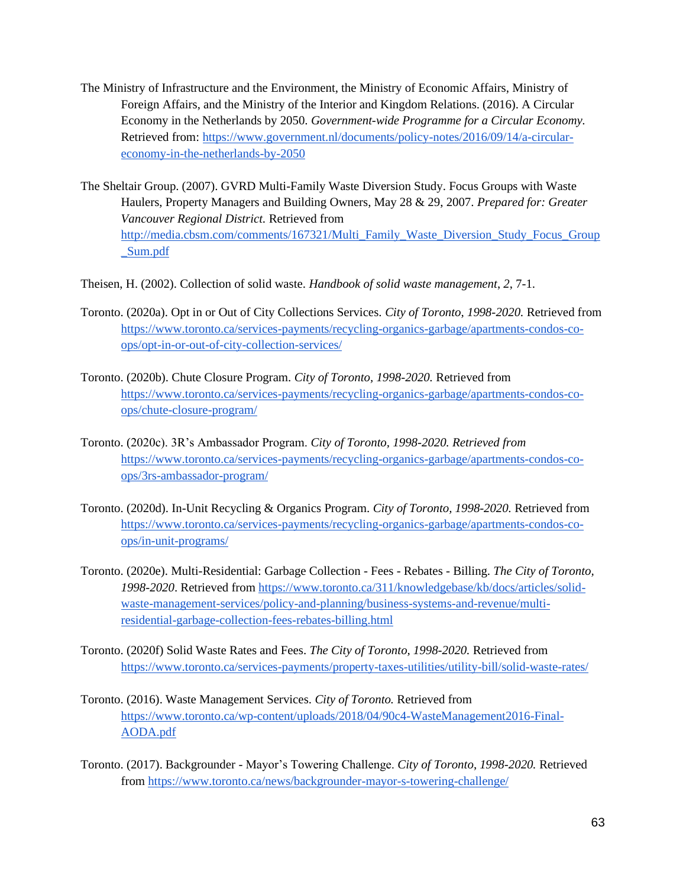The Ministry of Infrastructure and the Environment, the Ministry of Economic Affairs, Ministry of Foreign Affairs, and the Ministry of the Interior and Kingdom Relations. (2016). A Circular Economy in the Netherlands by 2050. *Government-wide Programme for a Circular Economy.* Retrieved from: https://www.government.nl/documents/policy-notes/2016/09/14/a-circular-economy-in-the-netherlands-by-2050

The Sheltair Group. (2007). GVRD Multi-Family Waste Diversion Study. Focus Groups with Waste Haulers, Property Managers and Building Owners, May 28 & 29, 2007. *Prepared for: Greater Vancouver Regional District.* Retrieved from http://media.cbsm.com/comments/167321/Multi_Family_Waste_Diversion_Study_Focus_Group_Sum.pdf

Theisen, H. (2002). Collection of solid waste. *Handbook of solid waste management*, *2*, 7-1.

Toronto. (2020a). Opt in or Out of City Collections Services. *City of Toronto, 1998-2020.* Retrieved from https://www.toronto.ca/services-payments/recycling-organics-garbage/apartments-condos-co-ops/opt-in-or-out-of-city-collection-services/

Toronto. (2020b). Chute Closure Program. *City of Toronto, 1998-2020.* Retrieved from https://www.toronto.ca/services-payments/recycling-organics-garbage/apartments-condos-co-ops/chute-closure-program/

Toronto. (2020c). 3R's Ambassador Program. *City of Toronto, 1998-2020. Retrieved from* https://www.toronto.ca/services-payments/recycling-organics-garbage/apartments-condos-co-ops/3rs-ambassador-program/

Toronto. (2020d). In-Unit Recycling & Organics Program. *City of Toronto, 1998-2020.* Retrieved from https://www.toronto.ca/services-payments/recycling-organics-garbage/apartments-condos-co-ops/in-unit-programs/

Toronto. (2020e). Multi-Residential: Garbage Collection - Fees - Rebates - Billing. *The City of Toronto, 1998-2020*. Retrieved from https://www.toronto.ca/311/knowledgebase/kb/docs/articles/solid-waste-management-services/policy-and-planning/business-systems-and-revenue/multi-residential-garbage-collection-fees-rebates-billing.html

Toronto. (2020f) Solid Waste Rates and Fees. *The City of Toronto, 1998-2020.* Retrieved from https://www.toronto.ca/services-payments/property-taxes-utilities/utility-bill/solid-waste-rates/

Toronto. (2016). Waste Management Services. *City of Toronto.* Retrieved from https://www.toronto.ca/wp-content/uploads/2018/04/90c4-WasteManagement2016-Final-AODA.pdf

Toronto. (2017). Backgrounder - Mayor's Towering Challenge. *City of Toronto, 1998-2020.* Retrieved from https://www.toronto.ca/news/backgrounder-mayor-s-towering-challenge/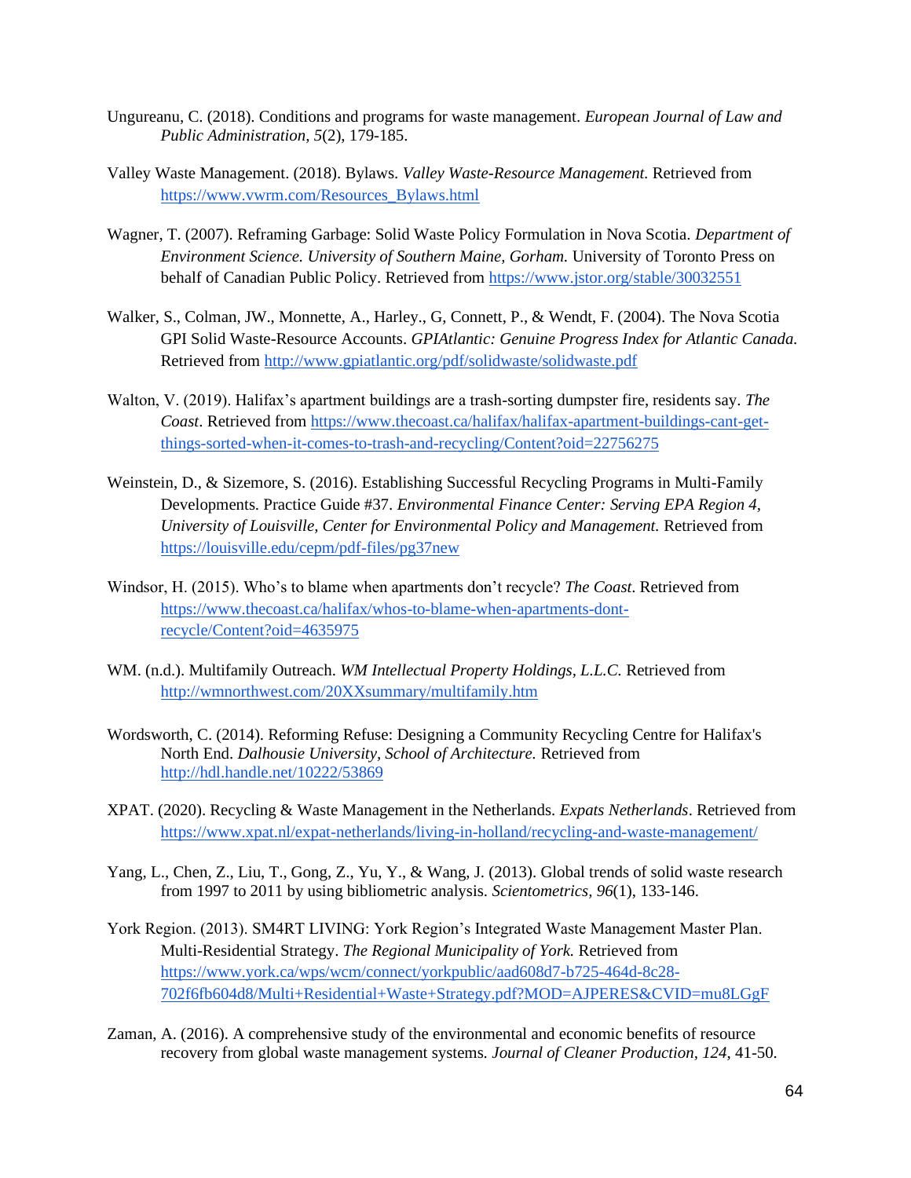Ungureanu, C. (2018). Conditions and programs for waste management. *European Journal of Law and Public Administration, 5*(2), 179-185.

Valley Waste Management. (2018). Bylaws. *Valley Waste-Resource Management.* Retrieved from https://www.vwrm.com/Resources_Bylaws.html

Wagner, T. (2007). Reframing Garbage: Solid Waste Policy Formulation in Nova Scotia. *Department of Environment Science. University of Southern Maine, Gorham.* University of Toronto Press on behalf of Canadian Public Policy. Retrieved from https://www.jstor.org/stable/30032551

Walker, S., Colman, JW., Monnette, A., Harley., G, Connett, P., & Wendt, F. (2004). The Nova Scotia GPI Solid Waste-Resource Accounts. *GPIAtlantic: Genuine Progress Index for Atlantic Canada.* Retrieved from http://www.gpiatlantic.org/pdf/solidwaste/solidwaste.pdf

Walton, V. (2019). Halifax's apartment buildings are a trash-sorting dumpster fire, residents say. *The Coast*. Retrieved from https://www.thecoast.ca/halifax/halifax-apartment-buildings-cant-get-things-sorted-when-it-comes-to-trash-and-recycling/Content?oid=22756275

Weinstein, D., & Sizemore, S. (2016). Establishing Successful Recycling Programs in Multi-Family Developments. Practice Guide #37. *Environmental Finance Center: Serving EPA Region 4, University of Louisville, Center for Environmental Policy and Management.* Retrieved from https://louisville.edu/cepm/pdf-files/pg37new

Windsor, H. (2015). Who's to blame when apartments don't recycle? *The Coast*. Retrieved from https://www.thecoast.ca/halifax/whos-to-blame-when-apartments-dont-recycle/Content?oid=4635975

WM. (n.d.). Multifamily Outreach. *WM Intellectual Property Holdings, L.L.C.* Retrieved from http://wmnorthwest.com/20XXsummary/multifamily.htm

Wordsworth, C. (2014). Reforming Refuse: Designing a Community Recycling Centre for Halifax's North End. *Dalhousie University, School of Architecture.* Retrieved from http://hdl.handle.net/10222/53869

XPAT. (2020). Recycling & Waste Management in the Netherlands. *Expats Netherlands*. Retrieved from https://www.xpat.nl/expat-netherlands/living-in-holland/recycling-and-waste-management/

Yang, L., Chen, Z., Liu, T., Gong, Z., Yu, Y., & Wang, J. (2013). Global trends of solid waste research from 1997 to 2011 by using bibliometric analysis. *Scientometrics, 96*(1), 133-146.

York Region. (2013). SM4RT LIVING: York Region's Integrated Waste Management Master Plan. Multi-Residential Strategy. *The Regional Municipality of York.* Retrieved from https://www.york.ca/wps/wcm/connect/yorkpublic/aad608d7-b725-464d-8c28-702f6fb604d8/Multi+Residential+Waste+Strategy.pdf?MOD=AJPERES&CVID=mu8LGgF

Zaman, A. (2016). A comprehensive study of the environmental and economic benefits of resource recovery from global waste management systems. *Journal of Cleaner Production, 124*, 41-50.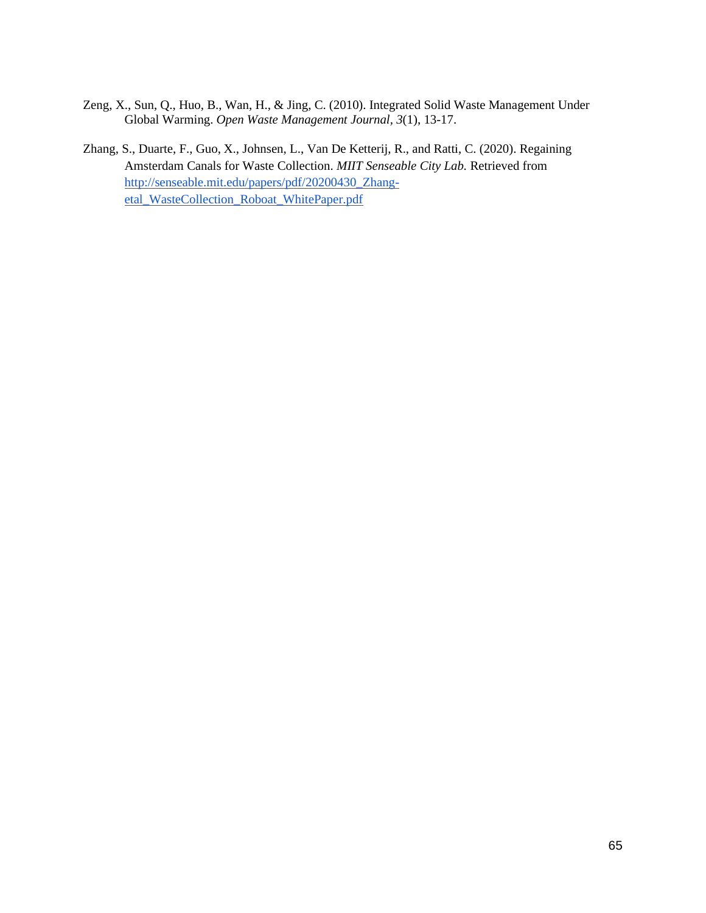Zeng, X., Sun, Q., Huo, B., Wan, H., & Jing, C. (2010). Integrated Solid Waste Management Under Global Warming. *Open Waste Management Journal*, *3*(1), 13-17.

Zhang, S., Duarte, F., Guo, X., Johnsen, L., Van De Ketterij, R., and Ratti, C. (2020). Regaining Amsterdam Canals for Waste Collection. *MIIT Senseable City Lab.* Retrieved from http://senseable.mit.edu/papers/pdf/20200430_Zhang-etal_WasteCollection_Roboat_WhitePaper.pdf